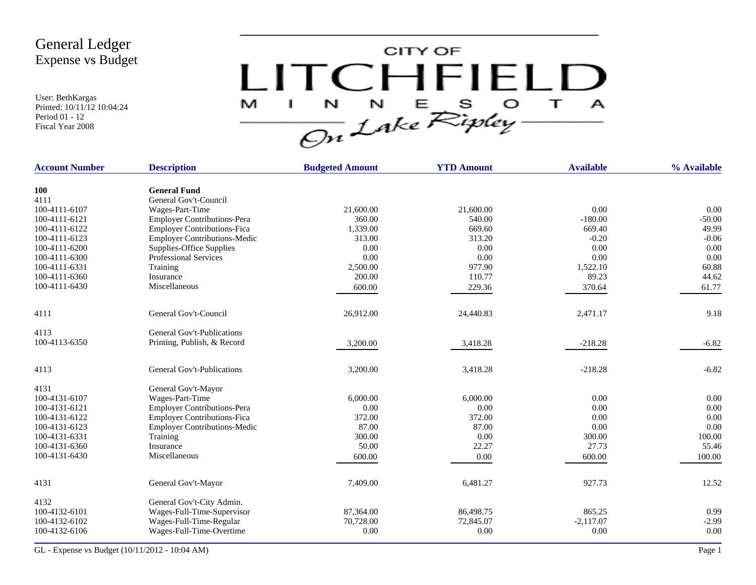# General Ledger
## Expense vs Budget

User: BethKargas
Printed: 10/11/12 10:04:24
Period 01 - 12
Fiscal Year 2008

CITY OF LITCHFIELD MINNESOTA On Lake Ripley

| Account Number | Description | Budgeted Amount | YTD Amount | Available | % Available |
|---|---|---|---|---|---|
| **100** | **General Fund** | | | | |
| 4111 | General Gov't-Council | | | | |
| 100-4111-6107 | Wages-Part-Time | 21,600.00 | 21,600.00 | 0.00 | 0.00 |
| 100-4111-6121 | Employer Contributions-Pera | 360.00 | 540.00 | -180.00 | -50.00 |
| 100-4111-6122 | Employer Contributions-Fica | 1,339.00 | 669.60 | 669.40 | 49.99 |
| 100-4111-6123 | Employer Contributions-Medic | 313.00 | 313.20 | -0.20 | -0.06 |
| 100-4111-6200 | Supplies-Office Supplies | 0.00 | 0.00 | 0.00 | 0.00 |
| 100-4111-6300 | Professional Services | 0.00 | 0.00 | 0.00 | 0.00 |
| 100-4111-6331 | Training | 2,500.00 | 977.90 | 1,522.10 | 60.88 |
| 100-4111-6360 | Insurance | 200.00 | 110.77 | 89.23 | 44.62 |
| 100-4111-6430 | Miscellaneous | 600.00 | 229.36 | 370.64 | 61.77 |
| 4111 | General Gov't-Council | 26,912.00 | 24,440.83 | 2,471.17 | 9.18 |
| 4113 | General Gov't-Publications | | | | |
| 100-4113-6350 | Printing, Publish, & Record | 3,200.00 | 3,418.28 | -218.28 | -6.82 |
| 4113 | General Gov't-Publications | 3,200.00 | 3,418.28 | -218.28 | -6.82 |
| 4131 | General Gov't-Mayor | | | | |
| 100-4131-6107 | Wages-Part-Time | 6,000.00 | 6,000.00 | 0.00 | 0.00 |
| 100-4131-6121 | Employer Contributions-Pera | 0.00 | 0.00 | 0.00 | 0.00 |
| 100-4131-6122 | Employer Contributions-Fica | 372.00 | 372.00 | 0.00 | 0.00 |
| 100-4131-6123 | Employer Contributions-Medic | 87.00 | 87.00 | 0.00 | 0.00 |
| 100-4131-6331 | Training | 300.00 | 0.00 | 300.00 | 100.00 |
| 100-4131-6360 | Insurance | 50.00 | 22.27 | 27.73 | 55.46 |
| 100-4131-6430 | Miscellaneous | 600.00 | 0.00 | 600.00 | 100.00 |
| 4131 | General Gov't-Mayor | 7,409.00 | 6,481.27 | 927.73 | 12.52 |
| 4132 | General Gov't-City Admin. | | | | |
| 100-4132-6101 | Wages-Full-Time-Supervisor | 87,364.00 | 86,498.75 | 865.25 | 0.99 |
| 100-4132-6102 | Wages-Full-Time-Regular | 70,728.00 | 72,845.07 | -2,117.07 | -2.99 |
| 100-4132-6106 | Wages-Full-Time-Overtime | 0.00 | 0.00 | 0.00 | 0.00 |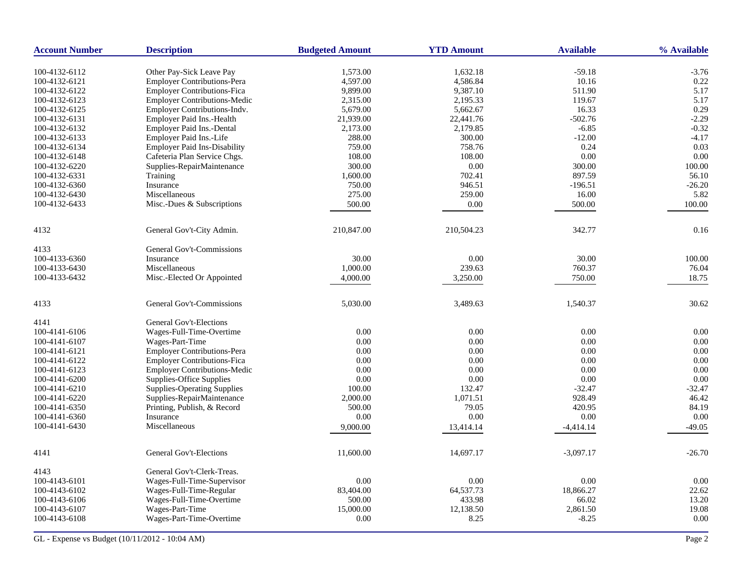| Account Number | Description | Budgeted Amount | YTD Amount | Available | % Available |
|---|---|---|---|---|---|
| 100-4132-6112 | Other Pay-Sick Leave Pay | 1,573.00 | 1,632.18 | -59.18 | -3.76 |
| 100-4132-6121 | Employer Contributions-Pera | 4,597.00 | 4,586.84 | 10.16 | 0.22 |
| 100-4132-6122 | Employer Contributions-Fica | 9,899.00 | 9,387.10 | 511.90 | 5.17 |
| 100-4132-6123 | Employer Contributions-Medic | 2,315.00 | 2,195.33 | 119.67 | 5.17 |
| 100-4132-6125 | Employer Contributions-Indv. | 5,679.00 | 5,662.67 | 16.33 | 0.29 |
| 100-4132-6131 | Employer Paid Ins.-Health | 21,939.00 | 22,441.76 | -502.76 | -2.29 |
| 100-4132-6132 | Employer Paid Ins.-Dental | 2,173.00 | 2,179.85 | -6.85 | -0.32 |
| 100-4132-6133 | Employer Paid Ins.-Life | 288.00 | 300.00 | -12.00 | -4.17 |
| 100-4132-6134 | Employer Paid Ins-Disability | 759.00 | 758.76 | 0.24 | 0.03 |
| 100-4132-6148 | Cafeteria Plan Service Chgs. | 108.00 | 108.00 | 0.00 | 0.00 |
| 100-4132-6220 | Supplies-RepairMaintenance | 300.00 | 0.00 | 300.00 | 100.00 |
| 100-4132-6331 | Training | 1,600.00 | 702.41 | 897.59 | 56.10 |
| 100-4132-6360 | Insurance | 750.00 | 946.51 | -196.51 | -26.20 |
| 100-4132-6430 | Miscellaneous | 275.00 | 259.00 | 16.00 | 5.82 |
| 100-4132-6433 | Misc.-Dues & Subscriptions | 500.00 | 0.00 | 500.00 | 100.00 |
| 4132 | General Gov't-City Admin. | 210,847.00 | 210,504.23 | 342.77 | 0.16 |
| 4133 | General Gov't-Commissions | | | | |
| 100-4133-6360 | Insurance | 30.00 | 0.00 | 30.00 | 100.00 |
| 100-4133-6430 | Miscellaneous | 1,000.00 | 239.63 | 760.37 | 76.04 |
| 100-4133-6432 | Misc.-Elected Or Appointed | 4,000.00 | 3,250.00 | 750.00 | 18.75 |
| 4133 | General Gov't-Commissions | 5,030.00 | 3,489.63 | 1,540.37 | 30.62 |
| 4141 | General Gov't-Elections | | | | |
| 100-4141-6106 | Wages-Full-Time-Overtime | 0.00 | 0.00 | 0.00 | 0.00 |
| 100-4141-6107 | Wages-Part-Time | 0.00 | 0.00 | 0.00 | 0.00 |
| 100-4141-6121 | Employer Contributions-Pera | 0.00 | 0.00 | 0.00 | 0.00 |
| 100-4141-6122 | Employer Contributions-Fica | 0.00 | 0.00 | 0.00 | 0.00 |
| 100-4141-6123 | Employer Contributions-Medic | 0.00 | 0.00 | 0.00 | 0.00 |
| 100-4141-6200 | Supplies-Office Supplies | 0.00 | 0.00 | 0.00 | 0.00 |
| 100-4141-6210 | Supplies-Operating Supplies | 100.00 | 132.47 | -32.47 | -32.47 |
| 100-4141-6220 | Supplies-RepairMaintenance | 2,000.00 | 1,071.51 | 928.49 | 46.42 |
| 100-4141-6350 | Printing, Publish, & Record | 500.00 | 79.05 | 420.95 | 84.19 |
| 100-4141-6360 | Insurance | 0.00 | 0.00 | 0.00 | 0.00 |
| 100-4141-6430 | Miscellaneous | 9,000.00 | 13,414.14 | -4,414.14 | -49.05 |
| 4141 | General Gov't-Elections | 11,600.00 | 14,697.17 | -3,097.17 | -26.70 |
| 4143 | General Gov't-Clerk-Treas. | | | | |
| 100-4143-6101 | Wages-Full-Time-Supervisor | 0.00 | 0.00 | 0.00 | 0.00 |
| 100-4143-6102 | Wages-Full-Time-Regular | 83,404.00 | 64,537.73 | 18,866.27 | 22.62 |
| 100-4143-6106 | Wages-Full-Time-Overtime | 500.00 | 433.98 | 66.02 | 13.20 |
| 100-4143-6107 | Wages-Part-Time | 15,000.00 | 12,138.50 | 2,861.50 | 19.08 |
| 100-4143-6108 | Wages-Part-Time-Overtime | 0.00 | 8.25 | -8.25 | 0.00 |

GL - Expense vs Budget (10/11/2012 - 10:04 AM)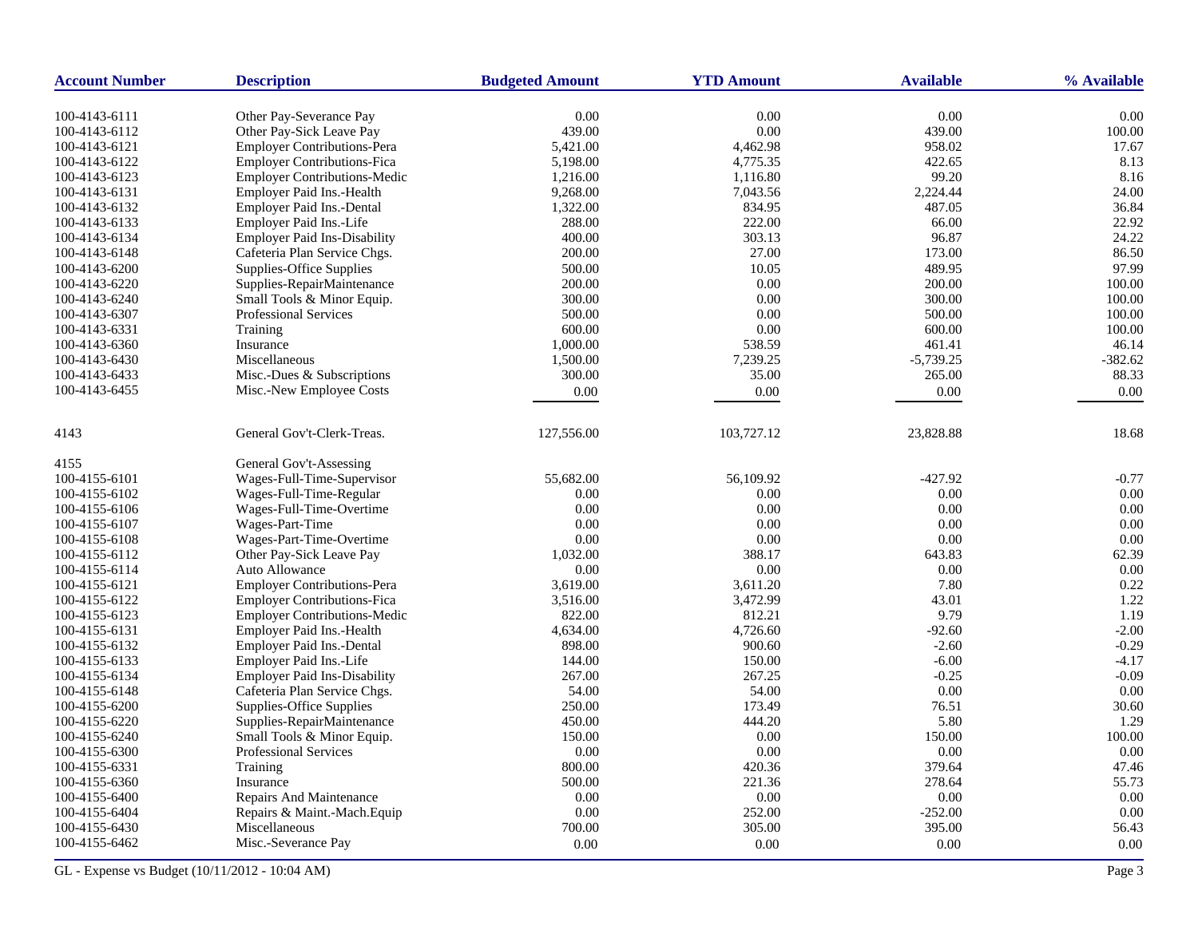| Account Number | Description | Budgeted Amount | YTD Amount | Available | % Available |
|---|---|---|---|---|---|
| 100-4143-6111 | Other Pay-Severance Pay | 0.00 | 0.00 | 0.00 | 0.00 |
| 100-4143-6112 | Other Pay-Sick Leave Pay | 439.00 | 0.00 | 439.00 | 100.00 |
| 100-4143-6121 | Employer Contributions-Pera | 5,421.00 | 4,462.98 | 958.02 | 17.67 |
| 100-4143-6122 | Employer Contributions-Fica | 5,198.00 | 4,775.35 | 422.65 | 8.13 |
| 100-4143-6123 | Employer Contributions-Medic | 1,216.00 | 1,116.80 | 99.20 | 8.16 |
| 100-4143-6131 | Employer Paid Ins.-Health | 9,268.00 | 7,043.56 | 2,224.44 | 24.00 |
| 100-4143-6132 | Employer Paid Ins.-Dental | 1,322.00 | 834.95 | 487.05 | 36.84 |
| 100-4143-6133 | Employer Paid Ins.-Life | 288.00 | 222.00 | 66.00 | 22.92 |
| 100-4143-6134 | Employer Paid Ins-Disability | 400.00 | 303.13 | 96.87 | 24.22 |
| 100-4143-6148 | Cafeteria Plan Service Chgs. | 200.00 | 27.00 | 173.00 | 86.50 |
| 100-4143-6200 | Supplies-Office Supplies | 500.00 | 10.05 | 489.95 | 97.99 |
| 100-4143-6220 | Supplies-RepairMaintenance | 200.00 | 0.00 | 200.00 | 100.00 |
| 100-4143-6240 | Small Tools & Minor Equip. | 300.00 | 0.00 | 300.00 | 100.00 |
| 100-4143-6307 | Professional Services | 500.00 | 0.00 | 500.00 | 100.00 |
| 100-4143-6331 | Training | 600.00 | 0.00 | 600.00 | 100.00 |
| 100-4143-6360 | Insurance | 1,000.00 | 538.59 | 461.41 | 46.14 |
| 100-4143-6430 | Miscellaneous | 1,500.00 | 7,239.25 | -5,739.25 | -382.62 |
| 100-4143-6433 | Misc.-Dues & Subscriptions | 300.00 | 35.00 | 265.00 | 88.33 |
| 100-4143-6455 | Misc.-New Employee Costs | 0.00 | 0.00 | 0.00 | 0.00 |
| 4143 | General Gov't-Clerk-Treas. | 127,556.00 | 103,727.12 | 23,828.88 | 18.68 |
| 4155 | General Gov't-Assessing | | | | |
| 100-4155-6101 | Wages-Full-Time-Supervisor | 55,682.00 | 56,109.92 | -427.92 | -0.77 |
| 100-4155-6102 | Wages-Full-Time-Regular | 0.00 | 0.00 | 0.00 | 0.00 |
| 100-4155-6106 | Wages-Full-Time-Overtime | 0.00 | 0.00 | 0.00 | 0.00 |
| 100-4155-6107 | Wages-Part-Time | 0.00 | 0.00 | 0.00 | 0.00 |
| 100-4155-6108 | Wages-Part-Time-Overtime | 0.00 | 0.00 | 0.00 | 0.00 |
| 100-4155-6112 | Other Pay-Sick Leave Pay | 1,032.00 | 388.17 | 643.83 | 62.39 |
| 100-4155-6114 | Auto Allowance | 0.00 | 0.00 | 0.00 | 0.00 |
| 100-4155-6121 | Employer Contributions-Pera | 3,619.00 | 3,611.20 | 7.80 | 0.22 |
| 100-4155-6122 | Employer Contributions-Fica | 3,516.00 | 3,472.99 | 43.01 | 1.22 |
| 100-4155-6123 | Employer Contributions-Medic | 822.00 | 812.21 | 9.79 | 1.19 |
| 100-4155-6131 | Employer Paid Ins.-Health | 4,634.00 | 4,726.60 | -92.60 | -2.00 |
| 100-4155-6132 | Employer Paid Ins.-Dental | 898.00 | 900.60 | -2.60 | -0.29 |
| 100-4155-6133 | Employer Paid Ins.-Life | 144.00 | 150.00 | -6.00 | -4.17 |
| 100-4155-6134 | Employer Paid Ins-Disability | 267.00 | 267.25 | -0.25 | -0.09 |
| 100-4155-6148 | Cafeteria Plan Service Chgs. | 54.00 | 54.00 | 0.00 | 0.00 |
| 100-4155-6200 | Supplies-Office Supplies | 250.00 | 173.49 | 76.51 | 30.60 |
| 100-4155-6220 | Supplies-RepairMaintenance | 450.00 | 444.20 | 5.80 | 1.29 |
| 100-4155-6240 | Small Tools & Minor Equip. | 150.00 | 0.00 | 150.00 | 100.00 |
| 100-4155-6300 | Professional Services | 0.00 | 0.00 | 0.00 | 0.00 |
| 100-4155-6331 | Training | 800.00 | 420.36 | 379.64 | 47.46 |
| 100-4155-6360 | Insurance | 500.00 | 221.36 | 278.64 | 55.73 |
| 100-4155-6400 | Repairs And Maintenance | 0.00 | 0.00 | 0.00 | 0.00 |
| 100-4155-6404 | Repairs & Maint.-Mach.Equip | 0.00 | 252.00 | -252.00 | 0.00 |
| 100-4155-6430 | Miscellaneous | 700.00 | 305.00 | 395.00 | 56.43 |
| 100-4155-6462 | Misc.-Severance Pay | 0.00 | 0.00 | 0.00 | 0.00 |

GL - Expense vs Budget (10/11/2012 - 10:04 AM)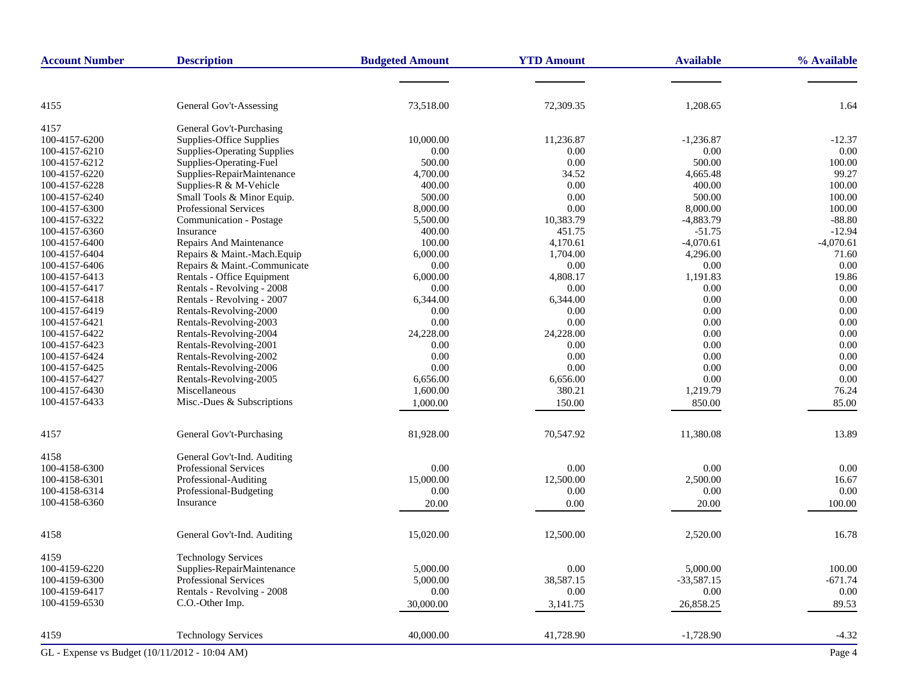| Account Number | Description | Budgeted Amount | YTD Amount | Available | % Available |
|---|---|---|---|---|---|
| 4155 | General Gov't-Assessing | 73,518.00 | 72,309.35 | 1,208.65 | 1.64 |
| 4157 | General Gov't-Purchasing | | | | |
| 100-4157-6200 | Supplies-Office Supplies | 10,000.00 | 11,236.87 | -1,236.87 | -12.37 |
| 100-4157-6210 | Supplies-Operating Supplies | 0.00 | 0.00 | 0.00 | 0.00 |
| 100-4157-6212 | Supplies-Operating-Fuel | 500.00 | 0.00 | 500.00 | 100.00 |
| 100-4157-6220 | Supplies-RepairMaintenance | 4,700.00 | 34.52 | 4,665.48 | 99.27 |
| 100-4157-6228 | Supplies-R & M-Vehicle | 400.00 | 0.00 | 400.00 | 100.00 |
| 100-4157-6240 | Small Tools & Minor Equip. | 500.00 | 0.00 | 500.00 | 100.00 |
| 100-4157-6300 | Professional Services | 8,000.00 | 0.00 | 8,000.00 | 100.00 |
| 100-4157-6322 | Communication - Postage | 5,500.00 | 10,383.79 | -4,883.79 | -88.80 |
| 100-4157-6360 | Insurance | 400.00 | 451.75 | -51.75 | -12.94 |
| 100-4157-6400 | Repairs And Maintenance | 100.00 | 4,170.61 | -4,070.61 | -4,070.61 |
| 100-4157-6404 | Repairs & Maint.-Mach.Equip | 6,000.00 | 1,704.00 | 4,296.00 | 71.60 |
| 100-4157-6406 | Repairs & Maint.-Communicate | 0.00 | 0.00 | 0.00 | 0.00 |
| 100-4157-6413 | Rentals - Office Equipment | 6,000.00 | 4,808.17 | 1,191.83 | 19.86 |
| 100-4157-6417 | Rentals - Revolving - 2008 | 0.00 | 0.00 | 0.00 | 0.00 |
| 100-4157-6418 | Rentals - Revolving - 2007 | 6,344.00 | 6,344.00 | 0.00 | 0.00 |
| 100-4157-6419 | Rentals-Revolving-2000 | 0.00 | 0.00 | 0.00 | 0.00 |
| 100-4157-6421 | Rentals-Revolving-2003 | 0.00 | 0.00 | 0.00 | 0.00 |
| 100-4157-6422 | Rentals-Revolving-2004 | 24,228.00 | 24,228.00 | 0.00 | 0.00 |
| 100-4157-6423 | Rentals-Revolving-2001 | 0.00 | 0.00 | 0.00 | 0.00 |
| 100-4157-6424 | Rentals-Revolving-2002 | 0.00 | 0.00 | 0.00 | 0.00 |
| 100-4157-6425 | Rentals-Revolving-2006 | 0.00 | 0.00 | 0.00 | 0.00 |
| 100-4157-6427 | Rentals-Revolving-2005 | 6,656.00 | 6,656.00 | 0.00 | 0.00 |
| 100-4157-6430 | Miscellaneous | 1,600.00 | 380.21 | 1,219.79 | 76.24 |
| 100-4157-6433 | Misc.-Dues & Subscriptions | 1,000.00 | 150.00 | 850.00 | 85.00 |
| 4157 | General Gov't-Purchasing | 81,928.00 | 70,547.92 | 11,380.08 | 13.89 |
| 4158 | General Gov't-Ind. Auditing | | | | |
| 100-4158-6300 | Professional Services | 0.00 | 0.00 | 0.00 | 0.00 |
| 100-4158-6301 | Professional-Auditing | 15,000.00 | 12,500.00 | 2,500.00 | 16.67 |
| 100-4158-6314 | Professional-Budgeting | 0.00 | 0.00 | 0.00 | 0.00 |
| 100-4158-6360 | Insurance | 20.00 | 0.00 | 20.00 | 100.00 |
| 4158 | General Gov't-Ind. Auditing | 15,020.00 | 12,500.00 | 2,520.00 | 16.78 |
| 4159 | Technology Services | | | | |
| 100-4159-6220 | Supplies-RepairMaintenance | 5,000.00 | 0.00 | 5,000.00 | 100.00 |
| 100-4159-6300 | Professional Services | 5,000.00 | 38,587.15 | -33,587.15 | -671.74 |
| 100-4159-6417 | Rentals - Revolving - 2008 | 0.00 | 0.00 | 0.00 | 0.00 |
| 100-4159-6530 | C.O.-Other Imp. | 30,000.00 | 3,141.75 | 26,858.25 | 89.53 |
| 4159 | Technology Services | 40,000.00 | 41,728.90 | -1,728.90 | -4.32 |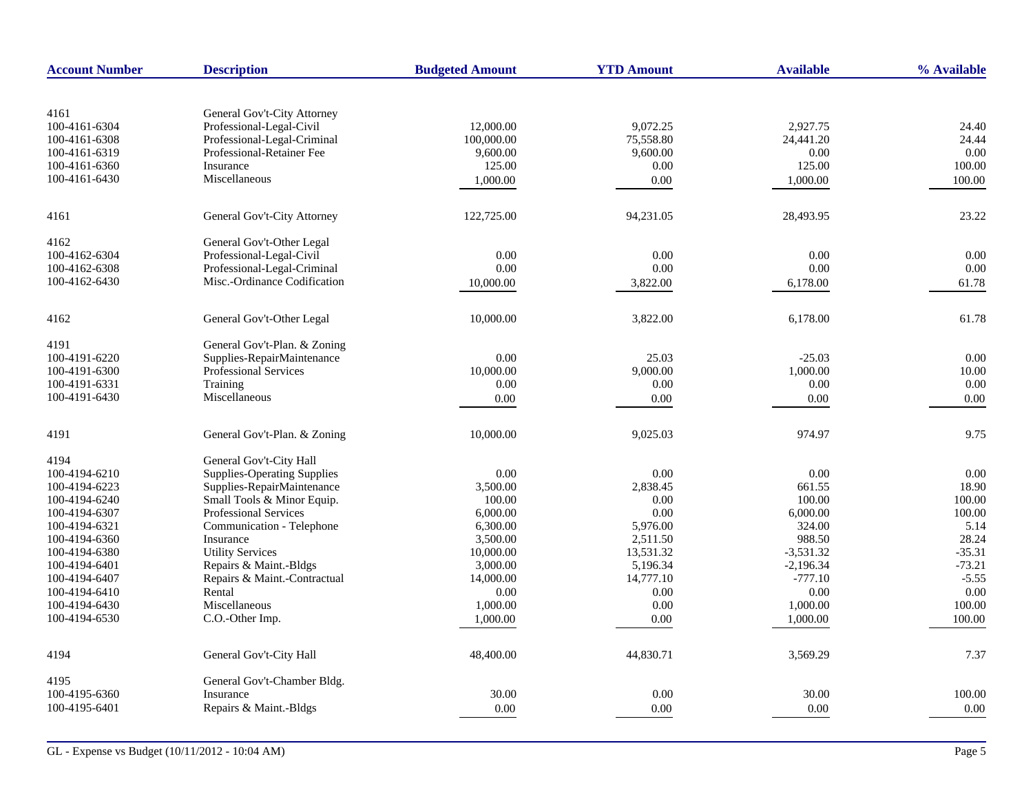| Account Number | Description | Budgeted Amount | YTD Amount | Available | % Available |
|---|---|---|---|---|---|
| 4161 | General Gov't-City Attorney | | | | |
| 100-4161-6304 | Professional-Legal-Civil | 12,000.00 | 9,072.25 | 2,927.75 | 24.40 |
| 100-4161-6308 | Professional-Legal-Criminal | 100,000.00 | 75,558.80 | 24,441.20 | 24.44 |
| 100-4161-6319 | Professional-Retainer Fee | 9,600.00 | 9,600.00 | 0.00 | 0.00 |
| 100-4161-6360 | Insurance | 125.00 | 0.00 | 125.00 | 100.00 |
| 100-4161-6430 | Miscellaneous | 1,000.00 | 0.00 | 1,000.00 | 100.00 |
| 4161 | General Gov't-City Attorney | 122,725.00 | 94,231.05 | 28,493.95 | 23.22 |
| 4162 | General Gov't-Other Legal | | | | |
| 100-4162-6304 | Professional-Legal-Civil | 0.00 | 0.00 | 0.00 | 0.00 |
| 100-4162-6308 | Professional-Legal-Criminal | 0.00 | 0.00 | 0.00 | 0.00 |
| 100-4162-6430 | Misc.-Ordinance Codification | 10,000.00 | 3,822.00 | 6,178.00 | 61.78 |
| 4162 | General Gov't-Other Legal | 10,000.00 | 3,822.00 | 6,178.00 | 61.78 |
| 4191 | General Gov't-Plan. & Zoning | | | | |
| 100-4191-6220 | Supplies-RepairMaintenance | 0.00 | 25.03 | -25.03 | 0.00 |
| 100-4191-6300 | Professional Services | 10,000.00 | 9,000.00 | 1,000.00 | 10.00 |
| 100-4191-6331 | Training | 0.00 | 0.00 | 0.00 | 0.00 |
| 100-4191-6430 | Miscellaneous | 0.00 | 0.00 | 0.00 | 0.00 |
| 4191 | General Gov't-Plan. & Zoning | 10,000.00 | 9,025.03 | 974.97 | 9.75 |
| 4194 | General Gov't-City Hall | | | | |
| 100-4194-6210 | Supplies-Operating Supplies | 0.00 | 0.00 | 0.00 | 0.00 |
| 100-4194-6223 | Supplies-RepairMaintenance | 3,500.00 | 2,838.45 | 661.55 | 18.90 |
| 100-4194-6240 | Small Tools & Minor Equip. | 100.00 | 0.00 | 100.00 | 100.00 |
| 100-4194-6307 | Professional Services | 6,000.00 | 0.00 | 6,000.00 | 100.00 |
| 100-4194-6321 | Communication - Telephone | 6,300.00 | 5,976.00 | 324.00 | 5.14 |
| 100-4194-6360 | Insurance | 3,500.00 | 2,511.50 | 988.50 | 28.24 |
| 100-4194-6380 | Utility Services | 10,000.00 | 13,531.32 | -3,531.32 | -35.31 |
| 100-4194-6401 | Repairs & Maint.-Bldgs | 3,000.00 | 5,196.34 | -2,196.34 | -73.21 |
| 100-4194-6407 | Repairs & Maint.-Contractual | 14,000.00 | 14,777.10 | -777.10 | -5.55 |
| 100-4194-6410 | Rental | 0.00 | 0.00 | 0.00 | 0.00 |
| 100-4194-6430 | Miscellaneous | 1,000.00 | 0.00 | 1,000.00 | 100.00 |
| 100-4194-6530 | C.O.-Other Imp. | 1,000.00 | 0.00 | 1,000.00 | 100.00 |
| 4194 | General Gov't-City Hall | 48,400.00 | 44,830.71 | 3,569.29 | 7.37 |
| 4195 | General Gov't-Chamber Bldg. | | | | |
| 100-4195-6360 | Insurance | 30.00 | 0.00 | 30.00 | 100.00 |
| 100-4195-6401 | Repairs & Maint.-Bldgs | 0.00 | 0.00 | 0.00 | 0.00 |

GL - Expense vs Budget (10/11/2012 - 10:04 AM)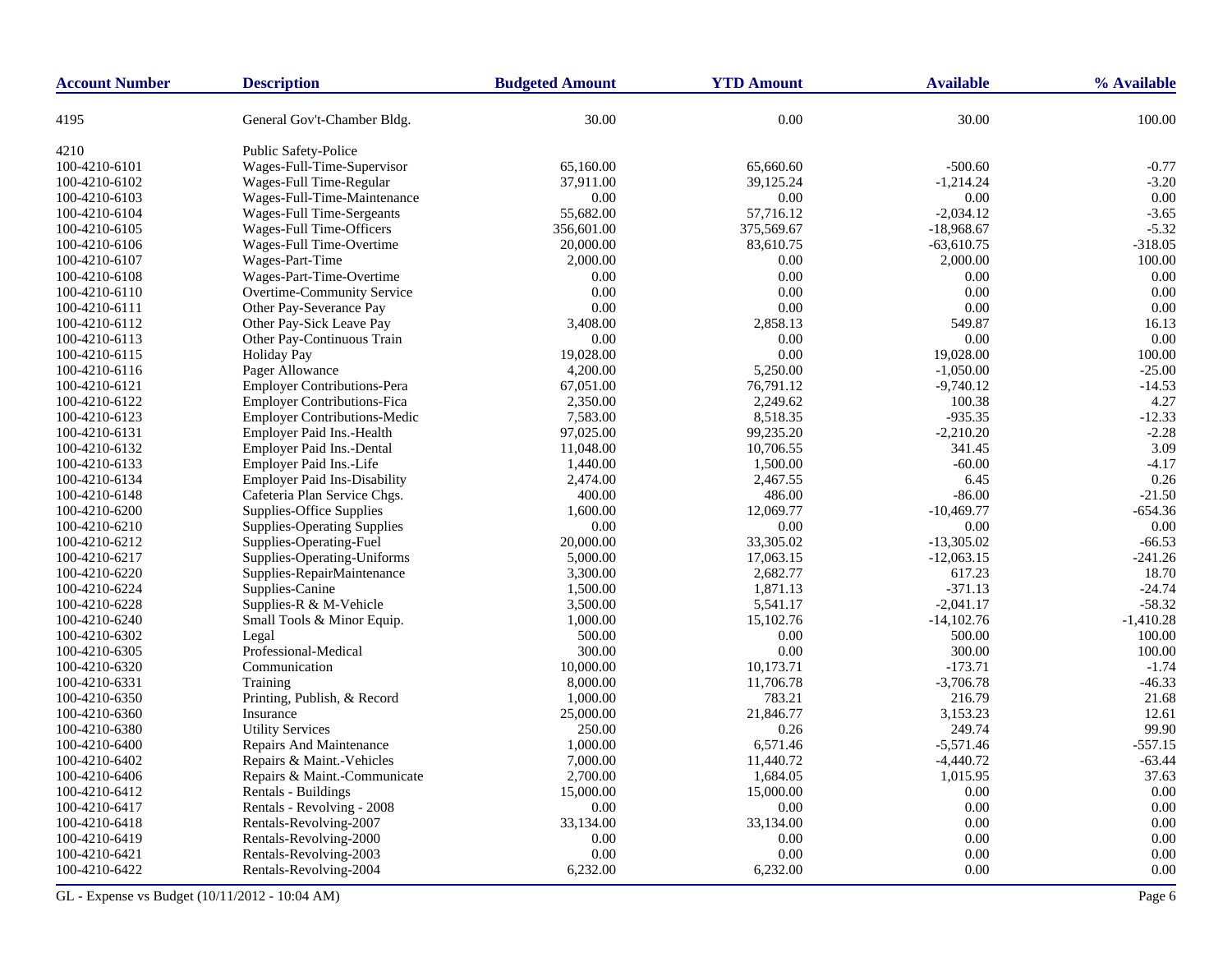| Account Number | Description | Budgeted Amount | YTD Amount | Available | % Available |
|---|---|---|---|---|---|
| 4195 | General Gov't-Chamber Bldg. | 30.00 | 0.00 | 30.00 | 100.00 |
| 4210 | Public Safety-Police | | | | |
| 100-4210-6101 | Wages-Full-Time-Supervisor | 65,160.00 | 65,660.60 | -500.60 | -0.77 |
| 100-4210-6102 | Wages-Full Time-Regular | 37,911.00 | 39,125.24 | -1,214.24 | -3.20 |
| 100-4210-6103 | Wages-Full-Time-Maintenance | 0.00 | 0.00 | 0.00 | 0.00 |
| 100-4210-6104 | Wages-Full Time-Sergeants | 55,682.00 | 57,716.12 | -2,034.12 | -3.65 |
| 100-4210-6105 | Wages-Full Time-Officers | 356,601.00 | 375,569.67 | -18,968.67 | -5.32 |
| 100-4210-6106 | Wages-Full Time-Overtime | 20,000.00 | 83,610.75 | -63,610.75 | -318.05 |
| 100-4210-6107 | Wages-Part-Time | 2,000.00 | 0.00 | 2,000.00 | 100.00 |
| 100-4210-6108 | Wages-Part-Time-Overtime | 0.00 | 0.00 | 0.00 | 0.00 |
| 100-4210-6110 | Overtime-Community Service | 0.00 | 0.00 | 0.00 | 0.00 |
| 100-4210-6111 | Other Pay-Severance Pay | 0.00 | 0.00 | 0.00 | 0.00 |
| 100-4210-6112 | Other Pay-Sick Leave Pay | 3,408.00 | 2,858.13 | 549.87 | 16.13 |
| 100-4210-6113 | Other Pay-Continuous Train | 0.00 | 0.00 | 0.00 | 0.00 |
| 100-4210-6115 | Holiday Pay | 19,028.00 | 0.00 | 19,028.00 | 100.00 |
| 100-4210-6116 | Pager Allowance | 4,200.00 | 5,250.00 | -1,050.00 | -25.00 |
| 100-4210-6121 | Employer Contributions-Pera | 67,051.00 | 76,791.12 | -9,740.12 | -14.53 |
| 100-4210-6122 | Employer Contributions-Fica | 2,350.00 | 2,249.62 | 100.38 | 4.27 |
| 100-4210-6123 | Employer Contributions-Medic | 7,583.00 | 8,518.35 | -935.35 | -12.33 |
| 100-4210-6131 | Employer Paid Ins.-Health | 97,025.00 | 99,235.20 | -2,210.20 | -2.28 |
| 100-4210-6132 | Employer Paid Ins.-Dental | 11,048.00 | 10,706.55 | 341.45 | 3.09 |
| 100-4210-6133 | Employer Paid Ins.-Life | 1,440.00 | 1,500.00 | -60.00 | -4.17 |
| 100-4210-6134 | Employer Paid Ins-Disability | 2,474.00 | 2,467.55 | 6.45 | 0.26 |
| 100-4210-6148 | Cafeteria Plan Service Chgs. | 400.00 | 486.00 | -86.00 | -21.50 |
| 100-4210-6200 | Supplies-Office Supplies | 1,600.00 | 12,069.77 | -10,469.77 | -654.36 |
| 100-4210-6210 | Supplies-Operating Supplies | 0.00 | 0.00 | 0.00 | 0.00 |
| 100-4210-6212 | Supplies-Operating-Fuel | 20,000.00 | 33,305.02 | -13,305.02 | -66.53 |
| 100-4210-6217 | Supplies-Operating-Uniforms | 5,000.00 | 17,063.15 | -12,063.15 | -241.26 |
| 100-4210-6220 | Supplies-RepairMaintenance | 3,300.00 | 2,682.77 | 617.23 | 18.70 |
| 100-4210-6224 | Supplies-Canine | 1,500.00 | 1,871.13 | -371.13 | -24.74 |
| 100-4210-6228 | Supplies-R & M-Vehicle | 3,500.00 | 5,541.17 | -2,041.17 | -58.32 |
| 100-4210-6240 | Small Tools & Minor Equip. | 1,000.00 | 15,102.76 | -14,102.76 | -1,410.28 |
| 100-4210-6302 | Legal | 500.00 | 0.00 | 500.00 | 100.00 |
| 100-4210-6305 | Professional-Medical | 300.00 | 0.00 | 300.00 | 100.00 |
| 100-4210-6320 | Communication | 10,000.00 | 10,173.71 | -173.71 | -1.74 |
| 100-4210-6331 | Training | 8,000.00 | 11,706.78 | -3,706.78 | -46.33 |
| 100-4210-6350 | Printing, Publish, & Record | 1,000.00 | 783.21 | 216.79 | 21.68 |
| 100-4210-6360 | Insurance | 25,000.00 | 21,846.77 | 3,153.23 | 12.61 |
| 100-4210-6380 | Utility Services | 250.00 | 0.26 | 249.74 | 99.90 |
| 100-4210-6400 | Repairs And Maintenance | 1,000.00 | 6,571.46 | -5,571.46 | -557.15 |
| 100-4210-6402 | Repairs & Maint.-Vehicles | 7,000.00 | 11,440.72 | -4,440.72 | -63.44 |
| 100-4210-6406 | Repairs & Maint.-Communicate | 2,700.00 | 1,684.05 | 1,015.95 | 37.63 |
| 100-4210-6412 | Rentals - Buildings | 15,000.00 | 15,000.00 | 0.00 | 0.00 |
| 100-4210-6417 | Rentals - Revolving - 2008 | 0.00 | 0.00 | 0.00 | 0.00 |
| 100-4210-6418 | Rentals-Revolving-2007 | 33,134.00 | 33,134.00 | 0.00 | 0.00 |
| 100-4210-6419 | Rentals-Revolving-2000 | 0.00 | 0.00 | 0.00 | 0.00 |
| 100-4210-6421 | Rentals-Revolving-2003 | 0.00 | 0.00 | 0.00 | 0.00 |
| 100-4210-6422 | Rentals-Revolving-2004 | 6,232.00 | 6,232.00 | 0.00 | 0.00 |

GL - Expense vs Budget (10/11/2012 - 10:04 AM)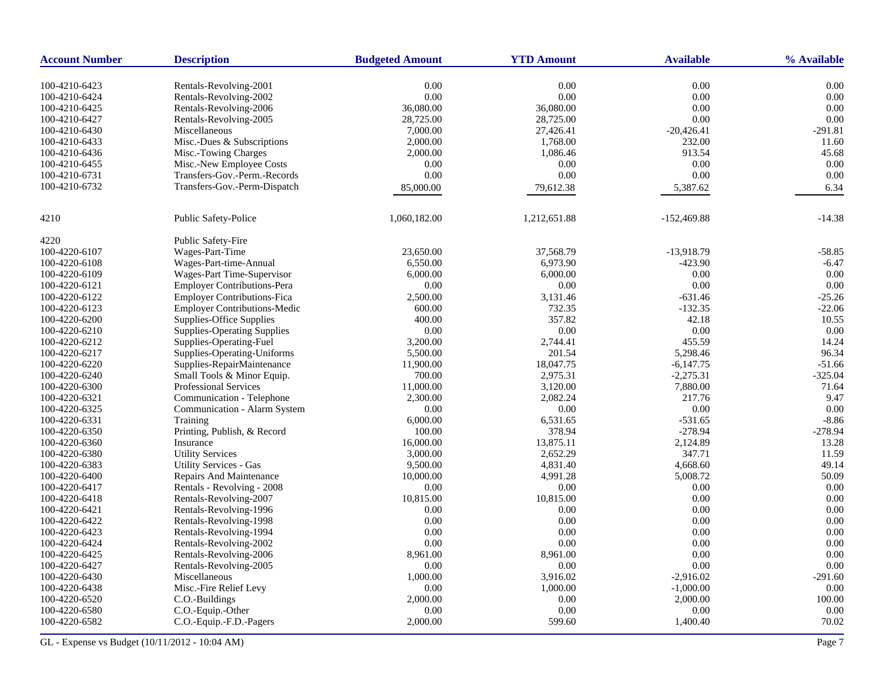| Account Number | Description | Budgeted Amount | YTD Amount | Available | % Available |
|---|---|---|---|---|---|
| 100-4210-6423 | Rentals-Revolving-2001 | 0.00 | 0.00 | 0.00 | 0.00 |
| 100-4210-6424 | Rentals-Revolving-2002 | 0.00 | 0.00 | 0.00 | 0.00 |
| 100-4210-6425 | Rentals-Revolving-2006 | 36,080.00 | 36,080.00 | 0.00 | 0.00 |
| 100-4210-6427 | Rentals-Revolving-2005 | 28,725.00 | 28,725.00 | 0.00 | 0.00 |
| 100-4210-6430 | Miscellaneous | 7,000.00 | 27,426.41 | -20,426.41 | -291.81 |
| 100-4210-6433 | Misc.-Dues & Subscriptions | 2,000.00 | 1,768.00 | 232.00 | 11.60 |
| 100-4210-6436 | Misc.-Towing Charges | 2,000.00 | 1,086.46 | 913.54 | 45.68 |
| 100-4210-6455 | Misc.-New Employee Costs | 0.00 | 0.00 | 0.00 | 0.00 |
| 100-4210-6731 | Transfers-Gov.-Perm.-Records | 0.00 | 0.00 | 0.00 | 0.00 |
| 100-4210-6732 | Transfers-Gov.-Perm-Dispatch | 85,000.00 | 79,612.38 | 5,387.62 | 6.34 |
| | | | | | |
| 4210 | Public Safety-Police | 1,060,182.00 | 1,212,651.88 | -152,469.88 | -14.38 |
| | | | | | |
| 4220 | Public Safety-Fire | | | | |
| 100-4220-6107 | Wages-Part-Time | 23,650.00 | 37,568.79 | -13,918.79 | -58.85 |
| 100-4220-6108 | Wages-Part-time-Annual | 6,550.00 | 6,973.90 | -423.90 | -6.47 |
| 100-4220-6109 | Wages-Part Time-Supervisor | 6,000.00 | 6,000.00 | 0.00 | 0.00 |
| 100-4220-6121 | Employer Contributions-Pera | 0.00 | 0.00 | 0.00 | 0.00 |
| 100-4220-6122 | Employer Contributions-Fica | 2,500.00 | 3,131.46 | -631.46 | -25.26 |
| 100-4220-6123 | Employer Contributions-Medic | 600.00 | 732.35 | -132.35 | -22.06 |
| 100-4220-6200 | Supplies-Office Supplies | 400.00 | 357.82 | 42.18 | 10.55 |
| 100-4220-6210 | Supplies-Operating Supplies | 0.00 | 0.00 | 0.00 | 0.00 |
| 100-4220-6212 | Supplies-Operating-Fuel | 3,200.00 | 2,744.41 | 455.59 | 14.24 |
| 100-4220-6217 | Supplies-Operating-Uniforms | 5,500.00 | 201.54 | 5,298.46 | 96.34 |
| 100-4220-6220 | Supplies-RepairMaintenance | 11,900.00 | 18,047.75 | -6,147.75 | -51.66 |
| 100-4220-6240 | Small Tools & Minor Equip. | 700.00 | 2,975.31 | -2,275.31 | -325.04 |
| 100-4220-6300 | Professional Services | 11,000.00 | 3,120.00 | 7,880.00 | 71.64 |
| 100-4220-6321 | Communication - Telephone | 2,300.00 | 2,082.24 | 217.76 | 9.47 |
| 100-4220-6325 | Communication - Alarm System | 0.00 | 0.00 | 0.00 | 0.00 |
| 100-4220-6331 | Training | 6,000.00 | 6,531.65 | -531.65 | -8.86 |
| 100-4220-6350 | Printing, Publish, & Record | 100.00 | 378.94 | -278.94 | -278.94 |
| 100-4220-6360 | Insurance | 16,000.00 | 13,875.11 | 2,124.89 | 13.28 |
| 100-4220-6380 | Utility Services | 3,000.00 | 2,652.29 | 347.71 | 11.59 |
| 100-4220-6383 | Utility Services - Gas | 9,500.00 | 4,831.40 | 4,668.60 | 49.14 |
| 100-4220-6400 | Repairs And Maintenance | 10,000.00 | 4,991.28 | 5,008.72 | 50.09 |
| 100-4220-6417 | Rentals - Revolving - 2008 | 0.00 | 0.00 | 0.00 | 0.00 |
| 100-4220-6418 | Rentals-Revolving-2007 | 10,815.00 | 10,815.00 | 0.00 | 0.00 |
| 100-4220-6421 | Rentals-Revolving-1996 | 0.00 | 0.00 | 0.00 | 0.00 |
| 100-4220-6422 | Rentals-Revolving-1998 | 0.00 | 0.00 | 0.00 | 0.00 |
| 100-4220-6423 | Rentals-Revolving-1994 | 0.00 | 0.00 | 0.00 | 0.00 |
| 100-4220-6424 | Rentals-Revolving-2002 | 0.00 | 0.00 | 0.00 | 0.00 |
| 100-4220-6425 | Rentals-Revolving-2006 | 8,961.00 | 8,961.00 | 0.00 | 0.00 |
| 100-4220-6427 | Rentals-Revolving-2005 | 0.00 | 0.00 | 0.00 | 0.00 |
| 100-4220-6430 | Miscellaneous | 1,000.00 | 3,916.02 | -2,916.02 | -291.60 |
| 100-4220-6438 | Misc.-Fire Relief Levy | 0.00 | 1,000.00 | -1,000.00 | 0.00 |
| 100-4220-6520 | C.O.-Buildings | 2,000.00 | 0.00 | 2,000.00 | 100.00 |
| 100-4220-6580 | C.O.-Equip.-Other | 0.00 | 0.00 | 0.00 | 0.00 |
| 100-4220-6582 | C.O.-Equip.-F.D.-Pagers | 2,000.00 | 599.60 | 1,400.40 | 70.02 |

GL - Expense vs Budget (10/11/2012 - 10:04 AM)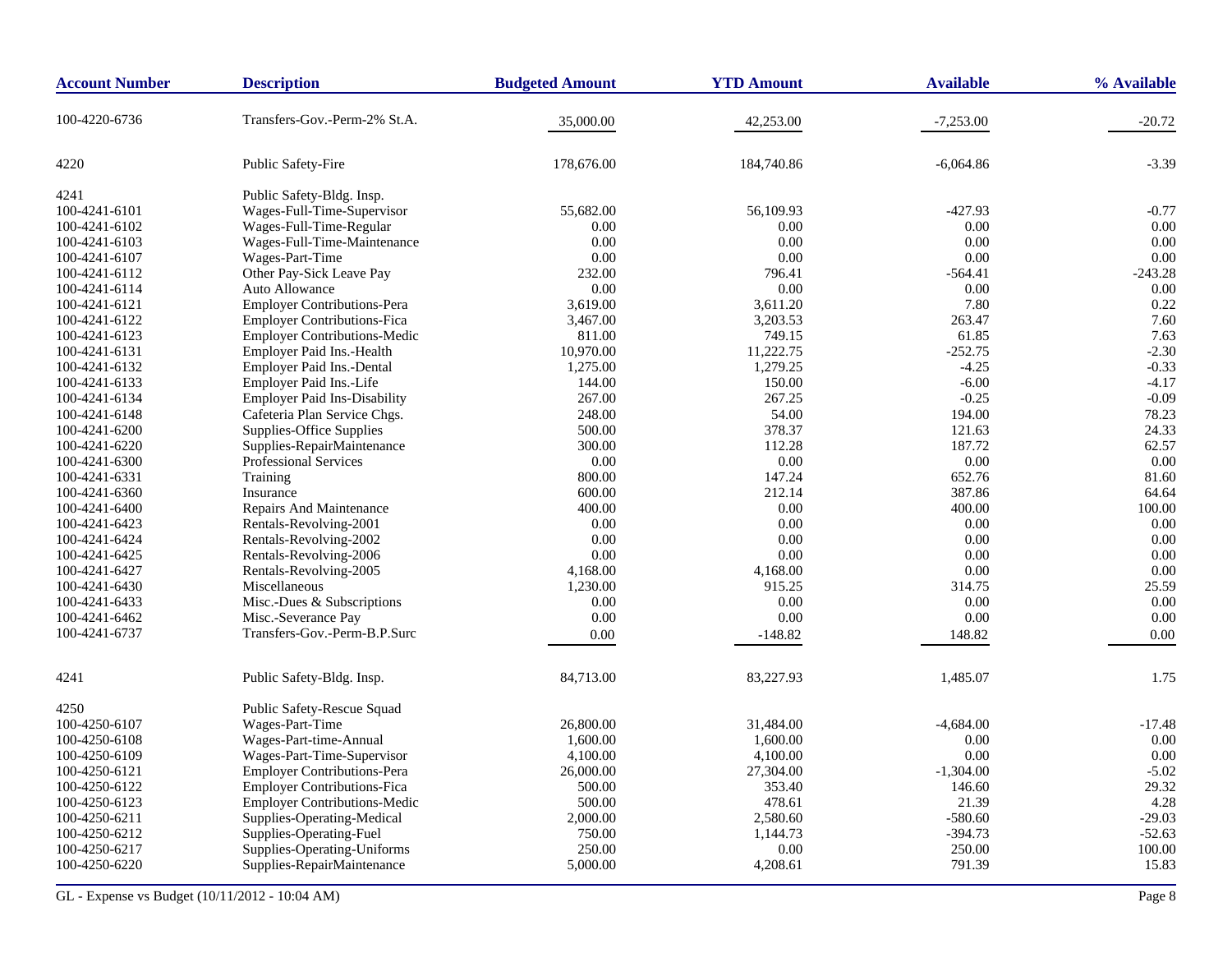| Account Number | Description | Budgeted Amount | YTD Amount | Available | % Available |
|---|---|---|---|---|---|
| 100-4220-6736 | Transfers-Gov.-Perm-2% St.A. | 35,000.00 | 42,253.00 | -7,253.00 | -20.72 |
| 4220 | Public Safety-Fire | 178,676.00 | 184,740.86 | -6,064.86 | -3.39 |
| 4241 | Public Safety-Bldg. Insp. | | | | |
| 100-4241-6101 | Wages-Full-Time-Supervisor | 55,682.00 | 56,109.93 | -427.93 | -0.77 |
| 100-4241-6102 | Wages-Full-Time-Regular | 0.00 | 0.00 | 0.00 | 0.00 |
| 100-4241-6103 | Wages-Full-Time-Maintenance | 0.00 | 0.00 | 0.00 | 0.00 |
| 100-4241-6107 | Wages-Part-Time | 0.00 | 0.00 | 0.00 | 0.00 |
| 100-4241-6112 | Other Pay-Sick Leave Pay | 232.00 | 796.41 | -564.41 | -243.28 |
| 100-4241-6114 | Auto Allowance | 0.00 | 0.00 | 0.00 | 0.00 |
| 100-4241-6121 | Employer Contributions-Pera | 3,619.00 | 3,611.20 | 7.80 | 0.22 |
| 100-4241-6122 | Employer Contributions-Fica | 3,467.00 | 3,203.53 | 263.47 | 7.60 |
| 100-4241-6123 | Employer Contributions-Medic | 811.00 | 749.15 | 61.85 | 7.63 |
| 100-4241-6131 | Employer Paid Ins.-Health | 10,970.00 | 11,222.75 | -252.75 | -2.30 |
| 100-4241-6132 | Employer Paid Ins.-Dental | 1,275.00 | 1,279.25 | -4.25 | -0.33 |
| 100-4241-6133 | Employer Paid Ins.-Life | 144.00 | 150.00 | -6.00 | -4.17 |
| 100-4241-6134 | Employer Paid Ins-Disability | 267.00 | 267.25 | -0.25 | -0.09 |
| 100-4241-6148 | Cafeteria Plan Service Chgs. | 248.00 | 54.00 | 194.00 | 78.23 |
| 100-4241-6200 | Supplies-Office Supplies | 500.00 | 378.37 | 121.63 | 24.33 |
| 100-4241-6220 | Supplies-RepairMaintenance | 300.00 | 112.28 | 187.72 | 62.57 |
| 100-4241-6300 | Professional Services | 0.00 | 0.00 | 0.00 | 0.00 |
| 100-4241-6331 | Training | 800.00 | 147.24 | 652.76 | 81.60 |
| 100-4241-6360 | Insurance | 600.00 | 212.14 | 387.86 | 64.64 |
| 100-4241-6400 | Repairs And Maintenance | 400.00 | 0.00 | 400.00 | 100.00 |
| 100-4241-6423 | Rentals-Revolving-2001 | 0.00 | 0.00 | 0.00 | 0.00 |
| 100-4241-6424 | Rentals-Revolving-2002 | 0.00 | 0.00 | 0.00 | 0.00 |
| 100-4241-6425 | Rentals-Revolving-2006 | 0.00 | 0.00 | 0.00 | 0.00 |
| 100-4241-6427 | Rentals-Revolving-2005 | 4,168.00 | 4,168.00 | 0.00 | 0.00 |
| 100-4241-6430 | Miscellaneous | 1,230.00 | 915.25 | 314.75 | 25.59 |
| 100-4241-6433 | Misc.-Dues & Subscriptions | 0.00 | 0.00 | 0.00 | 0.00 |
| 100-4241-6462 | Misc.-Severance Pay | 0.00 | 0.00 | 0.00 | 0.00 |
| 100-4241-6737 | Transfers-Gov.-Perm-B.P.Surc | 0.00 | -148.82 | 148.82 | 0.00 |
| 4241 | Public Safety-Bldg. Insp. | 84,713.00 | 83,227.93 | 1,485.07 | 1.75 |
| 4250 | Public Safety-Rescue Squad | | | | |
| 100-4250-6107 | Wages-Part-Time | 26,800.00 | 31,484.00 | -4,684.00 | -17.48 |
| 100-4250-6108 | Wages-Part-time-Annual | 1,600.00 | 1,600.00 | 0.00 | 0.00 |
| 100-4250-6109 | Wages-Part-Time-Supervisor | 4,100.00 | 4,100.00 | 0.00 | 0.00 |
| 100-4250-6121 | Employer Contributions-Pera | 26,000.00 | 27,304.00 | -1,304.00 | -5.02 |
| 100-4250-6122 | Employer Contributions-Fica | 500.00 | 353.40 | 146.60 | 29.32 |
| 100-4250-6123 | Employer Contributions-Medic | 500.00 | 478.61 | 21.39 | 4.28 |
| 100-4250-6211 | Supplies-Operating-Medical | 2,000.00 | 2,580.60 | -580.60 | -29.03 |
| 100-4250-6212 | Supplies-Operating-Fuel | 750.00 | 1,144.73 | -394.73 | -52.63 |
| 100-4250-6217 | Supplies-Operating-Uniforms | 250.00 | 0.00 | 250.00 | 100.00 |
| 100-4250-6220 | Supplies-RepairMaintenance | 5,000.00 | 4,208.61 | 791.39 | 15.83 |

GL - Expense vs Budget (10/11/2012 - 10:04 AM)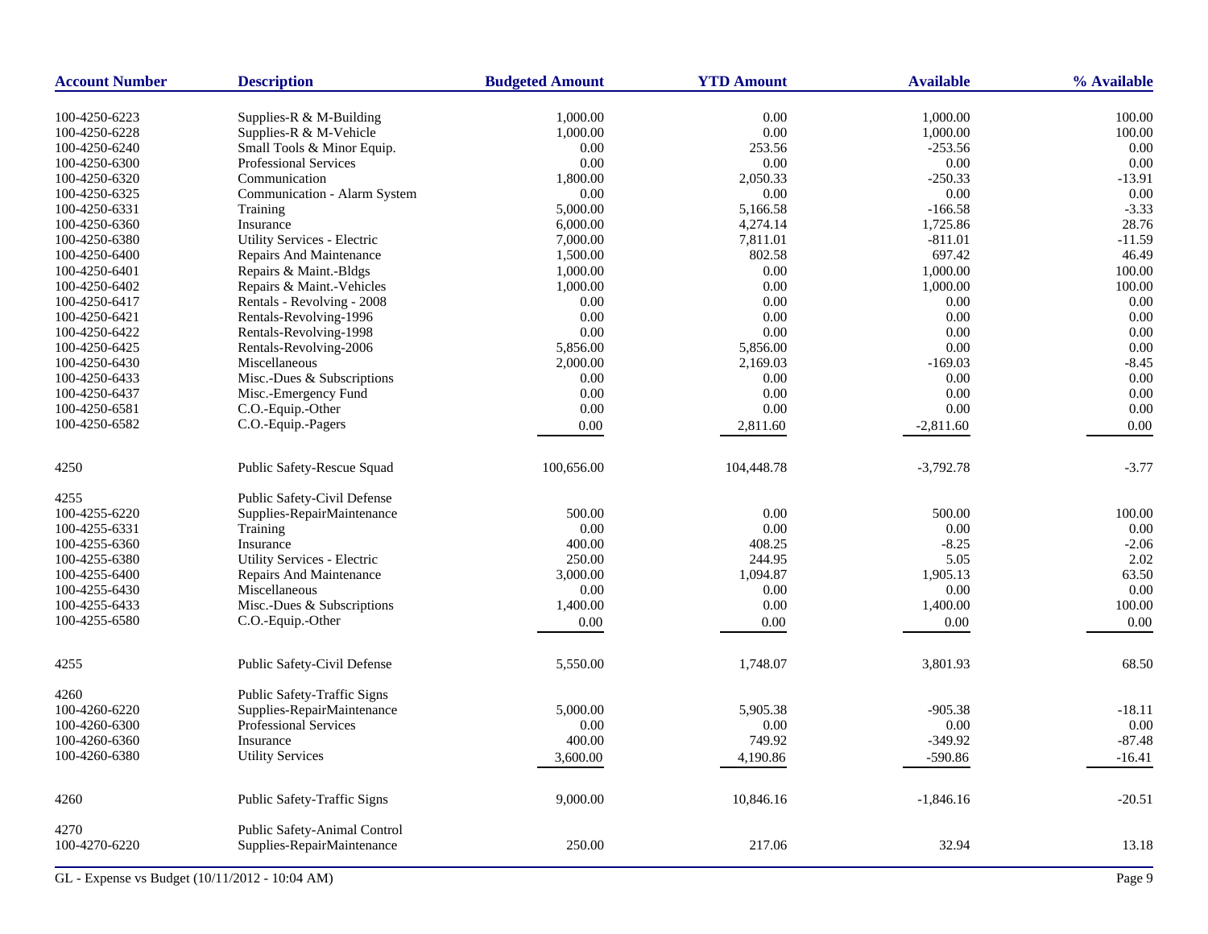| Account Number | Description | Budgeted Amount | YTD Amount | Available | % Available |
|---|---|---|---|---|---|
| 100-4250-6223 | Supplies-R & M-Building | 1,000.00 | 0.00 | 1,000.00 | 100.00 |
| 100-4250-6228 | Supplies-R & M-Vehicle | 1,000.00 | 0.00 | 1,000.00 | 100.00 |
| 100-4250-6240 | Small Tools & Minor Equip. | 0.00 | 253.56 | -253.56 | 0.00 |
| 100-4250-6300 | Professional Services | 0.00 | 0.00 | 0.00 | 0.00 |
| 100-4250-6320 | Communication | 1,800.00 | 2,050.33 | -250.33 | -13.91 |
| 100-4250-6325 | Communication - Alarm System | 0.00 | 0.00 | 0.00 | 0.00 |
| 100-4250-6331 | Training | 5,000.00 | 5,166.58 | -166.58 | -3.33 |
| 100-4250-6360 | Insurance | 6,000.00 | 4,274.14 | 1,725.86 | 28.76 |
| 100-4250-6380 | Utility Services - Electric | 7,000.00 | 7,811.01 | -811.01 | -11.59 |
| 100-4250-6400 | Repairs And Maintenance | 1,500.00 | 802.58 | 697.42 | 46.49 |
| 100-4250-6401 | Repairs & Maint.-Bldgs | 1,000.00 | 0.00 | 1,000.00 | 100.00 |
| 100-4250-6402 | Repairs & Maint.-Vehicles | 1,000.00 | 0.00 | 1,000.00 | 100.00 |
| 100-4250-6417 | Rentals - Revolving - 2008 | 0.00 | 0.00 | 0.00 | 0.00 |
| 100-4250-6421 | Rentals-Revolving-1996 | 0.00 | 0.00 | 0.00 | 0.00 |
| 100-4250-6422 | Rentals-Revolving-1998 | 0.00 | 0.00 | 0.00 | 0.00 |
| 100-4250-6425 | Rentals-Revolving-2006 | 5,856.00 | 5,856.00 | 0.00 | 0.00 |
| 100-4250-6430 | Miscellaneous | 2,000.00 | 2,169.03 | -169.03 | -8.45 |
| 100-4250-6433 | Misc.-Dues & Subscriptions | 0.00 | 0.00 | 0.00 | 0.00 |
| 100-4250-6437 | Misc.-Emergency Fund | 0.00 | 0.00 | 0.00 | 0.00 |
| 100-4250-6581 | C.O.-Equip.-Other | 0.00 | 0.00 | 0.00 | 0.00 |
| 100-4250-6582 | C.O.-Equip.-Pagers | 0.00 | 2,811.60 | -2,811.60 | 0.00 |
| 4250 | Public Safety-Rescue Squad | 100,656.00 | 104,448.78 | -3,792.78 | -3.77 |
| 4255 | Public Safety-Civil Defense | | | | |
| 100-4255-6220 | Supplies-RepairMaintenance | 500.00 | 0.00 | 500.00 | 100.00 |
| 100-4255-6331 | Training | 0.00 | 0.00 | 0.00 | 0.00 |
| 100-4255-6360 | Insurance | 400.00 | 408.25 | -8.25 | -2.06 |
| 100-4255-6380 | Utility Services - Electric | 250.00 | 244.95 | 5.05 | 2.02 |
| 100-4255-6400 | Repairs And Maintenance | 3,000.00 | 1,094.87 | 1,905.13 | 63.50 |
| 100-4255-6430 | Miscellaneous | 0.00 | 0.00 | 0.00 | 0.00 |
| 100-4255-6433 | Misc.-Dues & Subscriptions | 1,400.00 | 0.00 | 1,400.00 | 100.00 |
| 100-4255-6580 | C.O.-Equip.-Other | 0.00 | 0.00 | 0.00 | 0.00 |
| 4255 | Public Safety-Civil Defense | 5,550.00 | 1,748.07 | 3,801.93 | 68.50 |
| 4260 | Public Safety-Traffic Signs | | | | |
| 100-4260-6220 | Supplies-RepairMaintenance | 5,000.00 | 5,905.38 | -905.38 | -18.11 |
| 100-4260-6300 | Professional Services | 0.00 | 0.00 | 0.00 | 0.00 |
| 100-4260-6360 | Insurance | 400.00 | 749.92 | -349.92 | -87.48 |
| 100-4260-6380 | Utility Services | 3,600.00 | 4,190.86 | -590.86 | -16.41 |
| 4260 | Public Safety-Traffic Signs | 9,000.00 | 10,846.16 | -1,846.16 | -20.51 |
| 4270 | Public Safety-Animal Control | | | | |
| 100-4270-6220 | Supplies-RepairMaintenance | 250.00 | 217.06 | 32.94 | 13.18 |

GL - Expense vs Budget (10/11/2012 - 10:04 AM)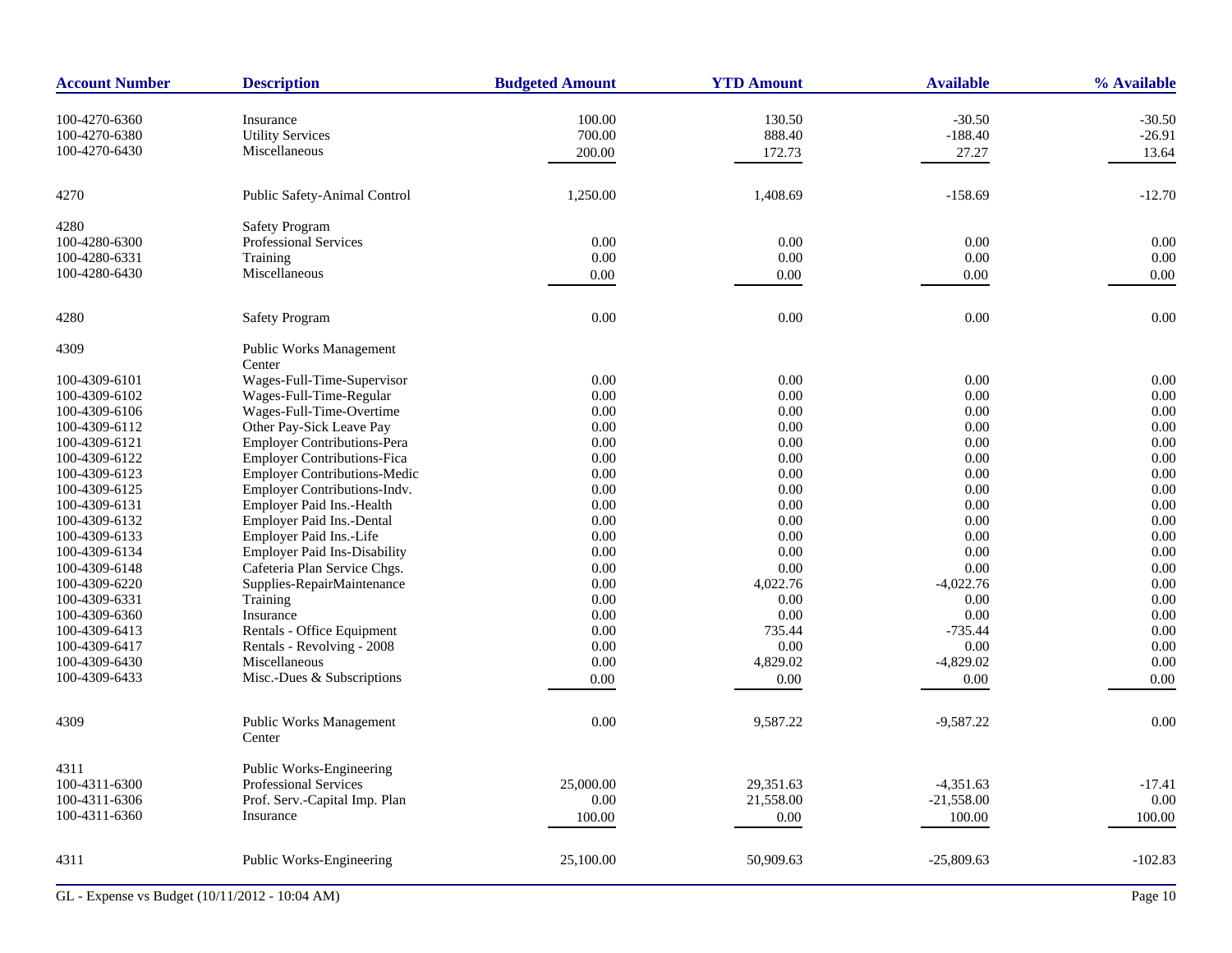| Account Number | Description | Budgeted Amount | YTD Amount | Available | % Available |
|---|---|---|---|---|---|
| 100-4270-6360 | Insurance | 100.00 | 130.50 | -30.50 | -30.50 |
| 100-4270-6380 | Utility Services | 700.00 | 888.40 | -188.40 | -26.91 |
| 100-4270-6430 | Miscellaneous | 200.00 | 172.73 | 27.27 | 13.64 |
| 4270 | Public Safety-Animal Control | 1,250.00 | 1,408.69 | -158.69 | -12.70 |
| 4280 | Safety Program | | | | |
| 100-4280-6300 | Professional Services | 0.00 | 0.00 | 0.00 | 0.00 |
| 100-4280-6331 | Training | 0.00 | 0.00 | 0.00 | 0.00 |
| 100-4280-6430 | Miscellaneous | 0.00 | 0.00 | 0.00 | 0.00 |
| 4280 | Safety Program | 0.00 | 0.00 | 0.00 | 0.00 |
| 4309 | Public Works Management Center | | | | |
| 100-4309-6101 | Wages-Full-Time-Supervisor | 0.00 | 0.00 | 0.00 | 0.00 |
| 100-4309-6102 | Wages-Full-Time-Regular | 0.00 | 0.00 | 0.00 | 0.00 |
| 100-4309-6106 | Wages-Full-Time-Overtime | 0.00 | 0.00 | 0.00 | 0.00 |
| 100-4309-6112 | Other Pay-Sick Leave Pay | 0.00 | 0.00 | 0.00 | 0.00 |
| 100-4309-6121 | Employer Contributions-Pera | 0.00 | 0.00 | 0.00 | 0.00 |
| 100-4309-6122 | Employer Contributions-Fica | 0.00 | 0.00 | 0.00 | 0.00 |
| 100-4309-6123 | Employer Contributions-Medic | 0.00 | 0.00 | 0.00 | 0.00 |
| 100-4309-6125 | Employer Contributions-Indv. | 0.00 | 0.00 | 0.00 | 0.00 |
| 100-4309-6131 | Employer Paid Ins.-Health | 0.00 | 0.00 | 0.00 | 0.00 |
| 100-4309-6132 | Employer Paid Ins.-Dental | 0.00 | 0.00 | 0.00 | 0.00 |
| 100-4309-6133 | Employer Paid Ins.-Life | 0.00 | 0.00 | 0.00 | 0.00 |
| 100-4309-6134 | Employer Paid Ins-Disability | 0.00 | 0.00 | 0.00 | 0.00 |
| 100-4309-6148 | Cafeteria Plan Service Chgs. | 0.00 | 0.00 | 0.00 | 0.00 |
| 100-4309-6220 | Supplies-RepairMaintenance | 0.00 | 4,022.76 | -4,022.76 | 0.00 |
| 100-4309-6331 | Training | 0.00 | 0.00 | 0.00 | 0.00 |
| 100-4309-6360 | Insurance | 0.00 | 0.00 | 0.00 | 0.00 |
| 100-4309-6413 | Rentals - Office Equipment | 0.00 | 735.44 | -735.44 | 0.00 |
| 100-4309-6417 | Rentals - Revolving - 2008 | 0.00 | 0.00 | 0.00 | 0.00 |
| 100-4309-6430 | Miscellaneous | 0.00 | 4,829.02 | -4,829.02 | 0.00 |
| 100-4309-6433 | Misc.-Dues & Subscriptions | 0.00 | 0.00 | 0.00 | 0.00 |
| 4309 | Public Works Management Center | 0.00 | 9,587.22 | -9,587.22 | 0.00 |
| 4311 | Public Works-Engineering | | | | |
| 100-4311-6300 | Professional Services | 25,000.00 | 29,351.63 | -4,351.63 | -17.41 |
| 100-4311-6306 | Prof. Serv.-Capital Imp. Plan | 0.00 | 21,558.00 | -21,558.00 | 0.00 |
| 100-4311-6360 | Insurance | 100.00 | 0.00 | 100.00 | 100.00 |
| 4311 | Public Works-Engineering | 25,100.00 | 50,909.63 | -25,809.63 | -102.83 |

GL - Expense vs Budget (10/11/2012 - 10:04 AM)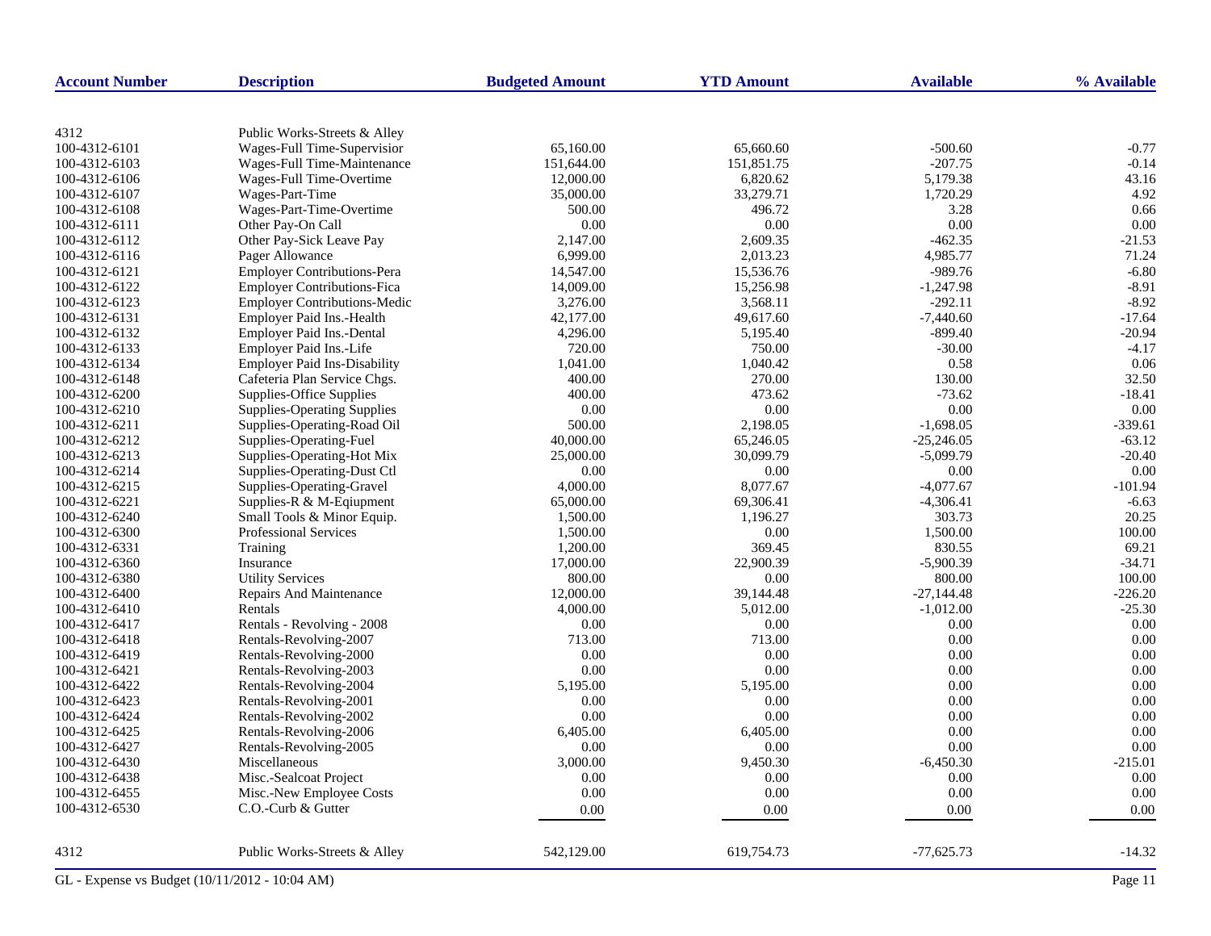| Account Number | Description | Budgeted Amount | YTD Amount | Available | % Available |
|---|---|---|---|---|---|
| 4312 | Public Works-Streets & Alley | | | | |
| 100-4312-6101 | Wages-Full Time-Supervisior | 65,160.00 | 65,660.60 | -500.60 | -0.77 |
| 100-4312-6103 | Wages-Full Time-Maintenance | 151,644.00 | 151,851.75 | -207.75 | -0.14 |
| 100-4312-6106 | Wages-Full Time-Overtime | 12,000.00 | 6,820.62 | 5,179.38 | 43.16 |
| 100-4312-6107 | Wages-Part-Time | 35,000.00 | 33,279.71 | 1,720.29 | 4.92 |
| 100-4312-6108 | Wages-Part-Time-Overtime | 500.00 | 496.72 | 3.28 | 0.66 |
| 100-4312-6111 | Other Pay-On Call | 0.00 | 0.00 | 0.00 | 0.00 |
| 100-4312-6112 | Other Pay-Sick Leave Pay | 2,147.00 | 2,609.35 | -462.35 | -21.53 |
| 100-4312-6116 | Pager Allowance | 6,999.00 | 2,013.23 | 4,985.77 | 71.24 |
| 100-4312-6121 | Employer Contributions-Pera | 14,547.00 | 15,536.76 | -989.76 | -6.80 |
| 100-4312-6122 | Employer Contributions-Fica | 14,009.00 | 15,256.98 | -1,247.98 | -8.91 |
| 100-4312-6123 | Employer Contributions-Medic | 3,276.00 | 3,568.11 | -292.11 | -8.92 |
| 100-4312-6131 | Employer Paid Ins.-Health | 42,177.00 | 49,617.60 | -7,440.60 | -17.64 |
| 100-4312-6132 | Employer Paid Ins.-Dental | 4,296.00 | 5,195.40 | -899.40 | -20.94 |
| 100-4312-6133 | Employer Paid Ins.-Life | 720.00 | 750.00 | -30.00 | -4.17 |
| 100-4312-6134 | Employer Paid Ins-Disability | 1,041.00 | 1,040.42 | 0.58 | 0.06 |
| 100-4312-6148 | Cafeteria Plan Service Chgs. | 400.00 | 270.00 | 130.00 | 32.50 |
| 100-4312-6200 | Supplies-Office Supplies | 400.00 | 473.62 | -73.62 | -18.41 |
| 100-4312-6210 | Supplies-Operating Supplies | 0.00 | 0.00 | 0.00 | 0.00 |
| 100-4312-6211 | Supplies-Operating-Road Oil | 500.00 | 2,198.05 | -1,698.05 | -339.61 |
| 100-4312-6212 | Supplies-Operating-Fuel | 40,000.00 | 65,246.05 | -25,246.05 | -63.12 |
| 100-4312-6213 | Supplies-Operating-Hot Mix | 25,000.00 | 30,099.79 | -5,099.79 | -20.40 |
| 100-4312-6214 | Supplies-Operating-Dust Ctl | 0.00 | 0.00 | 0.00 | 0.00 |
| 100-4312-6215 | Supplies-Operating-Gravel | 4,000.00 | 8,077.67 | -4,077.67 | -101.94 |
| 100-4312-6221 | Supplies-R & M-Eqiupment | 65,000.00 | 69,306.41 | -4,306.41 | -6.63 |
| 100-4312-6240 | Small Tools & Minor Equip. | 1,500.00 | 1,196.27 | 303.73 | 20.25 |
| 100-4312-6300 | Professional Services | 1,500.00 | 0.00 | 1,500.00 | 100.00 |
| 100-4312-6331 | Training | 1,200.00 | 369.45 | 830.55 | 69.21 |
| 100-4312-6360 | Insurance | 17,000.00 | 22,900.39 | -5,900.39 | -34.71 |
| 100-4312-6380 | Utility Services | 800.00 | 0.00 | 800.00 | 100.00 |
| 100-4312-6400 | Repairs And Maintenance | 12,000.00 | 39,144.48 | -27,144.48 | -226.20 |
| 100-4312-6410 | Rentals | 4,000.00 | 5,012.00 | -1,012.00 | -25.30 |
| 100-4312-6417 | Rentals - Revolving - 2008 | 0.00 | 0.00 | 0.00 | 0.00 |
| 100-4312-6418 | Rentals-Revolving-2007 | 713.00 | 713.00 | 0.00 | 0.00 |
| 100-4312-6419 | Rentals-Revolving-2000 | 0.00 | 0.00 | 0.00 | 0.00 |
| 100-4312-6421 | Rentals-Revolving-2003 | 0.00 | 0.00 | 0.00 | 0.00 |
| 100-4312-6422 | Rentals-Revolving-2004 | 5,195.00 | 5,195.00 | 0.00 | 0.00 |
| 100-4312-6423 | Rentals-Revolving-2001 | 0.00 | 0.00 | 0.00 | 0.00 |
| 100-4312-6424 | Rentals-Revolving-2002 | 0.00 | 0.00 | 0.00 | 0.00 |
| 100-4312-6425 | Rentals-Revolving-2006 | 6,405.00 | 6,405.00 | 0.00 | 0.00 |
| 100-4312-6427 | Rentals-Revolving-2005 | 0.00 | 0.00 | 0.00 | 0.00 |
| 100-4312-6430 | Miscellaneous | 3,000.00 | 9,450.30 | -6,450.30 | -215.01 |
| 100-4312-6438 | Misc.-Sealcoat Project | 0.00 | 0.00 | 0.00 | 0.00 |
| 100-4312-6455 | Misc.-New Employee Costs | 0.00 | 0.00 | 0.00 | 0.00 |
| 100-4312-6530 | C.O.-Curb & Gutter | 0.00 | 0.00 | 0.00 | 0.00 |
| 4312 | Public Works-Streets & Alley | 542,129.00 | 619,754.73 | -77,625.73 | -14.32 |

GL - Expense vs Budget (10/11/2012 - 10:04 AM)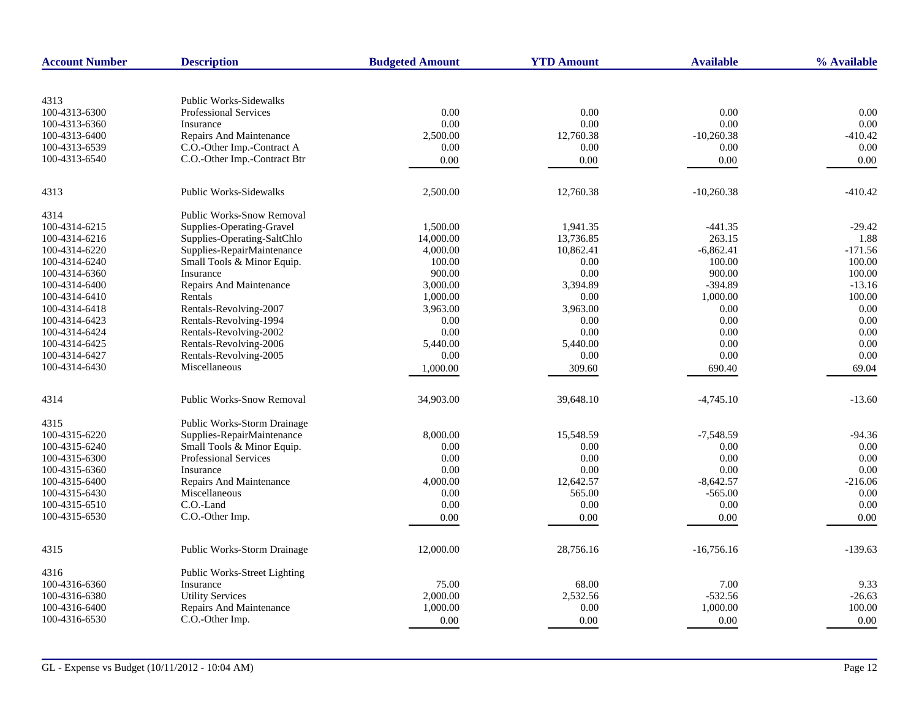| Account Number | Description | Budgeted Amount | YTD Amount | Available | % Available |
|---|---|---|---|---|---|
| 4313 | Public Works-Sidewalks | | | | |
| 100-4313-6300 | Professional Services | 0.00 | 0.00 | 0.00 | 0.00 |
| 100-4313-6360 | Insurance | 0.00 | 0.00 | 0.00 | 0.00 |
| 100-4313-6400 | Repairs And Maintenance | 2,500.00 | 12,760.38 | -10,260.38 | -410.42 |
| 100-4313-6539 | C.O.-Other Imp.-Contract A | 0.00 | 0.00 | 0.00 | 0.00 |
| 100-4313-6540 | C.O.-Other Imp.-Contract Btr | 0.00 | 0.00 | 0.00 | 0.00 |
| 4313 | Public Works-Sidewalks | 2,500.00 | 12,760.38 | -10,260.38 | -410.42 |
| 4314 | Public Works-Snow Removal | | | | |
| 100-4314-6215 | Supplies-Operating-Gravel | 1,500.00 | 1,941.35 | -441.35 | -29.42 |
| 100-4314-6216 | Supplies-Operating-SaltChlo | 14,000.00 | 13,736.85 | 263.15 | 1.88 |
| 100-4314-6220 | Supplies-RepairMaintenance | 4,000.00 | 10,862.41 | -6,862.41 | -171.56 |
| 100-4314-6240 | Small Tools & Minor Equip. | 100.00 | 0.00 | 100.00 | 100.00 |
| 100-4314-6360 | Insurance | 900.00 | 0.00 | 900.00 | 100.00 |
| 100-4314-6400 | Repairs And Maintenance | 3,000.00 | 3,394.89 | -394.89 | -13.16 |
| 100-4314-6410 | Rentals | 1,000.00 | 0.00 | 1,000.00 | 100.00 |
| 100-4314-6418 | Rentals-Revolving-2007 | 3,963.00 | 3,963.00 | 0.00 | 0.00 |
| 100-4314-6423 | Rentals-Revolving-1994 | 0.00 | 0.00 | 0.00 | 0.00 |
| 100-4314-6424 | Rentals-Revolving-2002 | 0.00 | 0.00 | 0.00 | 0.00 |
| 100-4314-6425 | Rentals-Revolving-2006 | 5,440.00 | 5,440.00 | 0.00 | 0.00 |
| 100-4314-6427 | Rentals-Revolving-2005 | 0.00 | 0.00 | 0.00 | 0.00 |
| 100-4314-6430 | Miscellaneous | 1,000.00 | 309.60 | 690.40 | 69.04 |
| 4314 | Public Works-Snow Removal | 34,903.00 | 39,648.10 | -4,745.10 | -13.60 |
| 4315 | Public Works-Storm Drainage | | | | |
| 100-4315-6220 | Supplies-RepairMaintenance | 8,000.00 | 15,548.59 | -7,548.59 | -94.36 |
| 100-4315-6240 | Small Tools & Minor Equip. | 0.00 | 0.00 | 0.00 | 0.00 |
| 100-4315-6300 | Professional Services | 0.00 | 0.00 | 0.00 | 0.00 |
| 100-4315-6360 | Insurance | 0.00 | 0.00 | 0.00 | 0.00 |
| 100-4315-6400 | Repairs And Maintenance | 4,000.00 | 12,642.57 | -8,642.57 | -216.06 |
| 100-4315-6430 | Miscellaneous | 0.00 | 565.00 | -565.00 | 0.00 |
| 100-4315-6510 | C.O.-Land | 0.00 | 0.00 | 0.00 | 0.00 |
| 100-4315-6530 | C.O.-Other Imp. | 0.00 | 0.00 | 0.00 | 0.00 |
| 4315 | Public Works-Storm Drainage | 12,000.00 | 28,756.16 | -16,756.16 | -139.63 |
| 4316 | Public Works-Street Lighting | | | | |
| 100-4316-6360 | Insurance | 75.00 | 68.00 | 7.00 | 9.33 |
| 100-4316-6380 | Utility Services | 2,000.00 | 2,532.56 | -532.56 | -26.63 |
| 100-4316-6400 | Repairs And Maintenance | 1,000.00 | 0.00 | 1,000.00 | 100.00 |
| 100-4316-6530 | C.O.-Other Imp. | 0.00 | 0.00 | 0.00 | 0.00 |

GL - Expense vs Budget (10/11/2012 - 10:04 AM)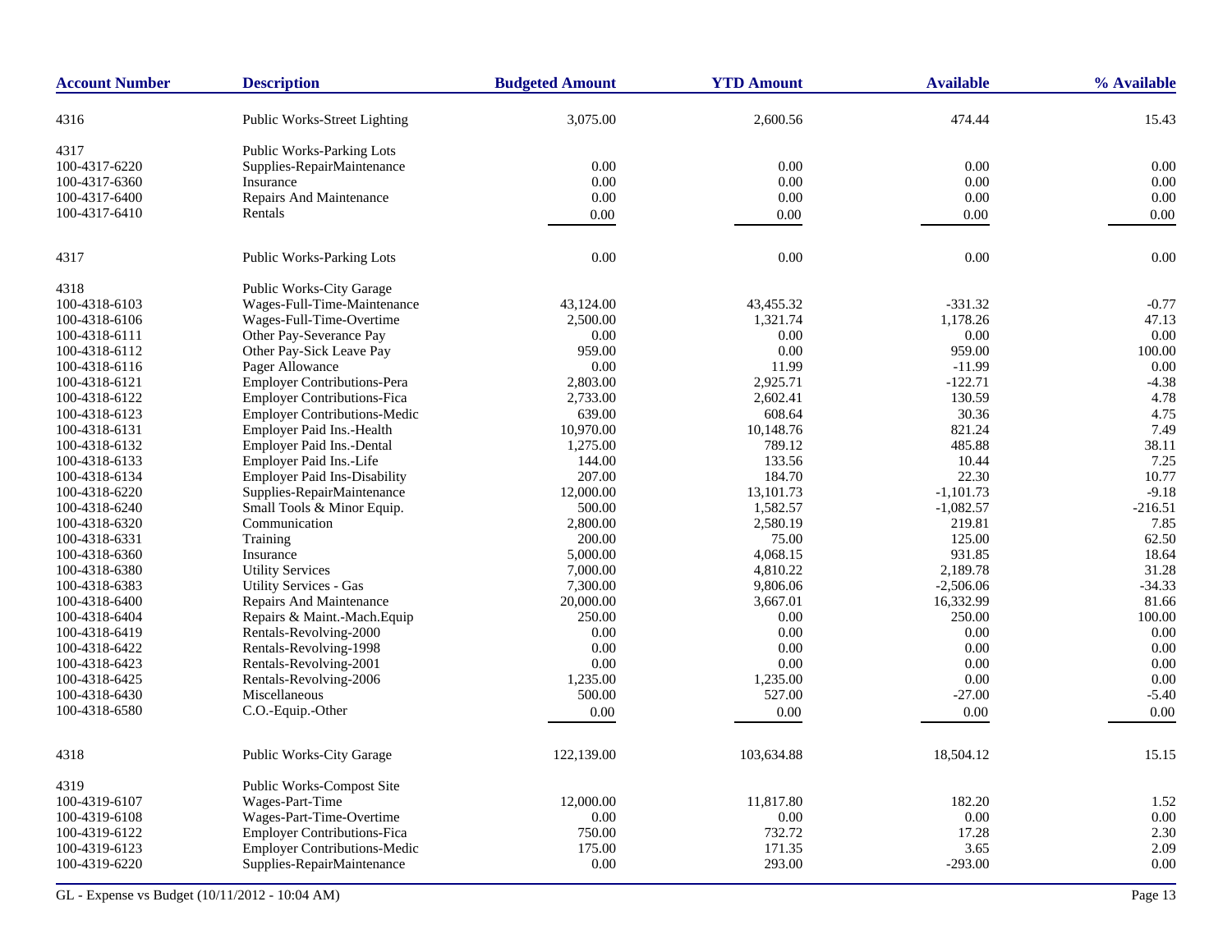| Account Number | Description | Budgeted Amount | YTD Amount | Available | % Available |
|---|---|---|---|---|---|
| 4316 | Public Works-Street Lighting | 3,075.00 | 2,600.56 | 474.44 | 15.43 |
| 4317 | Public Works-Parking Lots | | | | |
| 100-4317-6220 | Supplies-RepairMaintenance | 0.00 | 0.00 | 0.00 | 0.00 |
| 100-4317-6360 | Insurance | 0.00 | 0.00 | 0.00 | 0.00 |
| 100-4317-6400 | Repairs And Maintenance | 0.00 | 0.00 | 0.00 | 0.00 |
| 100-4317-6410 | Rentals | 0.00 | 0.00 | 0.00 | 0.00 |
| 4317 | Public Works-Parking Lots | 0.00 | 0.00 | 0.00 | 0.00 |
| 4318 | Public Works-City Garage | | | | |
| 100-4318-6103 | Wages-Full-Time-Maintenance | 43,124.00 | 43,455.32 | -331.32 | -0.77 |
| 100-4318-6106 | Wages-Full-Time-Overtime | 2,500.00 | 1,321.74 | 1,178.26 | 47.13 |
| 100-4318-6111 | Other Pay-Severance Pay | 0.00 | 0.00 | 0.00 | 0.00 |
| 100-4318-6112 | Other Pay-Sick Leave Pay | 959.00 | 0.00 | 959.00 | 100.00 |
| 100-4318-6116 | Pager Allowance | 0.00 | 11.99 | -11.99 | 0.00 |
| 100-4318-6121 | Employer Contributions-Pera | 2,803.00 | 2,925.71 | -122.71 | -4.38 |
| 100-4318-6122 | Employer Contributions-Fica | 2,733.00 | 2,602.41 | 130.59 | 4.78 |
| 100-4318-6123 | Employer Contributions-Medic | 639.00 | 608.64 | 30.36 | 4.75 |
| 100-4318-6131 | Employer Paid Ins.-Health | 10,970.00 | 10,148.76 | 821.24 | 7.49 |
| 100-4318-6132 | Employer Paid Ins.-Dental | 1,275.00 | 789.12 | 485.88 | 38.11 |
| 100-4318-6133 | Employer Paid Ins.-Life | 144.00 | 133.56 | 10.44 | 7.25 |
| 100-4318-6134 | Employer Paid Ins-Disability | 207.00 | 184.70 | 22.30 | 10.77 |
| 100-4318-6220 | Supplies-RepairMaintenance | 12,000.00 | 13,101.73 | -1,101.73 | -9.18 |
| 100-4318-6240 | Small Tools & Minor Equip. | 500.00 | 1,582.57 | -1,082.57 | -216.51 |
| 100-4318-6320 | Communication | 2,800.00 | 2,580.19 | 219.81 | 7.85 |
| 100-4318-6331 | Training | 200.00 | 75.00 | 125.00 | 62.50 |
| 100-4318-6360 | Insurance | 5,000.00 | 4,068.15 | 931.85 | 18.64 |
| 100-4318-6380 | Utility Services | 7,000.00 | 4,810.22 | 2,189.78 | 31.28 |
| 100-4318-6383 | Utility Services - Gas | 7,300.00 | 9,806.06 | -2,506.06 | -34.33 |
| 100-4318-6400 | Repairs And Maintenance | 20,000.00 | 3,667.01 | 16,332.99 | 81.66 |
| 100-4318-6404 | Repairs & Maint.-Mach.Equip | 250.00 | 0.00 | 250.00 | 100.00 |
| 100-4318-6419 | Rentals-Revolving-2000 | 0.00 | 0.00 | 0.00 | 0.00 |
| 100-4318-6422 | Rentals-Revolving-1998 | 0.00 | 0.00 | 0.00 | 0.00 |
| 100-4318-6423 | Rentals-Revolving-2001 | 0.00 | 0.00 | 0.00 | 0.00 |
| 100-4318-6425 | Rentals-Revolving-2006 | 1,235.00 | 1,235.00 | 0.00 | 0.00 |
| 100-4318-6430 | Miscellaneous | 500.00 | 527.00 | -27.00 | -5.40 |
| 100-4318-6580 | C.O.-Equip.-Other | 0.00 | 0.00 | 0.00 | 0.00 |
| 4318 | Public Works-City Garage | 122,139.00 | 103,634.88 | 18,504.12 | 15.15 |
| 4319 | Public Works-Compost Site | | | | |
| 100-4319-6107 | Wages-Part-Time | 12,000.00 | 11,817.80 | 182.20 | 1.52 |
| 100-4319-6108 | Wages-Part-Time-Overtime | 0.00 | 0.00 | 0.00 | 0.00 |
| 100-4319-6122 | Employer Contributions-Fica | 750.00 | 732.72 | 17.28 | 2.30 |
| 100-4319-6123 | Employer Contributions-Medic | 175.00 | 171.35 | 3.65 | 2.09 |
| 100-4319-6220 | Supplies-RepairMaintenance | 0.00 | 293.00 | -293.00 | 0.00 |

GL - Expense vs Budget (10/11/2012 - 10:04 AM)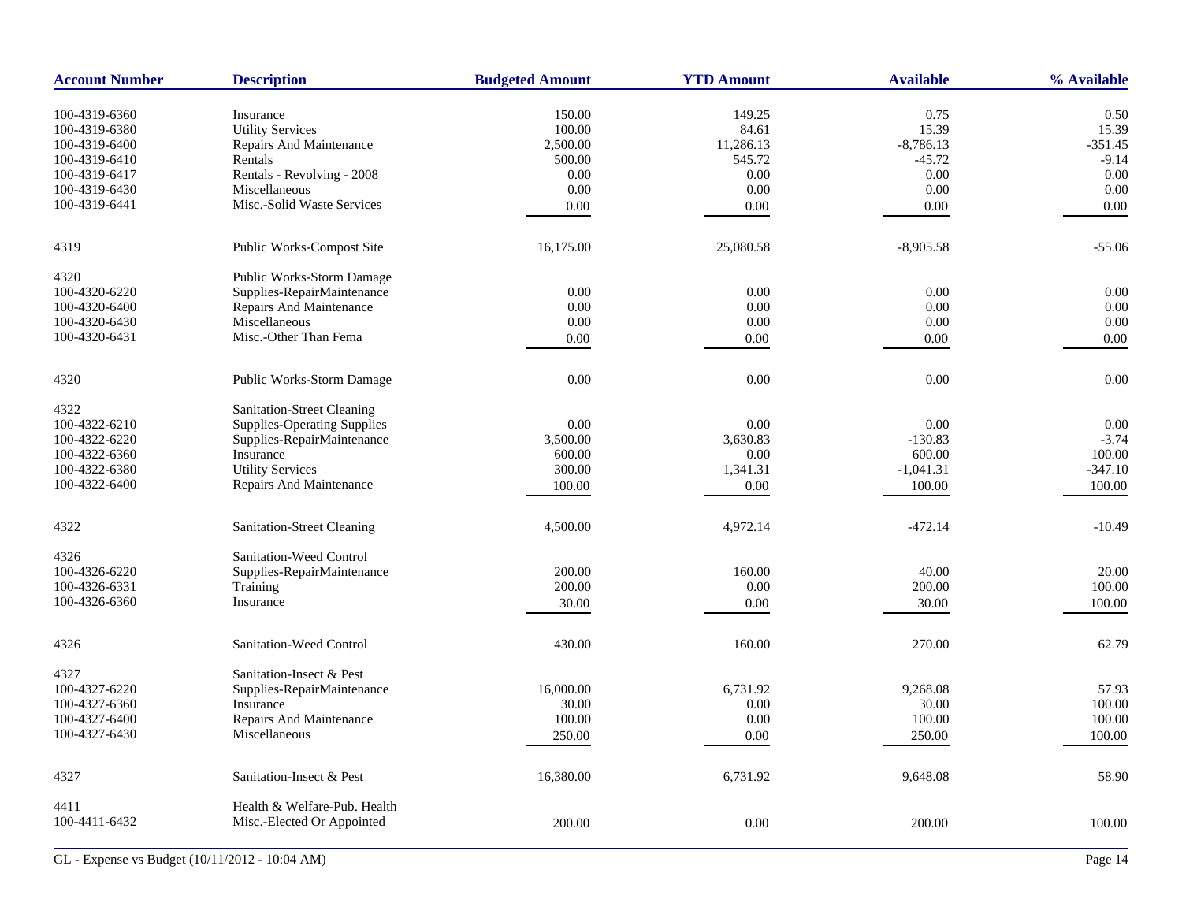| Account Number | Description | Budgeted Amount | YTD Amount | Available | % Available |
|---|---|---|---|---|---|
| 100-4319-6360 | Insurance | 150.00 | 149.25 | 0.75 | 0.50 |
| 100-4319-6380 | Utility Services | 100.00 | 84.61 | 15.39 | 15.39 |
| 100-4319-6400 | Repairs And Maintenance | 2,500.00 | 11,286.13 | -8,786.13 | -351.45 |
| 100-4319-6410 | Rentals | 500.00 | 545.72 | -45.72 | -9.14 |
| 100-4319-6417 | Rentals - Revolving - 2008 | 0.00 | 0.00 | 0.00 | 0.00 |
| 100-4319-6430 | Miscellaneous | 0.00 | 0.00 | 0.00 | 0.00 |
| 100-4319-6441 | Misc.-Solid Waste Services | 0.00 | 0.00 | 0.00 | 0.00 |
| 4319 | Public Works-Compost Site | 16,175.00 | 25,080.58 | -8,905.58 | -55.06 |
| 4320 | Public Works-Storm Damage | | | | |
| 100-4320-6220 | Supplies-RepairMaintenance | 0.00 | 0.00 | 0.00 | 0.00 |
| 100-4320-6400 | Repairs And Maintenance | 0.00 | 0.00 | 0.00 | 0.00 |
| 100-4320-6430 | Miscellaneous | 0.00 | 0.00 | 0.00 | 0.00 |
| 100-4320-6431 | Misc.-Other Than Fema | 0.00 | 0.00 | 0.00 | 0.00 |
| 4320 | Public Works-Storm Damage | 0.00 | 0.00 | 0.00 | 0.00 |
| 4322 | Sanitation-Street Cleaning | | | | |
| 100-4322-6210 | Supplies-Operating Supplies | 0.00 | 0.00 | 0.00 | 0.00 |
| 100-4322-6220 | Supplies-RepairMaintenance | 3,500.00 | 3,630.83 | -130.83 | -3.74 |
| 100-4322-6360 | Insurance | 600.00 | 0.00 | 600.00 | 100.00 |
| 100-4322-6380 | Utility Services | 300.00 | 1,341.31 | -1,041.31 | -347.10 |
| 100-4322-6400 | Repairs And Maintenance | 100.00 | 0.00 | 100.00 | 100.00 |
| 4322 | Sanitation-Street Cleaning | 4,500.00 | 4,972.14 | -472.14 | -10.49 |
| 4326 | Sanitation-Weed Control | | | | |
| 100-4326-6220 | Supplies-RepairMaintenance | 200.00 | 160.00 | 40.00 | 20.00 |
| 100-4326-6331 | Training | 200.00 | 0.00 | 200.00 | 100.00 |
| 100-4326-6360 | Insurance | 30.00 | 0.00 | 30.00 | 100.00 |
| 4326 | Sanitation-Weed Control | 430.00 | 160.00 | 270.00 | 62.79 |
| 4327 | Sanitation-Insect & Pest | | | | |
| 100-4327-6220 | Supplies-RepairMaintenance | 16,000.00 | 6,731.92 | 9,268.08 | 57.93 |
| 100-4327-6360 | Insurance | 30.00 | 0.00 | 30.00 | 100.00 |
| 100-4327-6400 | Repairs And Maintenance | 100.00 | 0.00 | 100.00 | 100.00 |
| 100-4327-6430 | Miscellaneous | 250.00 | 0.00 | 250.00 | 100.00 |
| 4327 | Sanitation-Insect & Pest | 16,380.00 | 6,731.92 | 9,648.08 | 58.90 |
| 4411 | Health & Welfare-Pub. Health | | | | |
| 100-4411-6432 | Misc.-Elected Or Appointed | 200.00 | 0.00 | 200.00 | 100.00 |

GL - Expense vs Budget (10/11/2012 - 10:04 AM)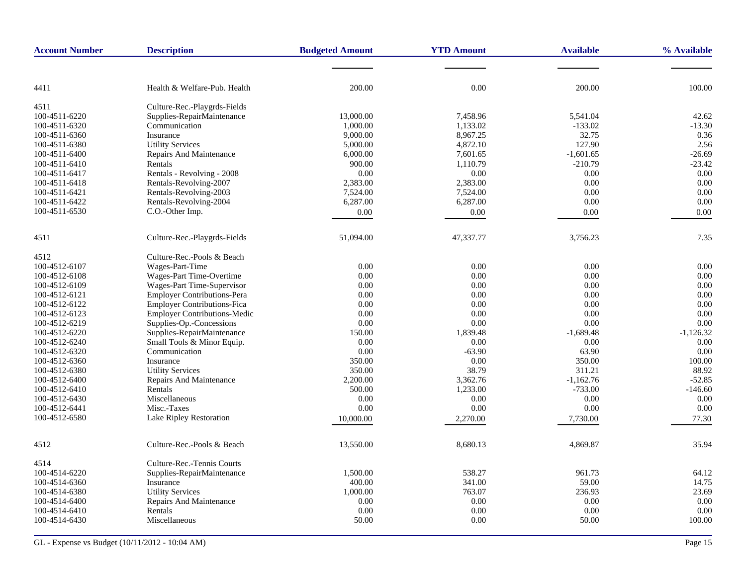| Account Number | Description | Budgeted Amount | YTD Amount | Available | % Available |
|---|---|---|---|---|---|
| 4411 | Health & Welfare-Pub. Health | 200.00 | 0.00 | 200.00 | 100.00 |
| 4511 | Culture-Rec.-Playgrds-Fields | | | | |
| 100-4511-6220 | Supplies-RepairMaintenance | 13,000.00 | 7,458.96 | 5,541.04 | 42.62 |
| 100-4511-6320 | Communication | 1,000.00 | 1,133.02 | -133.02 | -13.30 |
| 100-4511-6360 | Insurance | 9,000.00 | 8,967.25 | 32.75 | 0.36 |
| 100-4511-6380 | Utility Services | 5,000.00 | 4,872.10 | 127.90 | 2.56 |
| 100-4511-6400 | Repairs And Maintenance | 6,000.00 | 7,601.65 | -1,601.65 | -26.69 |
| 100-4511-6410 | Rentals | 900.00 | 1,110.79 | -210.79 | -23.42 |
| 100-4511-6417 | Rentals - Revolving - 2008 | 0.00 | 0.00 | 0.00 | 0.00 |
| 100-4511-6418 | Rentals-Revolving-2007 | 2,383.00 | 2,383.00 | 0.00 | 0.00 |
| 100-4511-6421 | Rentals-Revolving-2003 | 7,524.00 | 7,524.00 | 0.00 | 0.00 |
| 100-4511-6422 | Rentals-Revolving-2004 | 6,287.00 | 6,287.00 | 0.00 | 0.00 |
| 100-4511-6530 | C.O.-Other Imp. | 0.00 | 0.00 | 0.00 | 0.00 |
| 4511 | Culture-Rec.-Playgrds-Fields | 51,094.00 | 47,337.77 | 3,756.23 | 7.35 |
| 4512 | Culture-Rec.-Pools & Beach | | | | |
| 100-4512-6107 | Wages-Part-Time | 0.00 | 0.00 | 0.00 | 0.00 |
| 100-4512-6108 | Wages-Part Time-Overtime | 0.00 | 0.00 | 0.00 | 0.00 |
| 100-4512-6109 | Wages-Part Time-Supervisor | 0.00 | 0.00 | 0.00 | 0.00 |
| 100-4512-6121 | Employer Contributions-Pera | 0.00 | 0.00 | 0.00 | 0.00 |
| 100-4512-6122 | Employer Contributions-Fica | 0.00 | 0.00 | 0.00 | 0.00 |
| 100-4512-6123 | Employer Contributions-Medic | 0.00 | 0.00 | 0.00 | 0.00 |
| 100-4512-6219 | Supplies-Op.-Concessions | 0.00 | 0.00 | 0.00 | 0.00 |
| 100-4512-6220 | Supplies-RepairMaintenance | 150.00 | 1,839.48 | -1,689.48 | -1,126.32 |
| 100-4512-6240 | Small Tools & Minor Equip. | 0.00 | 0.00 | 0.00 | 0.00 |
| 100-4512-6320 | Communication | 0.00 | -63.90 | 63.90 | 0.00 |
| 100-4512-6360 | Insurance | 350.00 | 0.00 | 350.00 | 100.00 |
| 100-4512-6380 | Utility Services | 350.00 | 38.79 | 311.21 | 88.92 |
| 100-4512-6400 | Repairs And Maintenance | 2,200.00 | 3,362.76 | -1,162.76 | -52.85 |
| 100-4512-6410 | Rentals | 500.00 | 1,233.00 | -733.00 | -146.60 |
| 100-4512-6430 | Miscellaneous | 0.00 | 0.00 | 0.00 | 0.00 |
| 100-4512-6441 | Misc.-Taxes | 0.00 | 0.00 | 0.00 | 0.00 |
| 100-4512-6580 | Lake Ripley Restoration | 10,000.00 | 2,270.00 | 7,730.00 | 77.30 |
| 4512 | Culture-Rec.-Pools & Beach | 13,550.00 | 8,680.13 | 4,869.87 | 35.94 |
| 4514 | Culture-Rec.-Tennis Courts | | | | |
| 100-4514-6220 | Supplies-RepairMaintenance | 1,500.00 | 538.27 | 961.73 | 64.12 |
| 100-4514-6360 | Insurance | 400.00 | 341.00 | 59.00 | 14.75 |
| 100-4514-6380 | Utility Services | 1,000.00 | 763.07 | 236.93 | 23.69 |
| 100-4514-6400 | Repairs And Maintenance | 0.00 | 0.00 | 0.00 | 0.00 |
| 100-4514-6410 | Rentals | 0.00 | 0.00 | 0.00 | 0.00 |
| 100-4514-6430 | Miscellaneous | 50.00 | 0.00 | 50.00 | 100.00 |

GL - Expense vs Budget (10/11/2012 - 10:04 AM)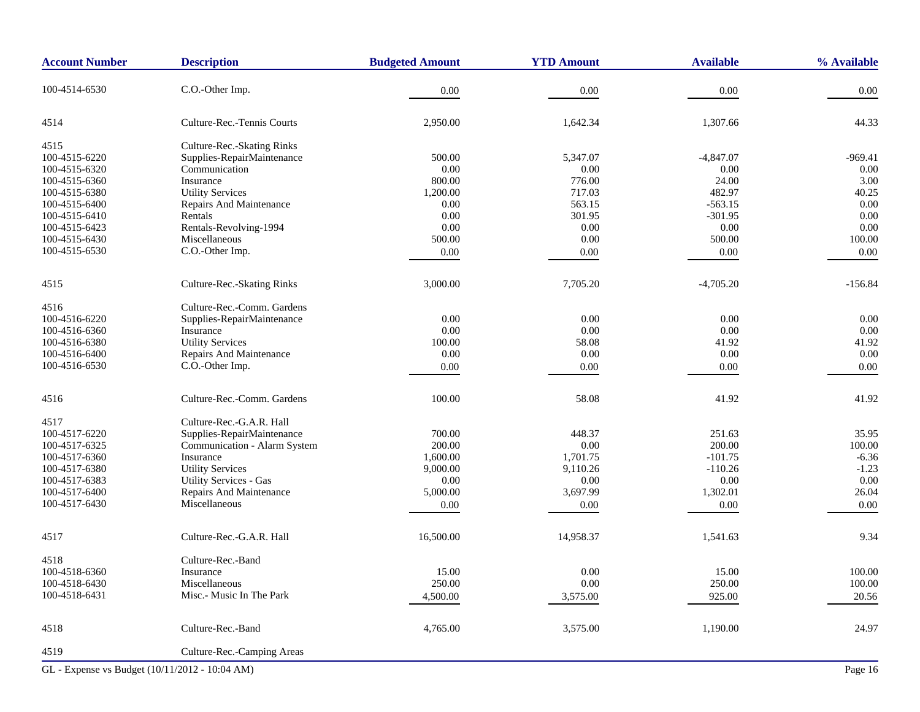| Account Number | Description | Budgeted Amount | YTD Amount | Available | % Available |
|---|---|---|---|---|---|
| 100-4514-6530 | C.O.-Other Imp. | 0.00 | 0.00 | 0.00 | 0.00 |
| 4514 | Culture-Rec.-Tennis Courts | 2,950.00 | 1,642.34 | 1,307.66 | 44.33 |
| 4515 | Culture-Rec.-Skating Rinks | | | | |
| 100-4515-6220 | Supplies-RepairMaintenance | 500.00 | 5,347.07 | -4,847.07 | -969.41 |
| 100-4515-6320 | Communication | 0.00 | 0.00 | 0.00 | 0.00 |
| 100-4515-6360 | Insurance | 800.00 | 776.00 | 24.00 | 3.00 |
| 100-4515-6380 | Utility Services | 1,200.00 | 717.03 | 482.97 | 40.25 |
| 100-4515-6400 | Repairs And Maintenance | 0.00 | 563.15 | -563.15 | 0.00 |
| 100-4515-6410 | Rentals | 0.00 | 301.95 | -301.95 | 0.00 |
| 100-4515-6423 | Rentals-Revolving-1994 | 0.00 | 0.00 | 0.00 | 0.00 |
| 100-4515-6430 | Miscellaneous | 500.00 | 0.00 | 500.00 | 100.00 |
| 100-4515-6530 | C.O.-Other Imp. | 0.00 | 0.00 | 0.00 | 0.00 |
| 4515 | Culture-Rec.-Skating Rinks | 3,000.00 | 7,705.20 | -4,705.20 | -156.84 |
| 4516 | Culture-Rec.-Comm. Gardens | | | | |
| 100-4516-6220 | Supplies-RepairMaintenance | 0.00 | 0.00 | 0.00 | 0.00 |
| 100-4516-6360 | Insurance | 0.00 | 0.00 | 0.00 | 0.00 |
| 100-4516-6380 | Utility Services | 100.00 | 58.08 | 41.92 | 41.92 |
| 100-4516-6400 | Repairs And Maintenance | 0.00 | 0.00 | 0.00 | 0.00 |
| 100-4516-6530 | C.O.-Other Imp. | 0.00 | 0.00 | 0.00 | 0.00 |
| 4516 | Culture-Rec.-Comm. Gardens | 100.00 | 58.08 | 41.92 | 41.92 |
| 4517 | Culture-Rec.-G.A.R. Hall | | | | |
| 100-4517-6220 | Supplies-RepairMaintenance | 700.00 | 448.37 | 251.63 | 35.95 |
| 100-4517-6325 | Communication - Alarm System | 200.00 | 0.00 | 200.00 | 100.00 |
| 100-4517-6360 | Insurance | 1,600.00 | 1,701.75 | -101.75 | -6.36 |
| 100-4517-6380 | Utility Services | 9,000.00 | 9,110.26 | -110.26 | -1.23 |
| 100-4517-6383 | Utility Services - Gas | 0.00 | 0.00 | 0.00 | 0.00 |
| 100-4517-6400 | Repairs And Maintenance | 5,000.00 | 3,697.99 | 1,302.01 | 26.04 |
| 100-4517-6430 | Miscellaneous | 0.00 | 0.00 | 0.00 | 0.00 |
| 4517 | Culture-Rec.-G.A.R. Hall | 16,500.00 | 14,958.37 | 1,541.63 | 9.34 |
| 4518 | Culture-Rec.-Band | | | | |
| 100-4518-6360 | Insurance | 15.00 | 0.00 | 15.00 | 100.00 |
| 100-4518-6430 | Miscellaneous | 250.00 | 0.00 | 250.00 | 100.00 |
| 100-4518-6431 | Misc.- Music In The Park | 4,500.00 | 3,575.00 | 925.00 | 20.56 |
| 4518 | Culture-Rec.-Band | 4,765.00 | 3,575.00 | 1,190.00 | 24.97 |
| 4519 | Culture-Rec.-Camping Areas | | | | |

GL - Expense vs Budget (10/11/2012 - 10:04 AM)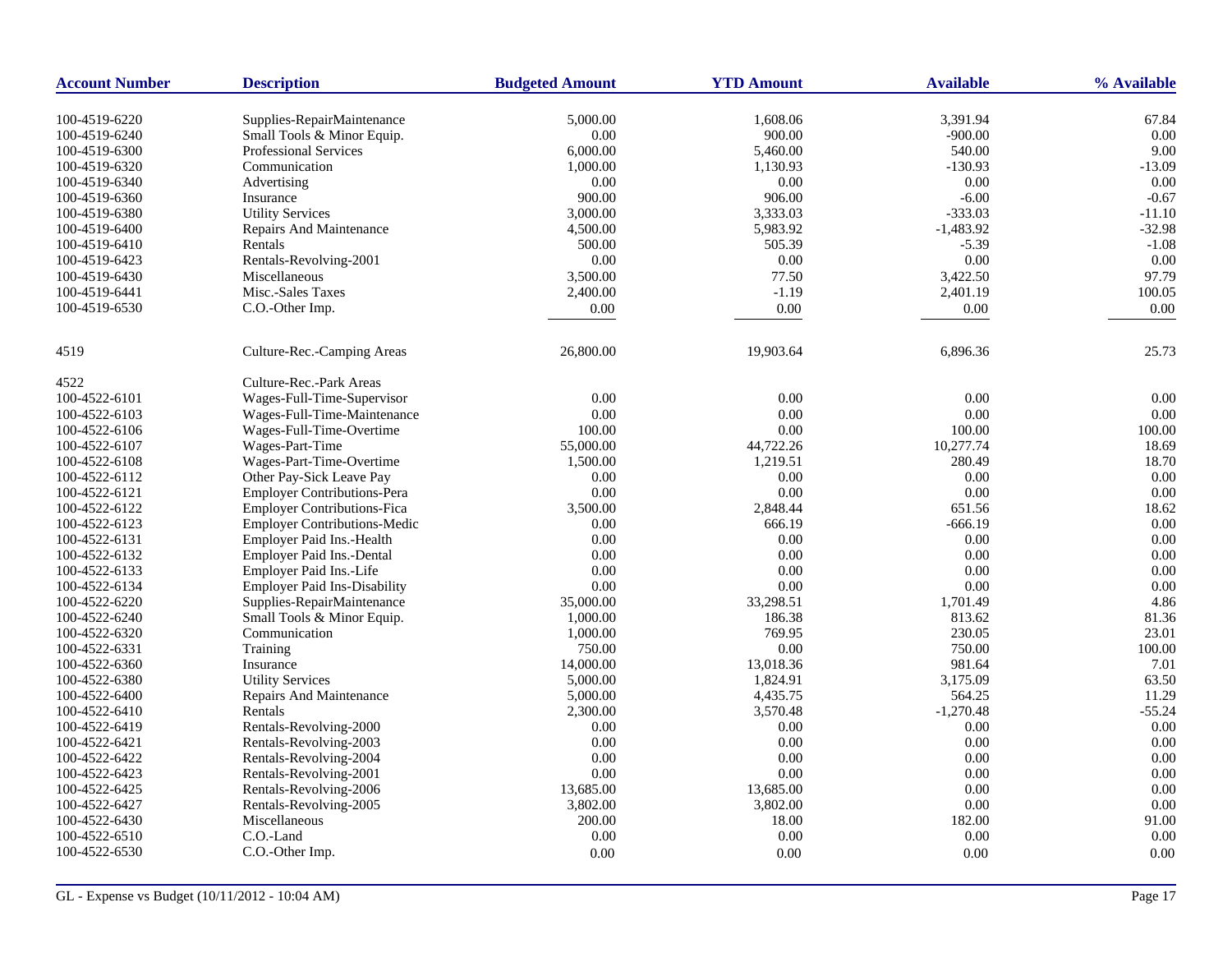| Account Number | Description | Budgeted Amount | YTD Amount | Available | % Available |
|---|---|---|---|---|---|
| 100-4519-6220 | Supplies-RepairMaintenance | 5,000.00 | 1,608.06 | 3,391.94 | 67.84 |
| 100-4519-6240 | Small Tools & Minor Equip. | 0.00 | 900.00 | -900.00 | 0.00 |
| 100-4519-6300 | Professional Services | 6,000.00 | 5,460.00 | 540.00 | 9.00 |
| 100-4519-6320 | Communication | 1,000.00 | 1,130.93 | -130.93 | -13.09 |
| 100-4519-6340 | Advertising | 0.00 | 0.00 | 0.00 | 0.00 |
| 100-4519-6360 | Insurance | 900.00 | 906.00 | -6.00 | -0.67 |
| 100-4519-6380 | Utility Services | 3,000.00 | 3,333.03 | -333.03 | -11.10 |
| 100-4519-6400 | Repairs And Maintenance | 4,500.00 | 5,983.92 | -1,483.92 | -32.98 |
| 100-4519-6410 | Rentals | 500.00 | 505.39 | -5.39 | -1.08 |
| 100-4519-6423 | Rentals-Revolving-2001 | 0.00 | 0.00 | 0.00 | 0.00 |
| 100-4519-6430 | Miscellaneous | 3,500.00 | 77.50 | 3,422.50 | 97.79 |
| 100-4519-6441 | Misc.-Sales Taxes | 2,400.00 | -1.19 | 2,401.19 | 100.05 |
| 100-4519-6530 | C.O.-Other Imp. | 0.00 | 0.00 | 0.00 | 0.00 |
| 4519 | Culture-Rec.-Camping Areas | 26,800.00 | 19,903.64 | 6,896.36 | 25.73 |
| 4522 | Culture-Rec.-Park Areas | | | | |
| 100-4522-6101 | Wages-Full-Time-Supervisor | 0.00 | 0.00 | 0.00 | 0.00 |
| 100-4522-6103 | Wages-Full-Time-Maintenance | 0.00 | 0.00 | 0.00 | 0.00 |
| 100-4522-6106 | Wages-Full-Time-Overtime | 100.00 | 0.00 | 100.00 | 100.00 |
| 100-4522-6107 | Wages-Part-Time | 55,000.00 | 44,722.26 | 10,277.74 | 18.69 |
| 100-4522-6108 | Wages-Part-Time-Overtime | 1,500.00 | 1,219.51 | 280.49 | 18.70 |
| 100-4522-6112 | Other Pay-Sick Leave Pay | 0.00 | 0.00 | 0.00 | 0.00 |
| 100-4522-6121 | Employer Contributions-Pera | 0.00 | 0.00 | 0.00 | 0.00 |
| 100-4522-6122 | Employer Contributions-Fica | 3,500.00 | 2,848.44 | 651.56 | 18.62 |
| 100-4522-6123 | Employer Contributions-Medic | 0.00 | 666.19 | -666.19 | 0.00 |
| 100-4522-6131 | Employer Paid Ins.-Health | 0.00 | 0.00 | 0.00 | 0.00 |
| 100-4522-6132 | Employer Paid Ins.-Dental | 0.00 | 0.00 | 0.00 | 0.00 |
| 100-4522-6133 | Employer Paid Ins.-Life | 0.00 | 0.00 | 0.00 | 0.00 |
| 100-4522-6134 | Employer Paid Ins-Disability | 0.00 | 0.00 | 0.00 | 0.00 |
| 100-4522-6220 | Supplies-RepairMaintenance | 35,000.00 | 33,298.51 | 1,701.49 | 4.86 |
| 100-4522-6240 | Small Tools & Minor Equip. | 1,000.00 | 186.38 | 813.62 | 81.36 |
| 100-4522-6320 | Communication | 1,000.00 | 769.95 | 230.05 | 23.01 |
| 100-4522-6331 | Training | 750.00 | 0.00 | 750.00 | 100.00 |
| 100-4522-6360 | Insurance | 14,000.00 | 13,018.36 | 981.64 | 7.01 |
| 100-4522-6380 | Utility Services | 5,000.00 | 1,824.91 | 3,175.09 | 63.50 |
| 100-4522-6400 | Repairs And Maintenance | 5,000.00 | 4,435.75 | 564.25 | 11.29 |
| 100-4522-6410 | Rentals | 2,300.00 | 3,570.48 | -1,270.48 | -55.24 |
| 100-4522-6419 | Rentals-Revolving-2000 | 0.00 | 0.00 | 0.00 | 0.00 |
| 100-4522-6421 | Rentals-Revolving-2003 | 0.00 | 0.00 | 0.00 | 0.00 |
| 100-4522-6422 | Rentals-Revolving-2004 | 0.00 | 0.00 | 0.00 | 0.00 |
| 100-4522-6423 | Rentals-Revolving-2001 | 0.00 | 0.00 | 0.00 | 0.00 |
| 100-4522-6425 | Rentals-Revolving-2006 | 13,685.00 | 13,685.00 | 0.00 | 0.00 |
| 100-4522-6427 | Rentals-Revolving-2005 | 3,802.00 | 3,802.00 | 0.00 | 0.00 |
| 100-4522-6430 | Miscellaneous | 200.00 | 18.00 | 182.00 | 91.00 |
| 100-4522-6510 | C.O.-Land | 0.00 | 0.00 | 0.00 | 0.00 |
| 100-4522-6530 | C.O.-Other Imp. | 0.00 | 0.00 | 0.00 | 0.00 |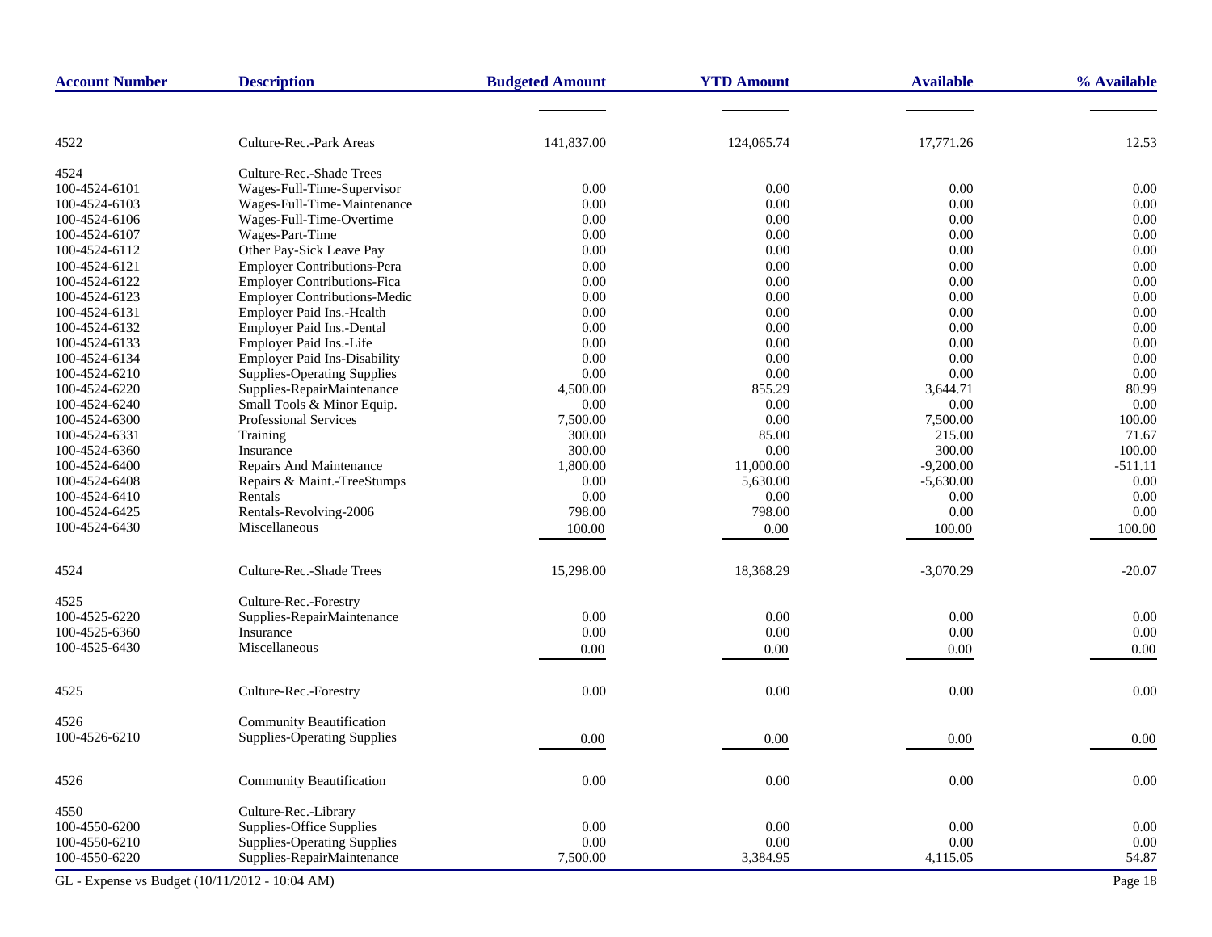| Account Number | Description | Budgeted Amount | YTD Amount | Available | % Available |
|---|---|---|---|---|---|
| 4522 | Culture-Rec.-Park Areas | 141,837.00 | 124,065.74 | 17,771.26 | 12.53 |
| 4524 | Culture-Rec.-Shade Trees | | | | |
| 100-4524-6101 | Wages-Full-Time-Supervisor | 0.00 | 0.00 | 0.00 | 0.00 |
| 100-4524-6103 | Wages-Full-Time-Maintenance | 0.00 | 0.00 | 0.00 | 0.00 |
| 100-4524-6106 | Wages-Full-Time-Overtime | 0.00 | 0.00 | 0.00 | 0.00 |
| 100-4524-6107 | Wages-Part-Time | 0.00 | 0.00 | 0.00 | 0.00 |
| 100-4524-6112 | Other Pay-Sick Leave Pay | 0.00 | 0.00 | 0.00 | 0.00 |
| 100-4524-6121 | Employer Contributions-Pera | 0.00 | 0.00 | 0.00 | 0.00 |
| 100-4524-6122 | Employer Contributions-Fica | 0.00 | 0.00 | 0.00 | 0.00 |
| 100-4524-6123 | Employer Contributions-Medic | 0.00 | 0.00 | 0.00 | 0.00 |
| 100-4524-6131 | Employer Paid Ins.-Health | 0.00 | 0.00 | 0.00 | 0.00 |
| 100-4524-6132 | Employer Paid Ins.-Dental | 0.00 | 0.00 | 0.00 | 0.00 |
| 100-4524-6133 | Employer Paid Ins.-Life | 0.00 | 0.00 | 0.00 | 0.00 |
| 100-4524-6134 | Employer Paid Ins-Disability | 0.00 | 0.00 | 0.00 | 0.00 |
| 100-4524-6210 | Supplies-Operating Supplies | 0.00 | 0.00 | 0.00 | 0.00 |
| 100-4524-6220 | Supplies-RepairMaintenance | 4,500.00 | 855.29 | 3,644.71 | 80.99 |
| 100-4524-6240 | Small Tools & Minor Equip. | 0.00 | 0.00 | 0.00 | 0.00 |
| 100-4524-6300 | Professional Services | 7,500.00 | 0.00 | 7,500.00 | 100.00 |
| 100-4524-6331 | Training | 300.00 | 85.00 | 215.00 | 71.67 |
| 100-4524-6360 | Insurance | 300.00 | 0.00 | 300.00 | 100.00 |
| 100-4524-6400 | Repairs And Maintenance | 1,800.00 | 11,000.00 | -9,200.00 | -511.11 |
| 100-4524-6408 | Repairs & Maint.-TreeStumps | 0.00 | 5,630.00 | -5,630.00 | 0.00 |
| 100-4524-6410 | Rentals | 0.00 | 0.00 | 0.00 | 0.00 |
| 100-4524-6425 | Rentals-Revolving-2006 | 798.00 | 798.00 | 0.00 | 0.00 |
| 100-4524-6430 | Miscellaneous | 100.00 | 0.00 | 100.00 | 100.00 |
| 4524 | Culture-Rec.-Shade Trees | 15,298.00 | 18,368.29 | -3,070.29 | -20.07 |
| 4525 | Culture-Rec.-Forestry | | | | |
| 100-4525-6220 | Supplies-RepairMaintenance | 0.00 | 0.00 | 0.00 | 0.00 |
| 100-4525-6360 | Insurance | 0.00 | 0.00 | 0.00 | 0.00 |
| 100-4525-6430 | Miscellaneous | 0.00 | 0.00 | 0.00 | 0.00 |
| 4525 | Culture-Rec.-Forestry | 0.00 | 0.00 | 0.00 | 0.00 |
| 4526 | Community Beautification | | | | |
| 100-4526-6210 | Supplies-Operating Supplies | 0.00 | 0.00 | 0.00 | 0.00 |
| 4526 | Community Beautification | 0.00 | 0.00 | 0.00 | 0.00 |
| 4550 | Culture-Rec.-Library | | | | |
| 100-4550-6200 | Supplies-Office Supplies | 0.00 | 0.00 | 0.00 | 0.00 |
| 100-4550-6210 | Supplies-Operating Supplies | 0.00 | 0.00 | 0.00 | 0.00 |
| 100-4550-6220 | Supplies-RepairMaintenance | 7,500.00 | 3,384.95 | 4,115.05 | 54.87 |

GL - Expense vs Budget (10/11/2012 - 10:04 AM)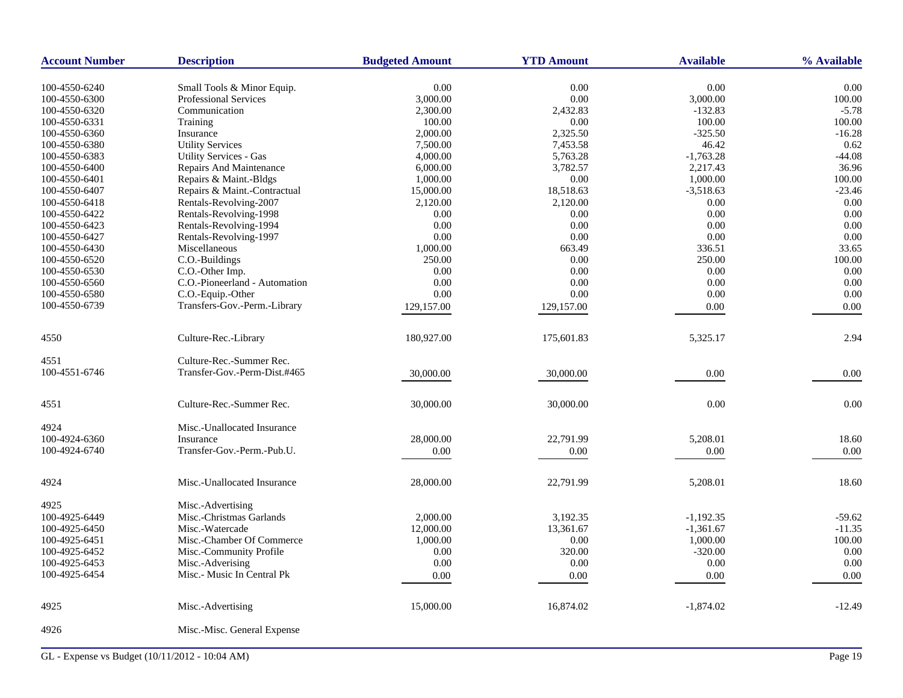| Account Number | Description | Budgeted Amount | YTD Amount | Available | % Available |
|---|---|---|---|---|---|
| 100-4550-6240 | Small Tools & Minor Equip. | 0.00 | 0.00 | 0.00 | 0.00 |
| 100-4550-6300 | Professional Services | 3,000.00 | 0.00 | 3,000.00 | 100.00 |
| 100-4550-6320 | Communication | 2,300.00 | 2,432.83 | -132.83 | -5.78 |
| 100-4550-6331 | Training | 100.00 | 0.00 | 100.00 | 100.00 |
| 100-4550-6360 | Insurance | 2,000.00 | 2,325.50 | -325.50 | -16.28 |
| 100-4550-6380 | Utility Services | 7,500.00 | 7,453.58 | 46.42 | 0.62 |
| 100-4550-6383 | Utility Services - Gas | 4,000.00 | 5,763.28 | -1,763.28 | -44.08 |
| 100-4550-6400 | Repairs And Maintenance | 6,000.00 | 3,782.57 | 2,217.43 | 36.96 |
| 100-4550-6401 | Repairs & Maint.-Bldgs | 1,000.00 | 0.00 | 1,000.00 | 100.00 |
| 100-4550-6407 | Repairs & Maint.-Contractual | 15,000.00 | 18,518.63 | -3,518.63 | -23.46 |
| 100-4550-6418 | Rentals-Revolving-2007 | 2,120.00 | 2,120.00 | 0.00 | 0.00 |
| 100-4550-6422 | Rentals-Revolving-1998 | 0.00 | 0.00 | 0.00 | 0.00 |
| 100-4550-6423 | Rentals-Revolving-1994 | 0.00 | 0.00 | 0.00 | 0.00 |
| 100-4550-6427 | Rentals-Revolving-1997 | 0.00 | 0.00 | 0.00 | 0.00 |
| 100-4550-6430 | Miscellaneous | 1,000.00 | 663.49 | 336.51 | 33.65 |
| 100-4550-6520 | C.O.-Buildings | 250.00 | 0.00 | 250.00 | 100.00 |
| 100-4550-6530 | C.O.-Other Imp. | 0.00 | 0.00 | 0.00 | 0.00 |
| 100-4550-6560 | C.O.-Pioneerland - Automation | 0.00 | 0.00 | 0.00 | 0.00 |
| 100-4550-6580 | C.O.-Equip.-Other | 0.00 | 0.00 | 0.00 | 0.00 |
| 100-4550-6739 | Transfers-Gov.-Perm.-Library | 129,157.00 | 129,157.00 | 0.00 | 0.00 |
| 4550 | Culture-Rec.-Library | 180,927.00 | 175,601.83 | 5,325.17 | 2.94 |
| 4551 | Culture-Rec.-Summer Rec. | | | | |
| 100-4551-6746 | Transfer-Gov.-Perm-Dist.#465 | 30,000.00 | 30,000.00 | 0.00 | 0.00 |
| 4551 | Culture-Rec.-Summer Rec. | 30,000.00 | 30,000.00 | 0.00 | 0.00 |
| 4924 | Misc.-Unallocated Insurance | | | | |
| 100-4924-6360 | Insurance | 28,000.00 | 22,791.99 | 5,208.01 | 18.60 |
| 100-4924-6740 | Transfer-Gov.-Perm.-Pub.U. | 0.00 | 0.00 | 0.00 | 0.00 |
| 4924 | Misc.-Unallocated Insurance | 28,000.00 | 22,791.99 | 5,208.01 | 18.60 |
| 4925 | Misc.-Advertising | | | | |
| 100-4925-6449 | Misc.-Christmas Garlands | 2,000.00 | 3,192.35 | -1,192.35 | -59.62 |
| 100-4925-6450 | Misc.-Watercade | 12,000.00 | 13,361.67 | -1,361.67 | -11.35 |
| 100-4925-6451 | Misc.-Chamber Of Commerce | 1,000.00 | 0.00 | 1,000.00 | 100.00 |
| 100-4925-6452 | Misc.-Community Profile | 0.00 | 320.00 | -320.00 | 0.00 |
| 100-4925-6453 | Misc.-Adverising | 0.00 | 0.00 | 0.00 | 0.00 |
| 100-4925-6454 | Misc.- Music In Central Pk | 0.00 | 0.00 | 0.00 | 0.00 |
| 4925 | Misc.-Advertising | 15,000.00 | 16,874.02 | -1,874.02 | -12.49 |
| 4926 | Misc.-Misc. General Expense | | | | |

GL - Expense vs Budget (10/11/2012 - 10:04 AM)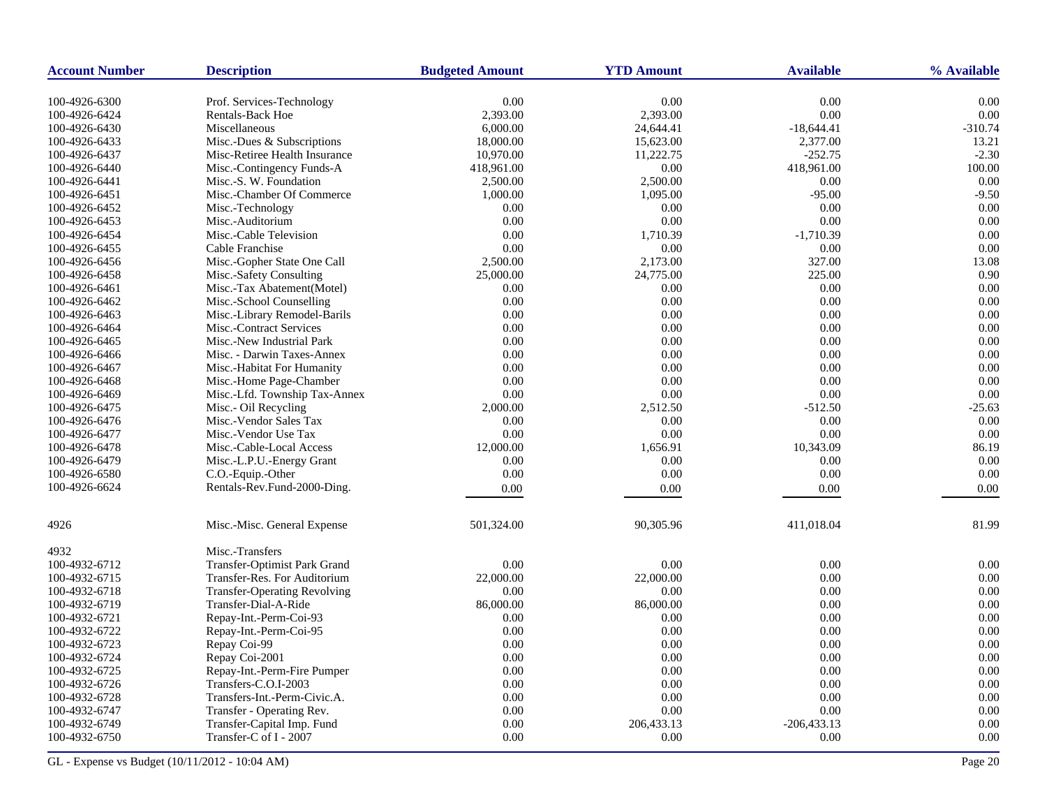| Account Number | Description | Budgeted Amount | YTD Amount | Available | % Available |
|---|---|---|---|---|---|
| 100-4926-6300 | Prof. Services-Technology | 0.00 | 0.00 | 0.00 | 0.00 |
| 100-4926-6424 | Rentals-Back Hoe | 2,393.00 | 2,393.00 | 0.00 | 0.00 |
| 100-4926-6430 | Miscellaneous | 6,000.00 | 24,644.41 | -18,644.41 | -310.74 |
| 100-4926-6433 | Misc.-Dues & Subscriptions | 18,000.00 | 15,623.00 | 2,377.00 | 13.21 |
| 100-4926-6437 | Misc-Retiree Health Insurance | 10,970.00 | 11,222.75 | -252.75 | -2.30 |
| 100-4926-6440 | Misc.-Contingency Funds-A | 418,961.00 | 0.00 | 418,961.00 | 100.00 |
| 100-4926-6441 | Misc.-S. W. Foundation | 2,500.00 | 2,500.00 | 0.00 | 0.00 |
| 100-4926-6451 | Misc.-Chamber Of Commerce | 1,000.00 | 1,095.00 | -95.00 | -9.50 |
| 100-4926-6452 | Misc.-Technology | 0.00 | 0.00 | 0.00 | 0.00 |
| 100-4926-6453 | Misc.-Auditorium | 0.00 | 0.00 | 0.00 | 0.00 |
| 100-4926-6454 | Misc.-Cable Television | 0.00 | 1,710.39 | -1,710.39 | 0.00 |
| 100-4926-6455 | Cable Franchise | 0.00 | 0.00 | 0.00 | 0.00 |
| 100-4926-6456 | Misc.-Gopher State One Call | 2,500.00 | 2,173.00 | 327.00 | 13.08 |
| 100-4926-6458 | Misc.-Safety Consulting | 25,000.00 | 24,775.00 | 225.00 | 0.90 |
| 100-4926-6461 | Misc.-Tax Abatement(Motel) | 0.00 | 0.00 | 0.00 | 0.00 |
| 100-4926-6462 | Misc.-School Counselling | 0.00 | 0.00 | 0.00 | 0.00 |
| 100-4926-6463 | Misc.-Library Remodel-Barils | 0.00 | 0.00 | 0.00 | 0.00 |
| 100-4926-6464 | Misc.-Contract Services | 0.00 | 0.00 | 0.00 | 0.00 |
| 100-4926-6465 | Misc.-New Industrial Park | 0.00 | 0.00 | 0.00 | 0.00 |
| 100-4926-6466 | Misc. - Darwin Taxes-Annex | 0.00 | 0.00 | 0.00 | 0.00 |
| 100-4926-6467 | Misc.-Habitat For Humanity | 0.00 | 0.00 | 0.00 | 0.00 |
| 100-4926-6468 | Misc.-Home Page-Chamber | 0.00 | 0.00 | 0.00 | 0.00 |
| 100-4926-6469 | Misc.-Lfd. Township Tax-Annex | 0.00 | 0.00 | 0.00 | 0.00 |
| 100-4926-6475 | Misc.- Oil Recycling | 2,000.00 | 2,512.50 | -512.50 | -25.63 |
| 100-4926-6476 | Misc.-Vendor Sales Tax | 0.00 | 0.00 | 0.00 | 0.00 |
| 100-4926-6477 | Misc.-Vendor Use Tax | 0.00 | 0.00 | 0.00 | 0.00 |
| 100-4926-6478 | Misc.-Cable-Local Access | 12,000.00 | 1,656.91 | 10,343.09 | 86.19 |
| 100-4926-6479 | Misc.-L.P.U.-Energy Grant | 0.00 | 0.00 | 0.00 | 0.00 |
| 100-4926-6580 | C.O.-Equip.-Other | 0.00 | 0.00 | 0.00 | 0.00 |
| 100-4926-6624 | Rentals-Rev.Fund-2000-Ding. | 0.00 | 0.00 | 0.00 | 0.00 |
| 4926 | Misc.-Misc. General Expense | 501,324.00 | 90,305.96 | 411,018.04 | 81.99 |
| 4932 | Misc.-Transfers | | | | |
| 100-4932-6712 | Transfer-Optimist Park Grand | 0.00 | 0.00 | 0.00 | 0.00 |
| 100-4932-6715 | Transfer-Res. For Auditorium | 22,000.00 | 22,000.00 | 0.00 | 0.00 |
| 100-4932-6718 | Transfer-Operating Revolving | 0.00 | 0.00 | 0.00 | 0.00 |
| 100-4932-6719 | Transfer-Dial-A-Ride | 86,000.00 | 86,000.00 | 0.00 | 0.00 |
| 100-4932-6721 | Repay-Int.-Perm-Coi-93 | 0.00 | 0.00 | 0.00 | 0.00 |
| 100-4932-6722 | Repay-Int.-Perm-Coi-95 | 0.00 | 0.00 | 0.00 | 0.00 |
| 100-4932-6723 | Repay Coi-99 | 0.00 | 0.00 | 0.00 | 0.00 |
| 100-4932-6724 | Repay Coi-2001 | 0.00 | 0.00 | 0.00 | 0.00 |
| 100-4932-6725 | Repay-Int.-Perm-Fire Pumper | 0.00 | 0.00 | 0.00 | 0.00 |
| 100-4932-6726 | Transfers-C.O.I-2003 | 0.00 | 0.00 | 0.00 | 0.00 |
| 100-4932-6728 | Transfers-Int.-Perm-Civic.A. | 0.00 | 0.00 | 0.00 | 0.00 |
| 100-4932-6747 | Transfer - Operating Rev. | 0.00 | 0.00 | 0.00 | 0.00 |
| 100-4932-6749 | Transfer-Capital Imp. Fund | 0.00 | 206,433.13 | -206,433.13 | 0.00 |
| 100-4932-6750 | Transfer-C of I - 2007 | 0.00 | 0.00 | 0.00 | 0.00 |

GL - Expense vs Budget (10/11/2012 - 10:04 AM)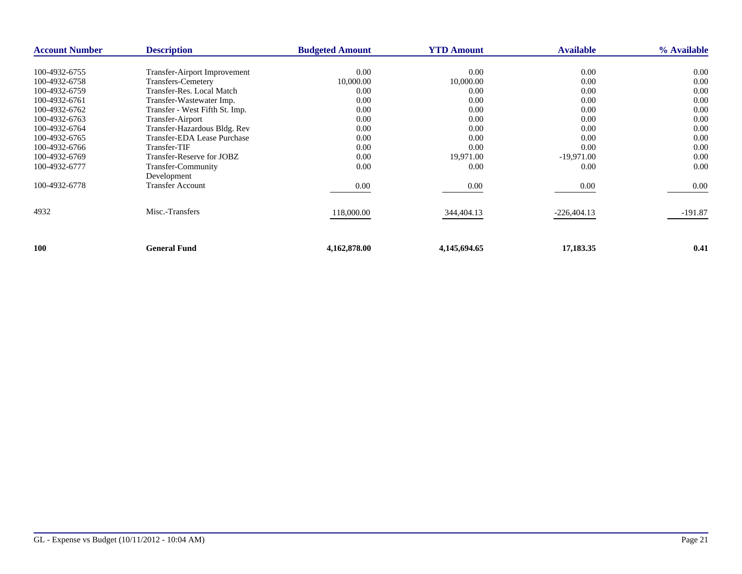| Account Number | Description | Budgeted Amount | YTD Amount | Available | % Available |
|---|---|---|---|---|---|
| 100-4932-6755 | Transfer-Airport Improvement | 0.00 | 0.00 | 0.00 | 0.00 |
| 100-4932-6758 | Transfers-Cemetery | 10,000.00 | 10,000.00 | 0.00 | 0.00 |
| 100-4932-6759 | Transfer-Res. Local Match | 0.00 | 0.00 | 0.00 | 0.00 |
| 100-4932-6761 | Transfer-Wastewater Imp. | 0.00 | 0.00 | 0.00 | 0.00 |
| 100-4932-6762 | Transfer - West Fifth St. Imp. | 0.00 | 0.00 | 0.00 | 0.00 |
| 100-4932-6763 | Transfer-Airport | 0.00 | 0.00 | 0.00 | 0.00 |
| 100-4932-6764 | Transfer-Hazardous Bldg. Rev | 0.00 | 0.00 | 0.00 | 0.00 |
| 100-4932-6765 | Transfer-EDA Lease Purchase | 0.00 | 0.00 | 0.00 | 0.00 |
| 100-4932-6766 | Transfer-TIF | 0.00 | 0.00 | 0.00 | 0.00 |
| 100-4932-6769 | Transfer-Reserve for JOBZ | 0.00 | 19,971.00 | -19,971.00 | 0.00 |
| 100-4932-6777 | Transfer-Community Development | 0.00 | 0.00 | 0.00 | 0.00 |
| 100-4932-6778 | Transfer Account | 0.00 | 0.00 | 0.00 | 0.00 |
| 4932 | Misc.-Transfers | 118,000.00 | 344,404.13 | -226,404.13 | -191.87 |
| **100** | **General Fund** | **4,162,878.00** | **4,145,694.65** | **17,183.35** | **0.41** |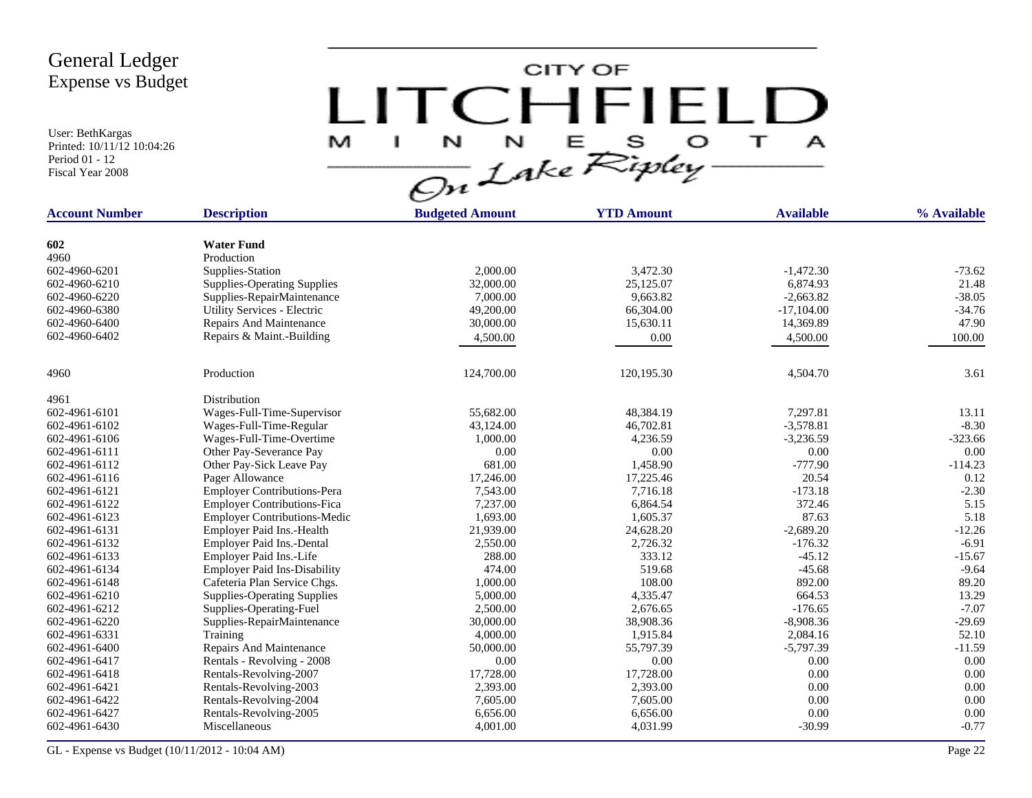# General Ledger
## Expense vs Budget

User: BethKargas
Printed: 10/11/12 10:04:26
Period 01 - 12
Fiscal Year 2008

CITY OF LITCHFIELD MINNESOTA — On Lake Ripley

| Account Number | Description | Budgeted Amount | YTD Amount | Available | % Available |
|---|---|---|---|---|---|
| **602** | **Water Fund** | | | | |
| 4960 | Production | | | | |
| 602-4960-6201 | Supplies-Station | 2,000.00 | 3,472.30 | -1,472.30 | -73.62 |
| 602-4960-6210 | Supplies-Operating Supplies | 32,000.00 | 25,125.07 | 6,874.93 | 21.48 |
| 602-4960-6220 | Supplies-RepairMaintenance | 7,000.00 | 9,663.82 | -2,663.82 | -38.05 |
| 602-4960-6380 | Utility Services - Electric | 49,200.00 | 66,304.00 | -17,104.00 | -34.76 |
| 602-4960-6400 | Repairs And Maintenance | 30,000.00 | 15,630.11 | 14,369.89 | 47.90 |
| 602-4960-6402 | Repairs & Maint.-Building | 4,500.00 | 0.00 | 4,500.00 | 100.00 |
| 4960 | Production | 124,700.00 | 120,195.30 | 4,504.70 | 3.61 |
| 4961 | Distribution | | | | |
| 602-4961-6101 | Wages-Full-Time-Supervisor | 55,682.00 | 48,384.19 | 7,297.81 | 13.11 |
| 602-4961-6102 | Wages-Full-Time-Regular | 43,124.00 | 46,702.81 | -3,578.81 | -8.30 |
| 602-4961-6106 | Wages-Full-Time-Overtime | 1,000.00 | 4,236.59 | -3,236.59 | -323.66 |
| 602-4961-6111 | Other Pay-Severance Pay | 0.00 | 0.00 | 0.00 | 0.00 |
| 602-4961-6112 | Other Pay-Sick Leave Pay | 681.00 | 1,458.90 | -777.90 | -114.23 |
| 602-4961-6116 | Pager Allowance | 17,246.00 | 17,225.46 | 20.54 | 0.12 |
| 602-4961-6121 | Employer Contributions-Pera | 7,543.00 | 7,716.18 | -173.18 | -2.30 |
| 602-4961-6122 | Employer Contributions-Fica | 7,237.00 | 6,864.54 | 372.46 | 5.15 |
| 602-4961-6123 | Employer Contributions-Medic | 1,693.00 | 1,605.37 | 87.63 | 5.18 |
| 602-4961-6131 | Employer Paid Ins.-Health | 21,939.00 | 24,628.20 | -2,689.20 | -12.26 |
| 602-4961-6132 | Employer Paid Ins.-Dental | 2,550.00 | 2,726.32 | -176.32 | -6.91 |
| 602-4961-6133 | Employer Paid Ins.-Life | 288.00 | 333.12 | -45.12 | -15.67 |
| 602-4961-6134 | Employer Paid Ins-Disability | 474.00 | 519.68 | -45.68 | -9.64 |
| 602-4961-6148 | Cafeteria Plan Service Chgs. | 1,000.00 | 108.00 | 892.00 | 89.20 |
| 602-4961-6210 | Supplies-Operating Supplies | 5,000.00 | 4,335.47 | 664.53 | 13.29 |
| 602-4961-6212 | Supplies-Operating-Fuel | 2,500.00 | 2,676.65 | -176.65 | -7.07 |
| 602-4961-6220 | Supplies-RepairMaintenance | 30,000.00 | 38,908.36 | -8,908.36 | -29.69 |
| 602-4961-6331 | Training | 4,000.00 | 1,915.84 | 2,084.16 | 52.10 |
| 602-4961-6400 | Repairs And Maintenance | 50,000.00 | 55,797.39 | -5,797.39 | -11.59 |
| 602-4961-6417 | Rentals - Revolving - 2008 | 0.00 | 0.00 | 0.00 | 0.00 |
| 602-4961-6418 | Rentals-Revolving-2007 | 17,728.00 | 17,728.00 | 0.00 | 0.00 |
| 602-4961-6421 | Rentals-Revolving-2003 | 2,393.00 | 2,393.00 | 0.00 | 0.00 |
| 602-4961-6422 | Rentals-Revolving-2004 | 7,605.00 | 7,605.00 | 0.00 | 0.00 |
| 602-4961-6427 | Rentals-Revolving-2005 | 6,656.00 | 6,656.00 | 0.00 | 0.00 |
| 602-4961-6430 | Miscellaneous | 4,001.00 | 4,031.99 | -30.99 | -0.77 |

GL - Expense vs Budget (10/11/2012 - 10:04 AM)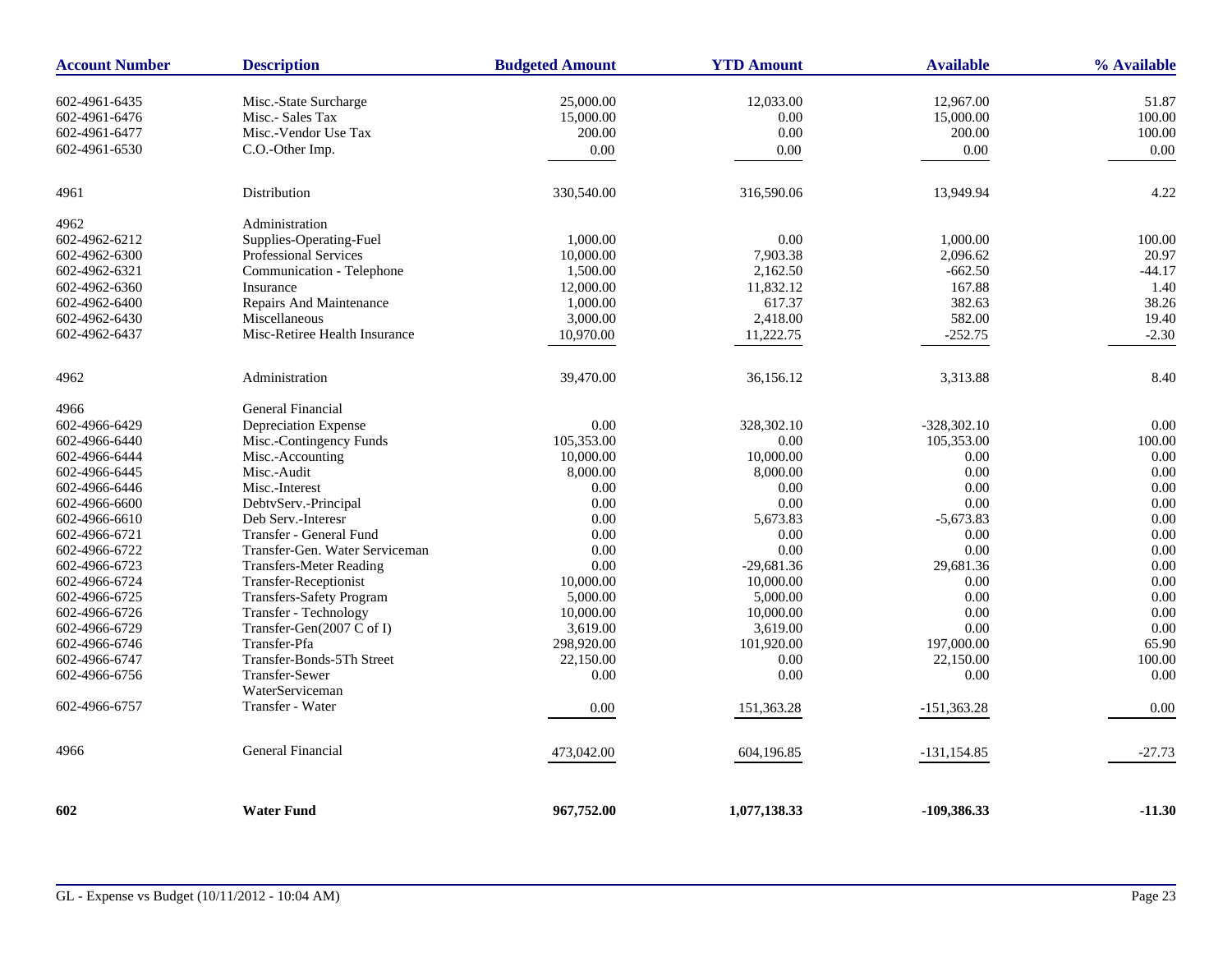| Account Number | Description | Budgeted Amount | YTD Amount | Available | % Available |
|---|---|---|---|---|---|
| 602-4961-6435 | Misc.-State Surcharge | 25,000.00 | 12,033.00 | 12,967.00 | 51.87 |
| 602-4961-6476 | Misc.- Sales Tax | 15,000.00 | 0.00 | 15,000.00 | 100.00 |
| 602-4961-6477 | Misc.-Vendor Use Tax | 200.00 | 0.00 | 200.00 | 100.00 |
| 602-4961-6530 | C.O.-Other Imp. | 0.00 | 0.00 | 0.00 | 0.00 |
| 4961 | Distribution | 330,540.00 | 316,590.06 | 13,949.94 | 4.22 |
| 4962 | Administration | | | | |
| 602-4962-6212 | Supplies-Operating-Fuel | 1,000.00 | 0.00 | 1,000.00 | 100.00 |
| 602-4962-6300 | Professional Services | 10,000.00 | 7,903.38 | 2,096.62 | 20.97 |
| 602-4962-6321 | Communication - Telephone | 1,500.00 | 2,162.50 | -662.50 | -44.17 |
| 602-4962-6360 | Insurance | 12,000.00 | 11,832.12 | 167.88 | 1.40 |
| 602-4962-6400 | Repairs And Maintenance | 1,000.00 | 617.37 | 382.63 | 38.26 |
| 602-4962-6430 | Miscellaneous | 3,000.00 | 2,418.00 | 582.00 | 19.40 |
| 602-4962-6437 | Misc-Retiree Health Insurance | 10,970.00 | 11,222.75 | -252.75 | -2.30 |
| 4962 | Administration | 39,470.00 | 36,156.12 | 3,313.88 | 8.40 |
| 4966 | General Financial | | | | |
| 602-4966-6429 | Depreciation Expense | 0.00 | 328,302.10 | -328,302.10 | 0.00 |
| 602-4966-6440 | Misc.-Contingency Funds | 105,353.00 | 0.00 | 105,353.00 | 100.00 |
| 602-4966-6444 | Misc.-Accounting | 10,000.00 | 10,000.00 | 0.00 | 0.00 |
| 602-4966-6445 | Misc.-Audit | 8,000.00 | 8,000.00 | 0.00 | 0.00 |
| 602-4966-6446 | Misc.-Interest | 0.00 | 0.00 | 0.00 | 0.00 |
| 602-4966-6600 | DebtvServ.-Principal | 0.00 | 0.00 | 0.00 | 0.00 |
| 602-4966-6610 | Deb Serv.-Interesr | 0.00 | 5,673.83 | -5,673.83 | 0.00 |
| 602-4966-6721 | Transfer - General Fund | 0.00 | 0.00 | 0.00 | 0.00 |
| 602-4966-6722 | Transfer-Gen. Water Serviceman | 0.00 | 0.00 | 0.00 | 0.00 |
| 602-4966-6723 | Transfers-Meter Reading | 0.00 | -29,681.36 | 29,681.36 | 0.00 |
| 602-4966-6724 | Transfer-Receptionist | 10,000.00 | 10,000.00 | 0.00 | 0.00 |
| 602-4966-6725 | Transfers-Safety Program | 5,000.00 | 5,000.00 | 0.00 | 0.00 |
| 602-4966-6726 | Transfer - Technology | 10,000.00 | 10,000.00 | 0.00 | 0.00 |
| 602-4966-6729 | Transfer-Gen(2007 C of I) | 3,619.00 | 3,619.00 | 0.00 | 0.00 |
| 602-4966-6746 | Transfer-Pfa | 298,920.00 | 101,920.00 | 197,000.00 | 65.90 |
| 602-4966-6747 | Transfer-Bonds-5Th Street | 22,150.00 | 0.00 | 22,150.00 | 100.00 |
| 602-4966-6756 | Transfer-Sewer WaterServiceman | 0.00 | 0.00 | 0.00 | 0.00 |
| 602-4966-6757 | Transfer - Water | 0.00 | 151,363.28 | -151,363.28 | 0.00 |
| 4966 | General Financial | 473,042.00 | 604,196.85 | -131,154.85 | -27.73 |
| **602** | **Water Fund** | **967,752.00** | **1,077,138.33** | **-109,386.33** | **-11.30** |

GL - Expense vs Budget (10/11/2012 - 10:04 AM)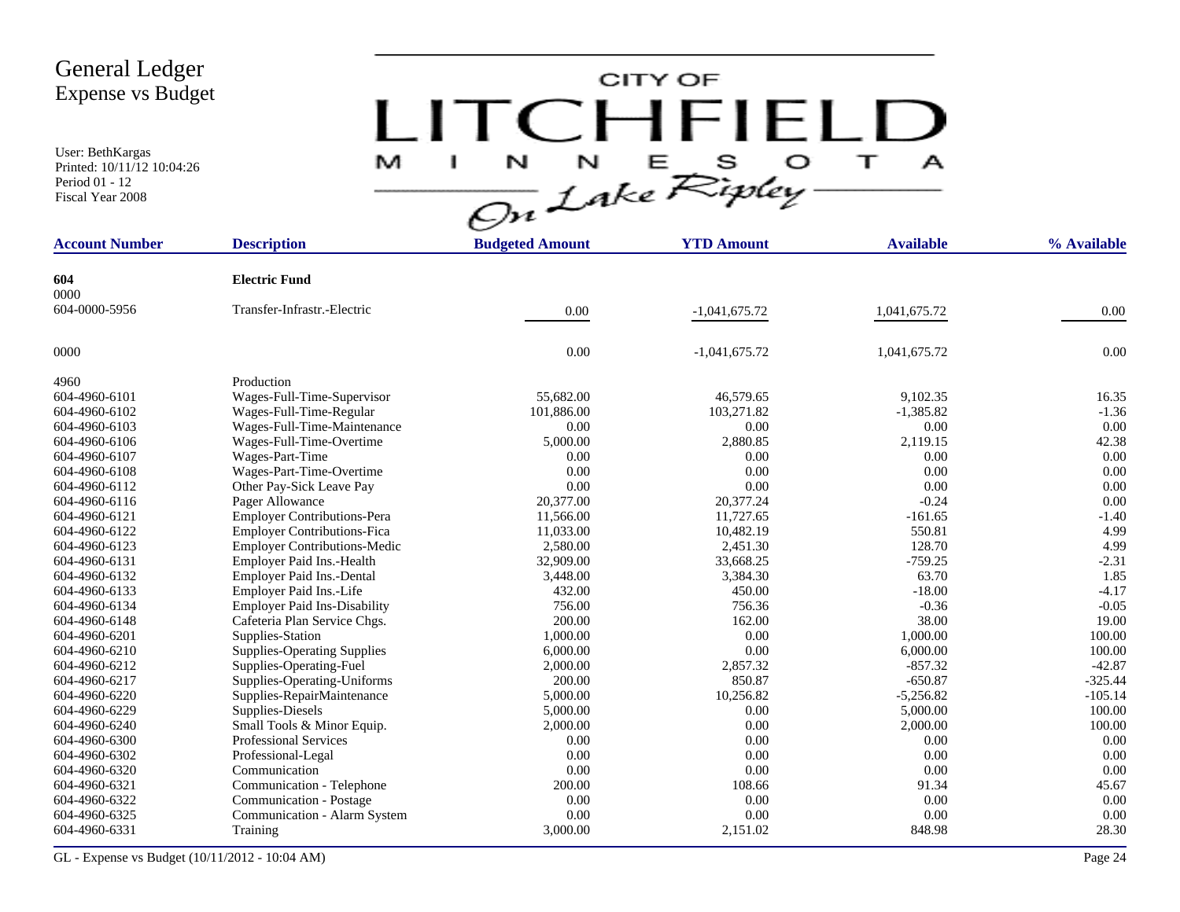# General Ledger
## Expense vs Budget

User: BethKargas
Printed: 10/11/12 10:04:26
Period 01 - 12
Fiscal Year 2008

CITY OF LITCHFIELD MINNESOTA — On Lake Ripley

| Account Number | Description | Budgeted Amount | YTD Amount | Available | % Available |
|---|---|---|---|---|---|
| **604** | **Electric Fund** | | | | |
| 0000 | | | | | |
| 604-0000-5956 | Transfer-Infrastr.-Electric | 0.00 | -1,041,675.72 | 1,041,675.72 | 0.00 |
| 0000 | | 0.00 | -1,041,675.72 | 1,041,675.72 | 0.00 |
| 4960 | Production | | | | |
| 604-4960-6101 | Wages-Full-Time-Supervisor | 55,682.00 | 46,579.65 | 9,102.35 | 16.35 |
| 604-4960-6102 | Wages-Full-Time-Regular | 101,886.00 | 103,271.82 | -1,385.82 | -1.36 |
| 604-4960-6103 | Wages-Full-Time-Maintenance | 0.00 | 0.00 | 0.00 | 0.00 |
| 604-4960-6106 | Wages-Full-Time-Overtime | 5,000.00 | 2,880.85 | 2,119.15 | 42.38 |
| 604-4960-6107 | Wages-Part-Time | 0.00 | 0.00 | 0.00 | 0.00 |
| 604-4960-6108 | Wages-Part-Time-Overtime | 0.00 | 0.00 | 0.00 | 0.00 |
| 604-4960-6112 | Other Pay-Sick Leave Pay | 0.00 | 0.00 | 0.00 | 0.00 |
| 604-4960-6116 | Pager Allowance | 20,377.00 | 20,377.24 | -0.24 | 0.00 |
| 604-4960-6121 | Employer Contributions-Pera | 11,566.00 | 11,727.65 | -161.65 | -1.40 |
| 604-4960-6122 | Employer Contributions-Fica | 11,033.00 | 10,482.19 | 550.81 | 4.99 |
| 604-4960-6123 | Employer Contributions-Medic | 2,580.00 | 2,451.30 | 128.70 | 4.99 |
| 604-4960-6131 | Employer Paid Ins.-Health | 32,909.00 | 33,668.25 | -759.25 | -2.31 |
| 604-4960-6132 | Employer Paid Ins.-Dental | 3,448.00 | 3,384.30 | 63.70 | 1.85 |
| 604-4960-6133 | Employer Paid Ins.-Life | 432.00 | 450.00 | -18.00 | -4.17 |
| 604-4960-6134 | Employer Paid Ins-Disability | 756.00 | 756.36 | -0.36 | -0.05 |
| 604-4960-6148 | Cafeteria Plan Service Chgs. | 200.00 | 162.00 | 38.00 | 19.00 |
| 604-4960-6201 | Supplies-Station | 1,000.00 | 0.00 | 1,000.00 | 100.00 |
| 604-4960-6210 | Supplies-Operating Supplies | 6,000.00 | 0.00 | 6,000.00 | 100.00 |
| 604-4960-6212 | Supplies-Operating-Fuel | 2,000.00 | 2,857.32 | -857.32 | -42.87 |
| 604-4960-6217 | Supplies-Operating-Uniforms | 200.00 | 850.87 | -650.87 | -325.44 |
| 604-4960-6220 | Supplies-RepairMaintenance | 5,000.00 | 10,256.82 | -5,256.82 | -105.14 |
| 604-4960-6229 | Supplies-Diesels | 5,000.00 | 0.00 | 5,000.00 | 100.00 |
| 604-4960-6240 | Small Tools & Minor Equip. | 2,000.00 | 0.00 | 2,000.00 | 100.00 |
| 604-4960-6300 | Professional Services | 0.00 | 0.00 | 0.00 | 0.00 |
| 604-4960-6302 | Professional-Legal | 0.00 | 0.00 | 0.00 | 0.00 |
| 604-4960-6320 | Communication | 0.00 | 0.00 | 0.00 | 0.00 |
| 604-4960-6321 | Communication - Telephone | 200.00 | 108.66 | 91.34 | 45.67 |
| 604-4960-6322 | Communication - Postage | 0.00 | 0.00 | 0.00 | 0.00 |
| 604-4960-6325 | Communication - Alarm System | 0.00 | 0.00 | 0.00 | 0.00 |
| 604-4960-6331 | Training | 3,000.00 | 2,151.02 | 848.98 | 28.30 |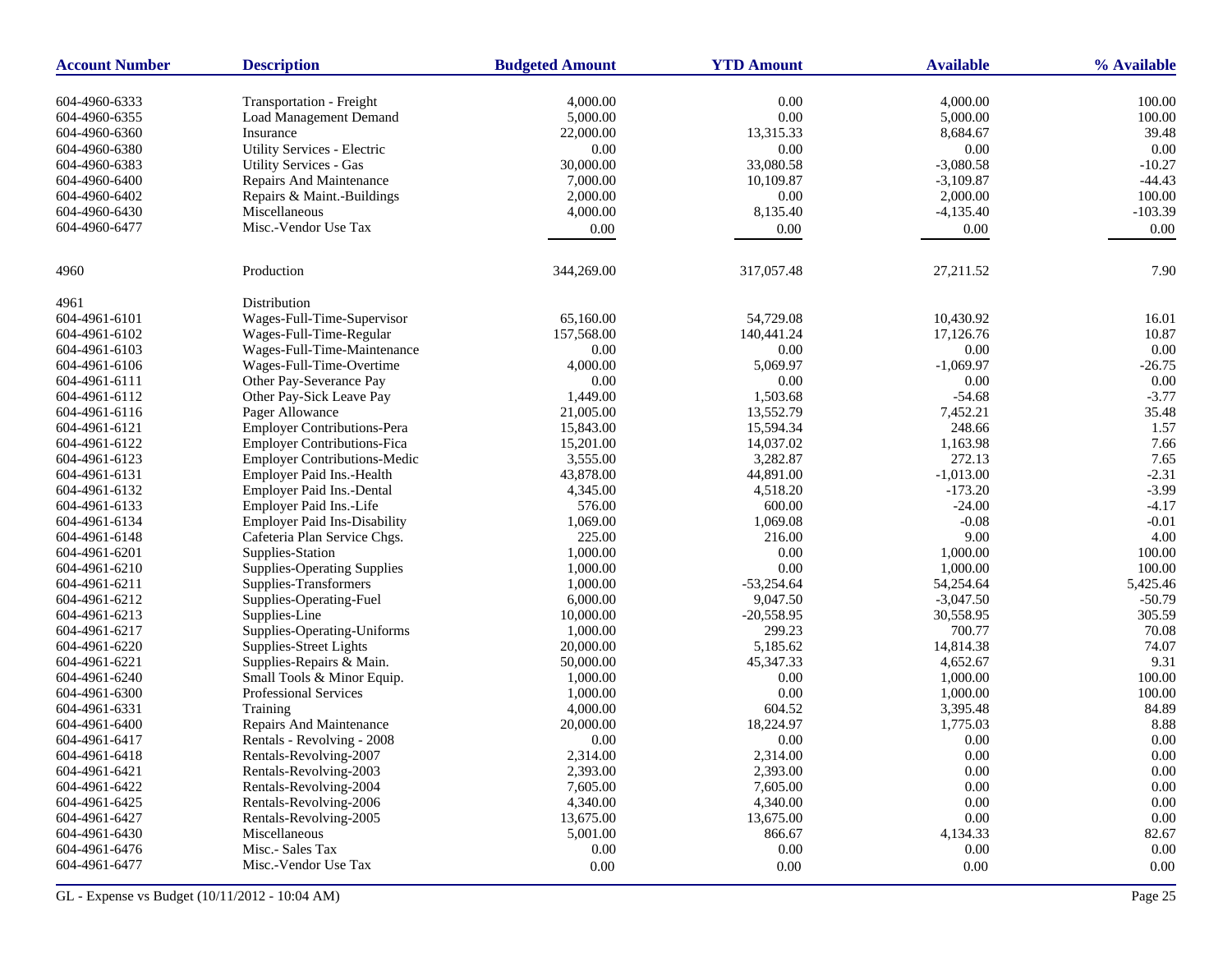| Account Number | Description | Budgeted Amount | YTD Amount | Available | % Available |
|---|---|---|---|---|---|
| 604-4960-6333 | Transportation - Freight | 4,000.00 | 0.00 | 4,000.00 | 100.00 |
| 604-4960-6355 | Load Management Demand | 5,000.00 | 0.00 | 5,000.00 | 100.00 |
| 604-4960-6360 | Insurance | 22,000.00 | 13,315.33 | 8,684.67 | 39.48 |
| 604-4960-6380 | Utility Services - Electric | 0.00 | 0.00 | 0.00 | 0.00 |
| 604-4960-6383 | Utility Services - Gas | 30,000.00 | 33,080.58 | -3,080.58 | -10.27 |
| 604-4960-6400 | Repairs And Maintenance | 7,000.00 | 10,109.87 | -3,109.87 | -44.43 |
| 604-4960-6402 | Repairs & Maint.-Buildings | 2,000.00 | 0.00 | 2,000.00 | 100.00 |
| 604-4960-6430 | Miscellaneous | 4,000.00 | 8,135.40 | -4,135.40 | -103.39 |
| 604-4960-6477 | Misc.-Vendor Use Tax | 0.00 | 0.00 | 0.00 | 0.00 |
| 4960 | Production | 344,269.00 | 317,057.48 | 27,211.52 | 7.90 |
| 4961 | Distribution | | | | |
| 604-4961-6101 | Wages-Full-Time-Supervisor | 65,160.00 | 54,729.08 | 10,430.92 | 16.01 |
| 604-4961-6102 | Wages-Full-Time-Regular | 157,568.00 | 140,441.24 | 17,126.76 | 10.87 |
| 604-4961-6103 | Wages-Full-Time-Maintenance | 0.00 | 0.00 | 0.00 | 0.00 |
| 604-4961-6106 | Wages-Full-Time-Overtime | 4,000.00 | 5,069.97 | -1,069.97 | -26.75 |
| 604-4961-6111 | Other Pay-Severance Pay | 0.00 | 0.00 | 0.00 | 0.00 |
| 604-4961-6112 | Other Pay-Sick Leave Pay | 1,449.00 | 1,503.68 | -54.68 | -3.77 |
| 604-4961-6116 | Pager Allowance | 21,005.00 | 13,552.79 | 7,452.21 | 35.48 |
| 604-4961-6121 | Employer Contributions-Pera | 15,843.00 | 15,594.34 | 248.66 | 1.57 |
| 604-4961-6122 | Employer Contributions-Fica | 15,201.00 | 14,037.02 | 1,163.98 | 7.66 |
| 604-4961-6123 | Employer Contributions-Medic | 3,555.00 | 3,282.87 | 272.13 | 7.65 |
| 604-4961-6131 | Employer Paid Ins.-Health | 43,878.00 | 44,891.00 | -1,013.00 | -2.31 |
| 604-4961-6132 | Employer Paid Ins.-Dental | 4,345.00 | 4,518.20 | -173.20 | -3.99 |
| 604-4961-6133 | Employer Paid Ins.-Life | 576.00 | 600.00 | -24.00 | -4.17 |
| 604-4961-6134 | Employer Paid Ins-Disability | 1,069.00 | 1,069.08 | -0.08 | -0.01 |
| 604-4961-6148 | Cafeteria Plan Service Chgs. | 225.00 | 216.00 | 9.00 | 4.00 |
| 604-4961-6201 | Supplies-Station | 1,000.00 | 0.00 | 1,000.00 | 100.00 |
| 604-4961-6210 | Supplies-Operating Supplies | 1,000.00 | 0.00 | 1,000.00 | 100.00 |
| 604-4961-6211 | Supplies-Transformers | 1,000.00 | -53,254.64 | 54,254.64 | 5,425.46 |
| 604-4961-6212 | Supplies-Operating-Fuel | 6,000.00 | 9,047.50 | -3,047.50 | -50.79 |
| 604-4961-6213 | Supplies-Line | 10,000.00 | -20,558.95 | 30,558.95 | 305.59 |
| 604-4961-6217 | Supplies-Operating-Uniforms | 1,000.00 | 299.23 | 700.77 | 70.08 |
| 604-4961-6220 | Supplies-Street Lights | 20,000.00 | 5,185.62 | 14,814.38 | 74.07 |
| 604-4961-6221 | Supplies-Repairs & Main. | 50,000.00 | 45,347.33 | 4,652.67 | 9.31 |
| 604-4961-6240 | Small Tools & Minor Equip. | 1,000.00 | 0.00 | 1,000.00 | 100.00 |
| 604-4961-6300 | Professional Services | 1,000.00 | 0.00 | 1,000.00 | 100.00 |
| 604-4961-6331 | Training | 4,000.00 | 604.52 | 3,395.48 | 84.89 |
| 604-4961-6400 | Repairs And Maintenance | 20,000.00 | 18,224.97 | 1,775.03 | 8.88 |
| 604-4961-6417 | Rentals - Revolving - 2008 | 0.00 | 0.00 | 0.00 | 0.00 |
| 604-4961-6418 | Rentals-Revolving-2007 | 2,314.00 | 2,314.00 | 0.00 | 0.00 |
| 604-4961-6421 | Rentals-Revolving-2003 | 2,393.00 | 2,393.00 | 0.00 | 0.00 |
| 604-4961-6422 | Rentals-Revolving-2004 | 7,605.00 | 7,605.00 | 0.00 | 0.00 |
| 604-4961-6425 | Rentals-Revolving-2006 | 4,340.00 | 4,340.00 | 0.00 | 0.00 |
| 604-4961-6427 | Rentals-Revolving-2005 | 13,675.00 | 13,675.00 | 0.00 | 0.00 |
| 604-4961-6430 | Miscellaneous | 5,001.00 | 866.67 | 4,134.33 | 82.67 |
| 604-4961-6476 | Misc.- Sales Tax | 0.00 | 0.00 | 0.00 | 0.00 |
| 604-4961-6477 | Misc.-Vendor Use Tax | 0.00 | 0.00 | 0.00 | 0.00 |

GL - Expense vs Budget (10/11/2012 - 10:04 AM)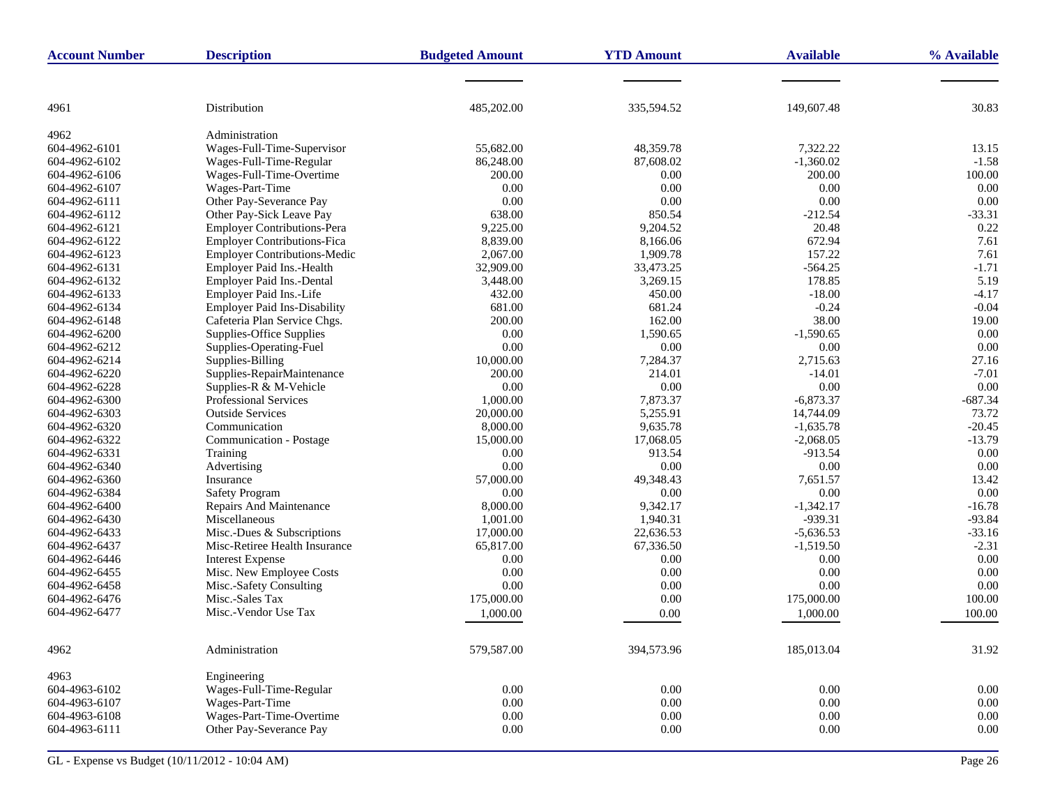| Account Number | Description | Budgeted Amount | YTD Amount | Available | % Available |
|---|---|---|---|---|---|
| 4961 | Distribution | 485,202.00 | 335,594.52 | 149,607.48 | 30.83 |
| 4962 | Administration | | | | |
| 604-4962-6101 | Wages-Full-Time-Supervisor | 55,682.00 | 48,359.78 | 7,322.22 | 13.15 |
| 604-4962-6102 | Wages-Full-Time-Regular | 86,248.00 | 87,608.02 | -1,360.02 | -1.58 |
| 604-4962-6106 | Wages-Full-Time-Overtime | 200.00 | 0.00 | 200.00 | 100.00 |
| 604-4962-6107 | Wages-Part-Time | 0.00 | 0.00 | 0.00 | 0.00 |
| 604-4962-6111 | Other Pay-Severance Pay | 0.00 | 0.00 | 0.00 | 0.00 |
| 604-4962-6112 | Other Pay-Sick Leave Pay | 638.00 | 850.54 | -212.54 | -33.31 |
| 604-4962-6121 | Employer Contributions-Pera | 9,225.00 | 9,204.52 | 20.48 | 0.22 |
| 604-4962-6122 | Employer Contributions-Fica | 8,839.00 | 8,166.06 | 672.94 | 7.61 |
| 604-4962-6123 | Employer Contributions-Medic | 2,067.00 | 1,909.78 | 157.22 | 7.61 |
| 604-4962-6131 | Employer Paid Ins.-Health | 32,909.00 | 33,473.25 | -564.25 | -1.71 |
| 604-4962-6132 | Employer Paid Ins.-Dental | 3,448.00 | 3,269.15 | 178.85 | 5.19 |
| 604-4962-6133 | Employer Paid Ins.-Life | 432.00 | 450.00 | -18.00 | -4.17 |
| 604-4962-6134 | Employer Paid Ins-Disability | 681.00 | 681.24 | -0.24 | -0.04 |
| 604-4962-6148 | Cafeteria Plan Service Chgs. | 200.00 | 162.00 | 38.00 | 19.00 |
| 604-4962-6200 | Supplies-Office Supplies | 0.00 | 1,590.65 | -1,590.65 | 0.00 |
| 604-4962-6212 | Supplies-Operating-Fuel | 0.00 | 0.00 | 0.00 | 0.00 |
| 604-4962-6214 | Supplies-Billing | 10,000.00 | 7,284.37 | 2,715.63 | 27.16 |
| 604-4962-6220 | Supplies-RepairMaintenance | 200.00 | 214.01 | -14.01 | -7.01 |
| 604-4962-6228 | Supplies-R & M-Vehicle | 0.00 | 0.00 | 0.00 | 0.00 |
| 604-4962-6300 | Professional Services | 1,000.00 | 7,873.37 | -6,873.37 | -687.34 |
| 604-4962-6303 | Outside Services | 20,000.00 | 5,255.91 | 14,744.09 | 73.72 |
| 604-4962-6320 | Communication | 8,000.00 | 9,635.78 | -1,635.78 | -20.45 |
| 604-4962-6322 | Communication - Postage | 15,000.00 | 17,068.05 | -2,068.05 | -13.79 |
| 604-4962-6331 | Training | 0.00 | 913.54 | -913.54 | 0.00 |
| 604-4962-6340 | Advertising | 0.00 | 0.00 | 0.00 | 0.00 |
| 604-4962-6360 | Insurance | 57,000.00 | 49,348.43 | 7,651.57 | 13.42 |
| 604-4962-6384 | Safety Program | 0.00 | 0.00 | 0.00 | 0.00 |
| 604-4962-6400 | Repairs And Maintenance | 8,000.00 | 9,342.17 | -1,342.17 | -16.78 |
| 604-4962-6430 | Miscellaneous | 1,001.00 | 1,940.31 | -939.31 | -93.84 |
| 604-4962-6433 | Misc.-Dues & Subscriptions | 17,000.00 | 22,636.53 | -5,636.53 | -33.16 |
| 604-4962-6437 | Misc-Retiree Health Insurance | 65,817.00 | 67,336.50 | -1,519.50 | -2.31 |
| 604-4962-6446 | Interest Expense | 0.00 | 0.00 | 0.00 | 0.00 |
| 604-4962-6455 | Misc. New Employee Costs | 0.00 | 0.00 | 0.00 | 0.00 |
| 604-4962-6458 | Misc.-Safety Consulting | 0.00 | 0.00 | 0.00 | 0.00 |
| 604-4962-6476 | Misc.-Sales Tax | 175,000.00 | 0.00 | 175,000.00 | 100.00 |
| 604-4962-6477 | Misc.-Vendor Use Tax | 1,000.00 | 0.00 | 1,000.00 | 100.00 |
| 4962 | Administration | 579,587.00 | 394,573.96 | 185,013.04 | 31.92 |
| 4963 | Engineering | | | | |
| 604-4963-6102 | Wages-Full-Time-Regular | 0.00 | 0.00 | 0.00 | 0.00 |
| 604-4963-6107 | Wages-Part-Time | 0.00 | 0.00 | 0.00 | 0.00 |
| 604-4963-6108 | Wages-Part-Time-Overtime | 0.00 | 0.00 | 0.00 | 0.00 |
| 604-4963-6111 | Other Pay-Severance Pay | 0.00 | 0.00 | 0.00 | 0.00 |

GL - Expense vs Budget (10/11/2012 - 10:04 AM)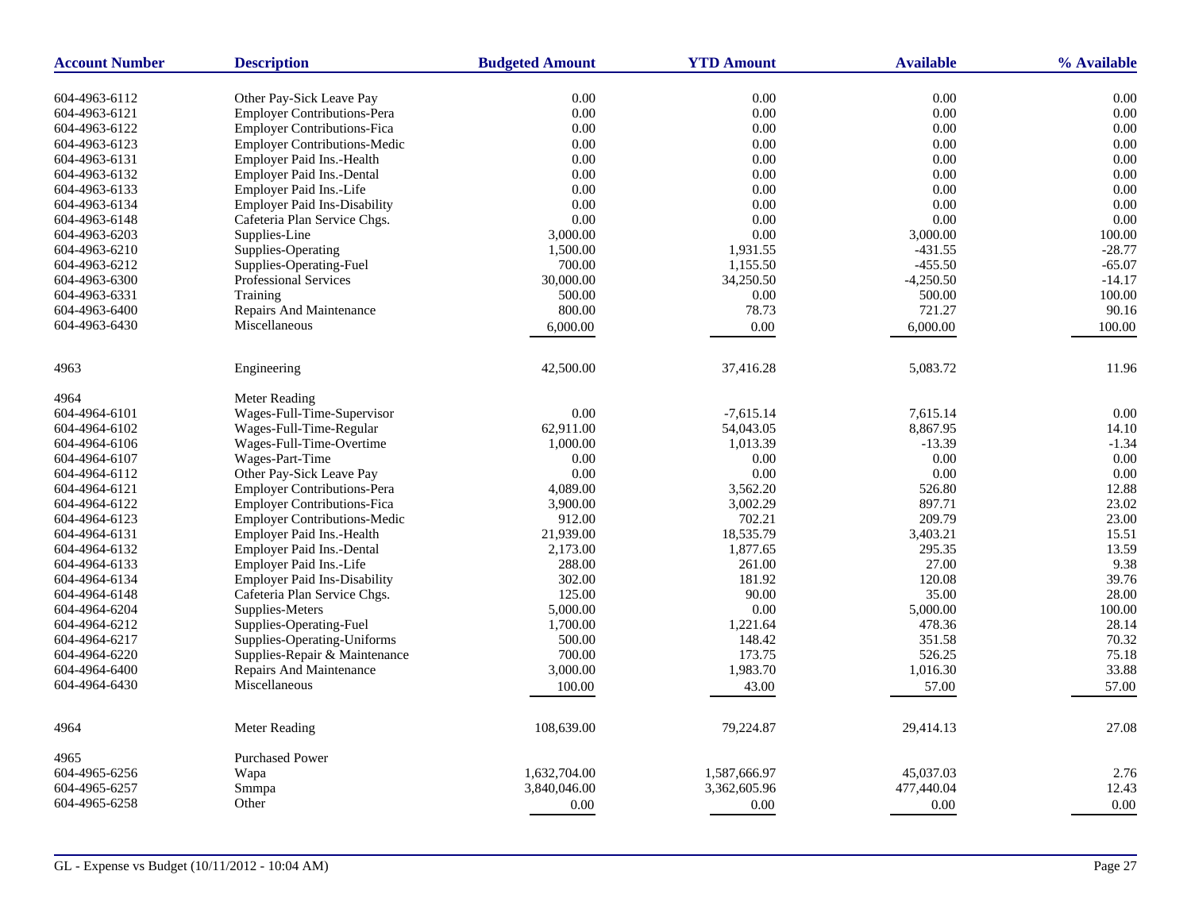| Account Number | Description | Budgeted Amount | YTD Amount | Available | % Available |
|---|---|---|---|---|---|
| 604-4963-6112 | Other Pay-Sick Leave Pay | 0.00 | 0.00 | 0.00 | 0.00 |
| 604-4963-6121 | Employer Contributions-Pera | 0.00 | 0.00 | 0.00 | 0.00 |
| 604-4963-6122 | Employer Contributions-Fica | 0.00 | 0.00 | 0.00 | 0.00 |
| 604-4963-6123 | Employer Contributions-Medic | 0.00 | 0.00 | 0.00 | 0.00 |
| 604-4963-6131 | Employer Paid Ins.-Health | 0.00 | 0.00 | 0.00 | 0.00 |
| 604-4963-6132 | Employer Paid Ins.-Dental | 0.00 | 0.00 | 0.00 | 0.00 |
| 604-4963-6133 | Employer Paid Ins.-Life | 0.00 | 0.00 | 0.00 | 0.00 |
| 604-4963-6134 | Employer Paid Ins-Disability | 0.00 | 0.00 | 0.00 | 0.00 |
| 604-4963-6148 | Cafeteria Plan Service Chgs. | 0.00 | 0.00 | 0.00 | 0.00 |
| 604-4963-6203 | Supplies-Line | 3,000.00 | 0.00 | 3,000.00 | 100.00 |
| 604-4963-6210 | Supplies-Operating | 1,500.00 | 1,931.55 | -431.55 | -28.77 |
| 604-4963-6212 | Supplies-Operating-Fuel | 700.00 | 1,155.50 | -455.50 | -65.07 |
| 604-4963-6300 | Professional Services | 30,000.00 | 34,250.50 | -4,250.50 | -14.17 |
| 604-4963-6331 | Training | 500.00 | 0.00 | 500.00 | 100.00 |
| 604-4963-6400 | Repairs And Maintenance | 800.00 | 78.73 | 721.27 | 90.16 |
| 604-4963-6430 | Miscellaneous | 6,000.00 | 0.00 | 6,000.00 | 100.00 |
| 4963 | Engineering | 42,500.00 | 37,416.28 | 5,083.72 | 11.96 |
| 4964 | Meter Reading | | | | |
| 604-4964-6101 | Wages-Full-Time-Supervisor | 0.00 | -7,615.14 | 7,615.14 | 0.00 |
| 604-4964-6102 | Wages-Full-Time-Regular | 62,911.00 | 54,043.05 | 8,867.95 | 14.10 |
| 604-4964-6106 | Wages-Full-Time-Overtime | 1,000.00 | 1,013.39 | -13.39 | -1.34 |
| 604-4964-6107 | Wages-Part-Time | 0.00 | 0.00 | 0.00 | 0.00 |
| 604-4964-6112 | Other Pay-Sick Leave Pay | 0.00 | 0.00 | 0.00 | 0.00 |
| 604-4964-6121 | Employer Contributions-Pera | 4,089.00 | 3,562.20 | 526.80 | 12.88 |
| 604-4964-6122 | Employer Contributions-Fica | 3,900.00 | 3,002.29 | 897.71 | 23.02 |
| 604-4964-6123 | Employer Contributions-Medic | 912.00 | 702.21 | 209.79 | 23.00 |
| 604-4964-6131 | Employer Paid Ins.-Health | 21,939.00 | 18,535.79 | 3,403.21 | 15.51 |
| 604-4964-6132 | Employer Paid Ins.-Dental | 2,173.00 | 1,877.65 | 295.35 | 13.59 |
| 604-4964-6133 | Employer Paid Ins.-Life | 288.00 | 261.00 | 27.00 | 9.38 |
| 604-4964-6134 | Employer Paid Ins-Disability | 302.00 | 181.92 | 120.08 | 39.76 |
| 604-4964-6148 | Cafeteria Plan Service Chgs. | 125.00 | 90.00 | 35.00 | 28.00 |
| 604-4964-6204 | Supplies-Meters | 5,000.00 | 0.00 | 5,000.00 | 100.00 |
| 604-4964-6212 | Supplies-Operating-Fuel | 1,700.00 | 1,221.64 | 478.36 | 28.14 |
| 604-4964-6217 | Supplies-Operating-Uniforms | 500.00 | 148.42 | 351.58 | 70.32 |
| 604-4964-6220 | Supplies-Repair & Maintenance | 700.00 | 173.75 | 526.25 | 75.18 |
| 604-4964-6400 | Repairs And Maintenance | 3,000.00 | 1,983.70 | 1,016.30 | 33.88 |
| 604-4964-6430 | Miscellaneous | 100.00 | 43.00 | 57.00 | 57.00 |
| 4964 | Meter Reading | 108,639.00 | 79,224.87 | 29,414.13 | 27.08 |
| 4965 | Purchased Power | | | | |
| 604-4965-6256 | Wapa | 1,632,704.00 | 1,587,666.97 | 45,037.03 | 2.76 |
| 604-4965-6257 | Smmpa | 3,840,046.00 | 3,362,605.96 | 477,440.04 | 12.43 |
| 604-4965-6258 | Other | 0.00 | 0.00 | 0.00 | 0.00 |

GL - Expense vs Budget (10/11/2012 - 10:04 AM)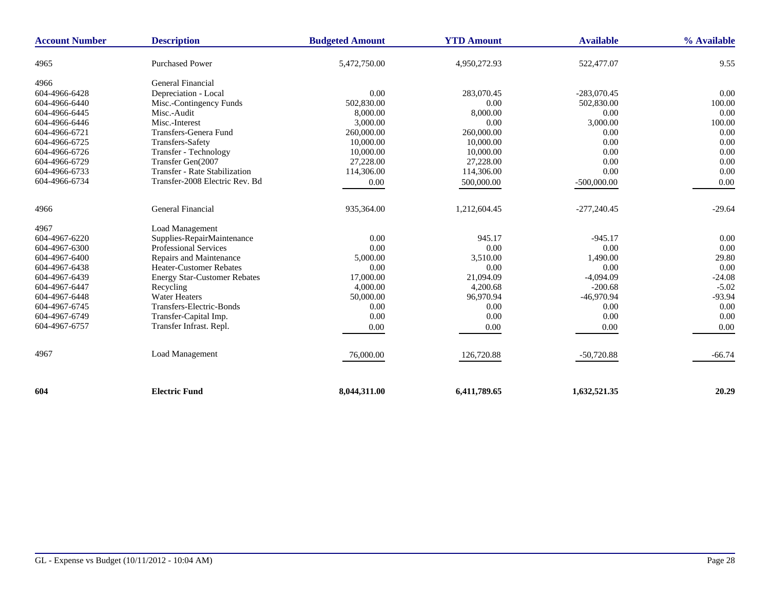| Account Number | Description | Budgeted Amount | YTD Amount | Available | % Available |
|---|---|---|---|---|---|
| 4965 | Purchased Power | 5,472,750.00 | 4,950,272.93 | 522,477.07 | 9.55 |
| 4966 | General Financial | | | | |
| 604-4966-6428 | Depreciation - Local | 0.00 | 283,070.45 | -283,070.45 | 0.00 |
| 604-4966-6440 | Misc.-Contingency Funds | 502,830.00 | 0.00 | 502,830.00 | 100.00 |
| 604-4966-6445 | Misc.-Audit | 8,000.00 | 8,000.00 | 0.00 | 0.00 |
| 604-4966-6446 | Misc.-Interest | 3,000.00 | 0.00 | 3,000.00 | 100.00 |
| 604-4966-6721 | Transfers-Genera Fund | 260,000.00 | 260,000.00 | 0.00 | 0.00 |
| 604-4966-6725 | Transfers-Safety | 10,000.00 | 10,000.00 | 0.00 | 0.00 |
| 604-4966-6726 | Transfer - Technology | 10,000.00 | 10,000.00 | 0.00 | 0.00 |
| 604-4966-6729 | Transfer Gen(2007 | 27,228.00 | 27,228.00 | 0.00 | 0.00 |
| 604-4966-6733 | Transfer - Rate Stabilization | 114,306.00 | 114,306.00 | 0.00 | 0.00 |
| 604-4966-6734 | Transfer-2008 Electric Rev. Bd | 0.00 | 500,000.00 | -500,000.00 | 0.00 |
| 4966 | General Financial | 935,364.00 | 1,212,604.45 | -277,240.45 | -29.64 |
| 4967 | Load Management | | | | |
| 604-4967-6220 | Supplies-RepairMaintenance | 0.00 | 945.17 | -945.17 | 0.00 |
| 604-4967-6300 | Professional Services | 0.00 | 0.00 | 0.00 | 0.00 |
| 604-4967-6400 | Repairs and Maintenance | 5,000.00 | 3,510.00 | 1,490.00 | 29.80 |
| 604-4967-6438 | Heater-Customer Rebates | 0.00 | 0.00 | 0.00 | 0.00 |
| 604-4967-6439 | Energy Star-Customer Rebates | 17,000.00 | 21,094.09 | -4,094.09 | -24.08 |
| 604-4967-6447 | Recycling | 4,000.00 | 4,200.68 | -200.68 | -5.02 |
| 604-4967-6448 | Water Heaters | 50,000.00 | 96,970.94 | -46,970.94 | -93.94 |
| 604-4967-6745 | Transfers-Electric-Bonds | 0.00 | 0.00 | 0.00 | 0.00 |
| 604-4967-6749 | Transfer-Capital Imp. | 0.00 | 0.00 | 0.00 | 0.00 |
| 604-4967-6757 | Transfer Infrast. Repl. | 0.00 | 0.00 | 0.00 | 0.00 |
| 4967 | Load Management | 76,000.00 | 126,720.88 | -50,720.88 | -66.74 |
| **604** | **Electric Fund** | **8,044,311.00** | **6,411,789.65** | **1,632,521.35** | **20.29** |

GL - Expense vs Budget (10/11/2012 - 10:04 AM)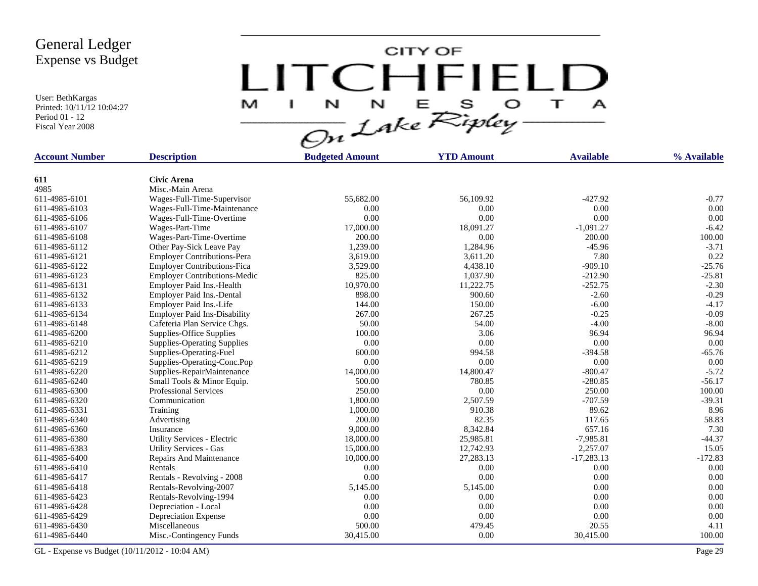# General Ledger
## Expense vs Budget

User: BethKargas
Printed: 10/11/12 10:04:27
Period 01 - 12
Fiscal Year 2008

CITY OF LITCHFIELD MINNESOTA On Lake Ripley

| Account Number | Description | Budgeted Amount | YTD Amount | Available | % Available |
|---|---|---|---|---|---|
| **611** | **Civic Arena** | | | | |
| 4985 | Misc.-Main Arena | | | | |
| 611-4985-6101 | Wages-Full-Time-Supervisor | 55,682.00 | 56,109.92 | -427.92 | -0.77 |
| 611-4985-6103 | Wages-Full-Time-Maintenance | 0.00 | 0.00 | 0.00 | 0.00 |
| 611-4985-6106 | Wages-Full-Time-Overtime | 0.00 | 0.00 | 0.00 | 0.00 |
| 611-4985-6107 | Wages-Part-Time | 17,000.00 | 18,091.27 | -1,091.27 | -6.42 |
| 611-4985-6108 | Wages-Part-Time-Overtime | 200.00 | 0.00 | 200.00 | 100.00 |
| 611-4985-6112 | Other Pay-Sick Leave Pay | 1,239.00 | 1,284.96 | -45.96 | -3.71 |
| 611-4985-6121 | Employer Contributions-Pera | 3,619.00 | 3,611.20 | 7.80 | 0.22 |
| 611-4985-6122 | Employer Contributions-Fica | 3,529.00 | 4,438.10 | -909.10 | -25.76 |
| 611-4985-6123 | Employer Contributions-Medic | 825.00 | 1,037.90 | -212.90 | -25.81 |
| 611-4985-6131 | Employer Paid Ins.-Health | 10,970.00 | 11,222.75 | -252.75 | -2.30 |
| 611-4985-6132 | Employer Paid Ins.-Dental | 898.00 | 900.60 | -2.60 | -0.29 |
| 611-4985-6133 | Employer Paid Ins.-Life | 144.00 | 150.00 | -6.00 | -4.17 |
| 611-4985-6134 | Employer Paid Ins-Disability | 267.00 | 267.25 | -0.25 | -0.09 |
| 611-4985-6148 | Cafeteria Plan Service Chgs. | 50.00 | 54.00 | -4.00 | -8.00 |
| 611-4985-6200 | Supplies-Office Supplies | 100.00 | 3.06 | 96.94 | 96.94 |
| 611-4985-6210 | Supplies-Operating Supplies | 0.00 | 0.00 | 0.00 | 0.00 |
| 611-4985-6212 | Supplies-Operating-Fuel | 600.00 | 994.58 | -394.58 | -65.76 |
| 611-4985-6219 | Supplies-Operating-Conc.Pop | 0.00 | 0.00 | 0.00 | 0.00 |
| 611-4985-6220 | Supplies-RepairMaintenance | 14,000.00 | 14,800.47 | -800.47 | -5.72 |
| 611-4985-6240 | Small Tools & Minor Equip. | 500.00 | 780.85 | -280.85 | -56.17 |
| 611-4985-6300 | Professional Services | 250.00 | 0.00 | 250.00 | 100.00 |
| 611-4985-6320 | Communication | 1,800.00 | 2,507.59 | -707.59 | -39.31 |
| 611-4985-6331 | Training | 1,000.00 | 910.38 | 89.62 | 8.96 |
| 611-4985-6340 | Advertising | 200.00 | 82.35 | 117.65 | 58.83 |
| 611-4985-6360 | Insurance | 9,000.00 | 8,342.84 | 657.16 | 7.30 |
| 611-4985-6380 | Utility Services - Electric | 18,000.00 | 25,985.81 | -7,985.81 | -44.37 |
| 611-4985-6383 | Utility Services - Gas | 15,000.00 | 12,742.93 | 2,257.07 | 15.05 |
| 611-4985-6400 | Repairs And Maintenance | 10,000.00 | 27,283.13 | -17,283.13 | -172.83 |
| 611-4985-6410 | Rentals | 0.00 | 0.00 | 0.00 | 0.00 |
| 611-4985-6417 | Rentals - Revolving - 2008 | 0.00 | 0.00 | 0.00 | 0.00 |
| 611-4985-6418 | Rentals-Revolving-2007 | 5,145.00 | 5,145.00 | 0.00 | 0.00 |
| 611-4985-6423 | Rentals-Revolving-1994 | 0.00 | 0.00 | 0.00 | 0.00 |
| 611-4985-6428 | Depreciation - Local | 0.00 | 0.00 | 0.00 | 0.00 |
| 611-4985-6429 | Depreciation Expense | 0.00 | 0.00 | 0.00 | 0.00 |
| 611-4985-6430 | Miscellaneous | 500.00 | 479.45 | 20.55 | 4.11 |
| 611-4985-6440 | Misc.-Contingency Funds | 30,415.00 | 0.00 | 30,415.00 | 100.00 |

GL - Expense vs Budget (10/11/2012 - 10:04 AM)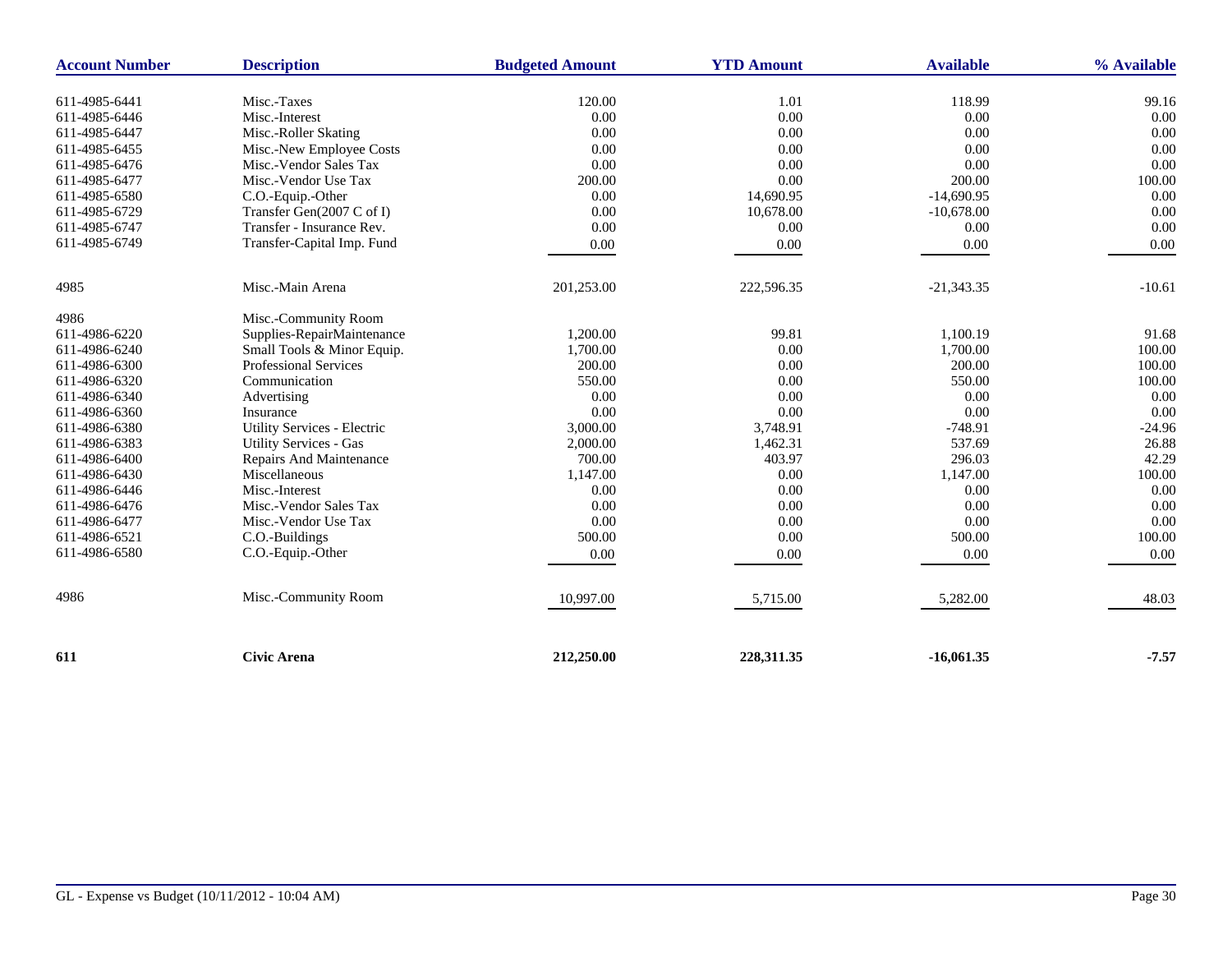| Account Number | Description | Budgeted Amount | YTD Amount | Available | % Available |
|---|---|---|---|---|---|
| 611-4985-6441 | Misc.-Taxes | 120.00 | 1.01 | 118.99 | 99.16 |
| 611-4985-6446 | Misc.-Interest | 0.00 | 0.00 | 0.00 | 0.00 |
| 611-4985-6447 | Misc.-Roller Skating | 0.00 | 0.00 | 0.00 | 0.00 |
| 611-4985-6455 | Misc.-New Employee Costs | 0.00 | 0.00 | 0.00 | 0.00 |
| 611-4985-6476 | Misc.-Vendor Sales Tax | 0.00 | 0.00 | 0.00 | 0.00 |
| 611-4985-6477 | Misc.-Vendor Use Tax | 200.00 | 0.00 | 200.00 | 100.00 |
| 611-4985-6580 | C.O.-Equip.-Other | 0.00 | 14,690.95 | -14,690.95 | 0.00 |
| 611-4985-6729 | Transfer Gen(2007 C of I) | 0.00 | 10,678.00 | -10,678.00 | 0.00 |
| 611-4985-6747 | Transfer - Insurance Rev. | 0.00 | 0.00 | 0.00 | 0.00 |
| 611-4985-6749 | Transfer-Capital Imp. Fund | 0.00 | 0.00 | 0.00 | 0.00 |
| 4985 | Misc.-Main Arena | 201,253.00 | 222,596.35 | -21,343.35 | -10.61 |
| 4986 | Misc.-Community Room | | | | |
| 611-4986-6220 | Supplies-RepairMaintenance | 1,200.00 | 99.81 | 1,100.19 | 91.68 |
| 611-4986-6240 | Small Tools & Minor Equip. | 1,700.00 | 0.00 | 1,700.00 | 100.00 |
| 611-4986-6300 | Professional Services | 200.00 | 0.00 | 200.00 | 100.00 |
| 611-4986-6320 | Communication | 550.00 | 0.00 | 550.00 | 100.00 |
| 611-4986-6340 | Advertising | 0.00 | 0.00 | 0.00 | 0.00 |
| 611-4986-6360 | Insurance | 0.00 | 0.00 | 0.00 | 0.00 |
| 611-4986-6380 | Utility Services - Electric | 3,000.00 | 3,748.91 | -748.91 | -24.96 |
| 611-4986-6383 | Utility Services - Gas | 2,000.00 | 1,462.31 | 537.69 | 26.88 |
| 611-4986-6400 | Repairs And Maintenance | 700.00 | 403.97 | 296.03 | 42.29 |
| 611-4986-6430 | Miscellaneous | 1,147.00 | 0.00 | 1,147.00 | 100.00 |
| 611-4986-6446 | Misc.-Interest | 0.00 | 0.00 | 0.00 | 0.00 |
| 611-4986-6476 | Misc.-Vendor Sales Tax | 0.00 | 0.00 | 0.00 | 0.00 |
| 611-4986-6477 | Misc.-Vendor Use Tax | 0.00 | 0.00 | 0.00 | 0.00 |
| 611-4986-6521 | C.O.-Buildings | 500.00 | 0.00 | 500.00 | 100.00 |
| 611-4986-6580 | C.O.-Equip.-Other | 0.00 | 0.00 | 0.00 | 0.00 |
| 4986 | Misc.-Community Room | 10,997.00 | 5,715.00 | 5,282.00 | 48.03 |
| **611** | **Civic Arena** | **212,250.00** | **228,311.35** | **-16,061.35** | **-7.57** |

GL - Expense vs Budget (10/11/2012 - 10:04 AM)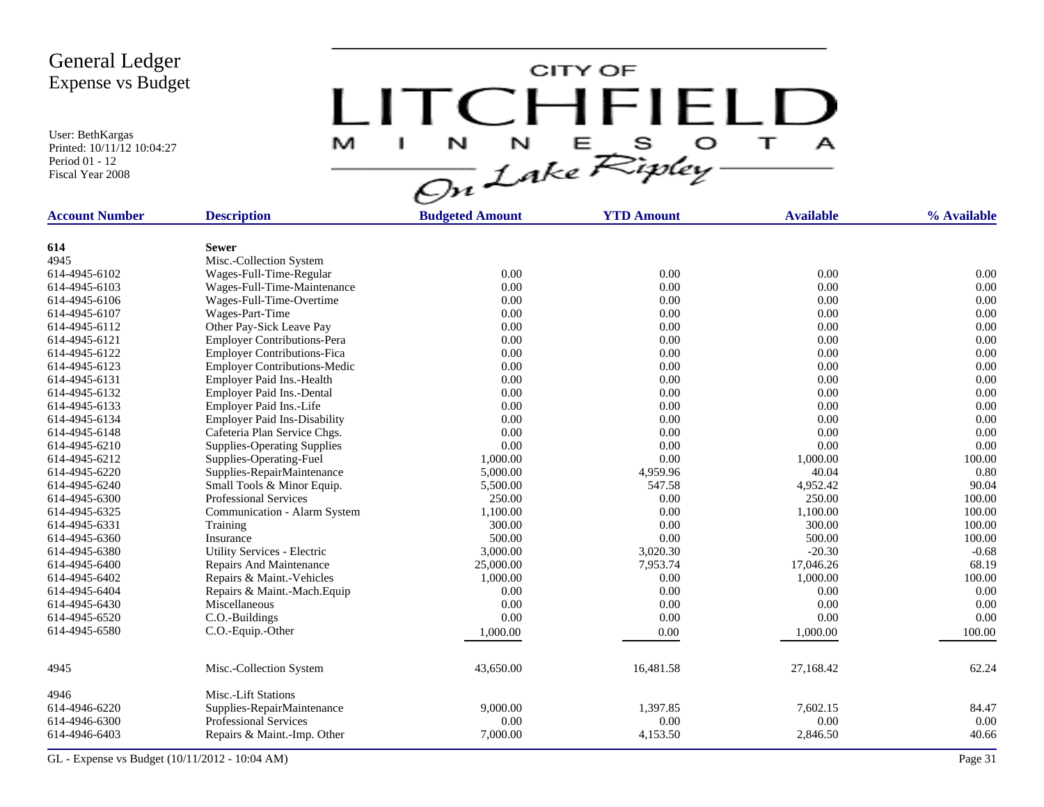# General Ledger
## Expense vs Budget

User: BethKargas
Printed: 10/11/12 10:04:27
Period 01 - 12
Fiscal Year 2008

CITY OF LITCHFIELD MINNESOTA — On Lake Ripley

| Account Number | Description | Budgeted Amount | YTD Amount | Available | % Available |
|---|---|---|---|---|---|
| **614** | **Sewer** | | | | |
| 4945 | Misc.-Collection System | | | | |
| 614-4945-6102 | Wages-Full-Time-Regular | 0.00 | 0.00 | 0.00 | 0.00 |
| 614-4945-6103 | Wages-Full-Time-Maintenance | 0.00 | 0.00 | 0.00 | 0.00 |
| 614-4945-6106 | Wages-Full-Time-Overtime | 0.00 | 0.00 | 0.00 | 0.00 |
| 614-4945-6107 | Wages-Part-Time | 0.00 | 0.00 | 0.00 | 0.00 |
| 614-4945-6112 | Other Pay-Sick Leave Pay | 0.00 | 0.00 | 0.00 | 0.00 |
| 614-4945-6121 | Employer Contributions-Pera | 0.00 | 0.00 | 0.00 | 0.00 |
| 614-4945-6122 | Employer Contributions-Fica | 0.00 | 0.00 | 0.00 | 0.00 |
| 614-4945-6123 | Employer Contributions-Medic | 0.00 | 0.00 | 0.00 | 0.00 |
| 614-4945-6131 | Employer Paid Ins.-Health | 0.00 | 0.00 | 0.00 | 0.00 |
| 614-4945-6132 | Employer Paid Ins.-Dental | 0.00 | 0.00 | 0.00 | 0.00 |
| 614-4945-6133 | Employer Paid Ins.-Life | 0.00 | 0.00 | 0.00 | 0.00 |
| 614-4945-6134 | Employer Paid Ins-Disability | 0.00 | 0.00 | 0.00 | 0.00 |
| 614-4945-6148 | Cafeteria Plan Service Chgs. | 0.00 | 0.00 | 0.00 | 0.00 |
| 614-4945-6210 | Supplies-Operating Supplies | 0.00 | 0.00 | 0.00 | 0.00 |
| 614-4945-6212 | Supplies-Operating-Fuel | 1,000.00 | 0.00 | 1,000.00 | 100.00 |
| 614-4945-6220 | Supplies-RepairMaintenance | 5,000.00 | 4,959.96 | 40.04 | 0.80 |
| 614-4945-6240 | Small Tools & Minor Equip. | 5,500.00 | 547.58 | 4,952.42 | 90.04 |
| 614-4945-6300 | Professional Services | 250.00 | 0.00 | 250.00 | 100.00 |
| 614-4945-6325 | Communication - Alarm System | 1,100.00 | 0.00 | 1,100.00 | 100.00 |
| 614-4945-6331 | Training | 300.00 | 0.00 | 300.00 | 100.00 |
| 614-4945-6360 | Insurance | 500.00 | 0.00 | 500.00 | 100.00 |
| 614-4945-6380 | Utility Services - Electric | 3,000.00 | 3,020.30 | -20.30 | -0.68 |
| 614-4945-6400 | Repairs And Maintenance | 25,000.00 | 7,953.74 | 17,046.26 | 68.19 |
| 614-4945-6402 | Repairs & Maint.-Vehicles | 1,000.00 | 0.00 | 1,000.00 | 100.00 |
| 614-4945-6404 | Repairs & Maint.-Mach.Equip | 0.00 | 0.00 | 0.00 | 0.00 |
| 614-4945-6430 | Miscellaneous | 0.00 | 0.00 | 0.00 | 0.00 |
| 614-4945-6520 | C.O.-Buildings | 0.00 | 0.00 | 0.00 | 0.00 |
| 614-4945-6580 | C.O.-Equip.-Other | 1,000.00 | 0.00 | 1,000.00 | 100.00 |
| 4945 | Misc.-Collection System | 43,650.00 | 16,481.58 | 27,168.42 | 62.24 |
| 4946 | Misc.-Lift Stations | | | | |
| 614-4946-6220 | Supplies-RepairMaintenance | 9,000.00 | 1,397.85 | 7,602.15 | 84.47 |
| 614-4946-6300 | Professional Services | 0.00 | 0.00 | 0.00 | 0.00 |
| 614-4946-6403 | Repairs & Maint.-Imp. Other | 7,000.00 | 4,153.50 | 2,846.50 | 40.66 |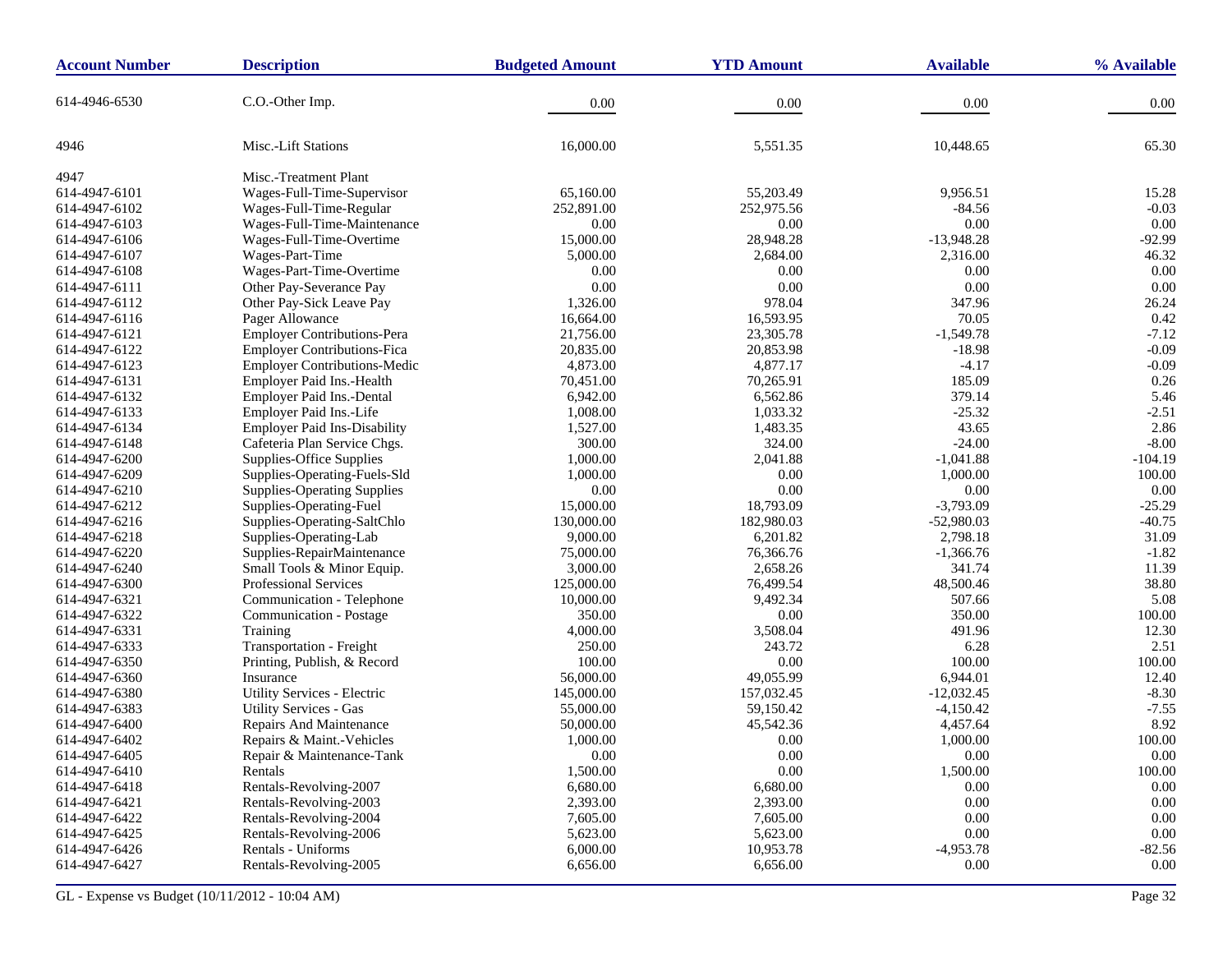| Account Number | Description | Budgeted Amount | YTD Amount | Available | % Available |
|---|---|---|---|---|---|
| 614-4946-6530 | C.O.-Other Imp. | 0.00 | 0.00 | 0.00 | 0.00 |
| 4946 | Misc.-Lift Stations | 16,000.00 | 5,551.35 | 10,448.65 | 65.30 |
| 4947 | Misc.-Treatment Plant | | | | |
| 614-4947-6101 | Wages-Full-Time-Supervisor | 65,160.00 | 55,203.49 | 9,956.51 | 15.28 |
| 614-4947-6102 | Wages-Full-Time-Regular | 252,891.00 | 252,975.56 | -84.56 | -0.03 |
| 614-4947-6103 | Wages-Full-Time-Maintenance | 0.00 | 0.00 | 0.00 | 0.00 |
| 614-4947-6106 | Wages-Full-Time-Overtime | 15,000.00 | 28,948.28 | -13,948.28 | -92.99 |
| 614-4947-6107 | Wages-Part-Time | 5,000.00 | 2,684.00 | 2,316.00 | 46.32 |
| 614-4947-6108 | Wages-Part-Time-Overtime | 0.00 | 0.00 | 0.00 | 0.00 |
| 614-4947-6111 | Other Pay-Severance Pay | 0.00 | 0.00 | 0.00 | 0.00 |
| 614-4947-6112 | Other Pay-Sick Leave Pay | 1,326.00 | 978.04 | 347.96 | 26.24 |
| 614-4947-6116 | Pager Allowance | 16,664.00 | 16,593.95 | 70.05 | 0.42 |
| 614-4947-6121 | Employer Contributions-Pera | 21,756.00 | 23,305.78 | -1,549.78 | -7.12 |
| 614-4947-6122 | Employer Contributions-Fica | 20,835.00 | 20,853.98 | -18.98 | -0.09 |
| 614-4947-6123 | Employer Contributions-Medic | 4,873.00 | 4,877.17 | -4.17 | -0.09 |
| 614-4947-6131 | Employer Paid Ins.-Health | 70,451.00 | 70,265.91 | 185.09 | 0.26 |
| 614-4947-6132 | Employer Paid Ins.-Dental | 6,942.00 | 6,562.86 | 379.14 | 5.46 |
| 614-4947-6133 | Employer Paid Ins.-Life | 1,008.00 | 1,033.32 | -25.32 | -2.51 |
| 614-4947-6134 | Employer Paid Ins-Disability | 1,527.00 | 1,483.35 | 43.65 | 2.86 |
| 614-4947-6148 | Cafeteria Plan Service Chgs. | 300.00 | 324.00 | -24.00 | -8.00 |
| 614-4947-6200 | Supplies-Office Supplies | 1,000.00 | 2,041.88 | -1,041.88 | -104.19 |
| 614-4947-6209 | Supplies-Operating-Fuels-Sld | 1,000.00 | 0.00 | 1,000.00 | 100.00 |
| 614-4947-6210 | Supplies-Operating Supplies | 0.00 | 0.00 | 0.00 | 0.00 |
| 614-4947-6212 | Supplies-Operating-Fuel | 15,000.00 | 18,793.09 | -3,793.09 | -25.29 |
| 614-4947-6216 | Supplies-Operating-SaltChlo | 130,000.00 | 182,980.03 | -52,980.03 | -40.75 |
| 614-4947-6218 | Supplies-Operating-Lab | 9,000.00 | 6,201.82 | 2,798.18 | 31.09 |
| 614-4947-6220 | Supplies-RepairMaintenance | 75,000.00 | 76,366.76 | -1,366.76 | -1.82 |
| 614-4947-6240 | Small Tools & Minor Equip. | 3,000.00 | 2,658.26 | 341.74 | 11.39 |
| 614-4947-6300 | Professional Services | 125,000.00 | 76,499.54 | 48,500.46 | 38.80 |
| 614-4947-6321 | Communication - Telephone | 10,000.00 | 9,492.34 | 507.66 | 5.08 |
| 614-4947-6322 | Communication - Postage | 350.00 | 0.00 | 350.00 | 100.00 |
| 614-4947-6331 | Training | 4,000.00 | 3,508.04 | 491.96 | 12.30 |
| 614-4947-6333 | Transportation - Freight | 250.00 | 243.72 | 6.28 | 2.51 |
| 614-4947-6350 | Printing, Publish, & Record | 100.00 | 0.00 | 100.00 | 100.00 |
| 614-4947-6360 | Insurance | 56,000.00 | 49,055.99 | 6,944.01 | 12.40 |
| 614-4947-6380 | Utility Services - Electric | 145,000.00 | 157,032.45 | -12,032.45 | -8.30 |
| 614-4947-6383 | Utility Services - Gas | 55,000.00 | 59,150.42 | -4,150.42 | -7.55 |
| 614-4947-6400 | Repairs And Maintenance | 50,000.00 | 45,542.36 | 4,457.64 | 8.92 |
| 614-4947-6402 | Repairs & Maint.-Vehicles | 1,000.00 | 0.00 | 1,000.00 | 100.00 |
| 614-4947-6405 | Repair & Maintenance-Tank | 0.00 | 0.00 | 0.00 | 0.00 |
| 614-4947-6410 | Rentals | 1,500.00 | 0.00 | 1,500.00 | 100.00 |
| 614-4947-6418 | Rentals-Revolving-2007 | 6,680.00 | 6,680.00 | 0.00 | 0.00 |
| 614-4947-6421 | Rentals-Revolving-2003 | 2,393.00 | 2,393.00 | 0.00 | 0.00 |
| 614-4947-6422 | Rentals-Revolving-2004 | 7,605.00 | 7,605.00 | 0.00 | 0.00 |
| 614-4947-6425 | Rentals-Revolving-2006 | 5,623.00 | 5,623.00 | 0.00 | 0.00 |
| 614-4947-6426 | Rentals - Uniforms | 6,000.00 | 10,953.78 | -4,953.78 | -82.56 |
| 614-4947-6427 | Rentals-Revolving-2005 | 6,656.00 | 6,656.00 | 0.00 | 0.00 |

GL - Expense vs Budget (10/11/2012 - 10:04 AM)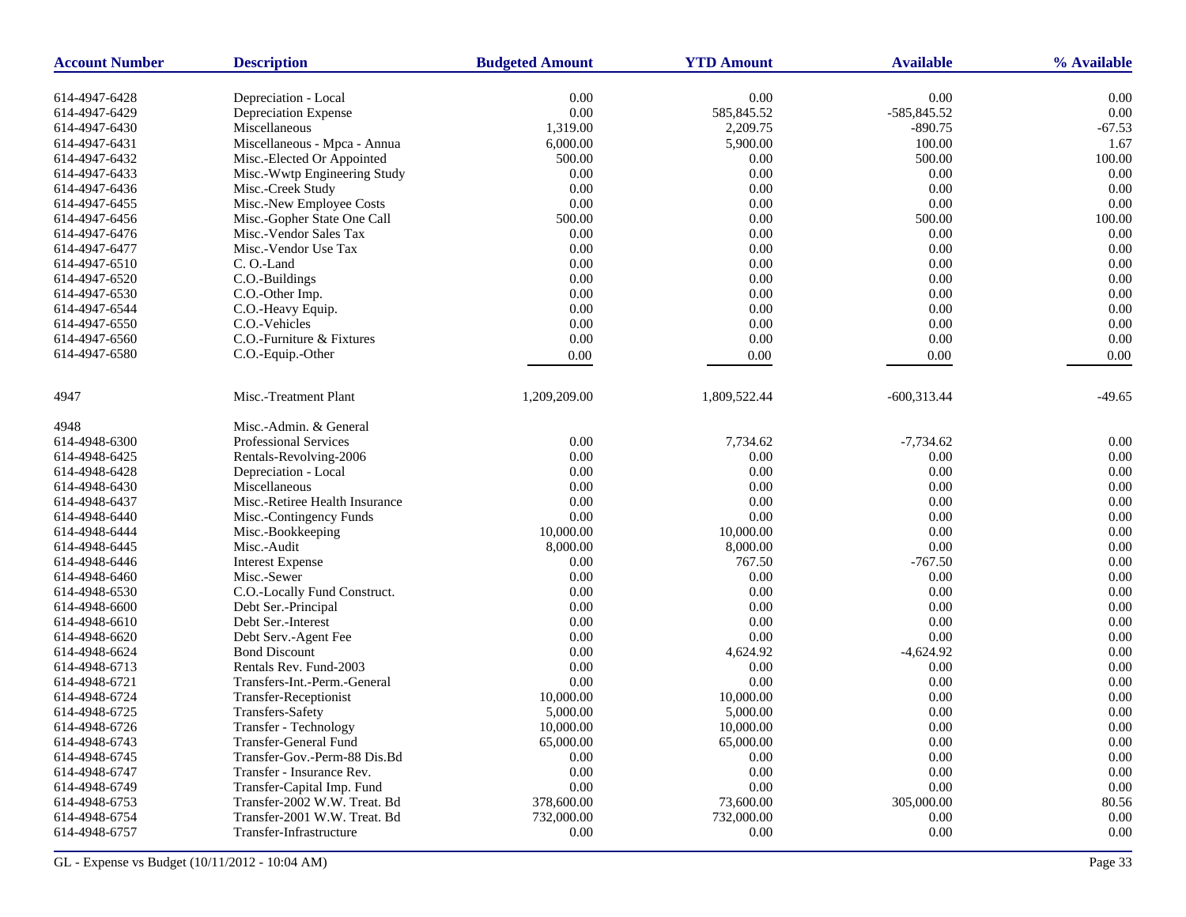| Account Number | Description | Budgeted Amount | YTD Amount | Available | % Available |
|---|---|---|---|---|---|
| 614-4947-6428 | Depreciation - Local | 0.00 | 0.00 | 0.00 | 0.00 |
| 614-4947-6429 | Depreciation Expense | 0.00 | 585,845.52 | -585,845.52 | 0.00 |
| 614-4947-6430 | Miscellaneous | 1,319.00 | 2,209.75 | -890.75 | -67.53 |
| 614-4947-6431 | Miscellaneous - Mpca - Annua | 6,000.00 | 5,900.00 | 100.00 | 1.67 |
| 614-4947-6432 | Misc.-Elected Or Appointed | 500.00 | 0.00 | 500.00 | 100.00 |
| 614-4947-6433 | Misc.-Wwtp Engineering Study | 0.00 | 0.00 | 0.00 | 0.00 |
| 614-4947-6436 | Misc.-Creek Study | 0.00 | 0.00 | 0.00 | 0.00 |
| 614-4947-6455 | Misc.-New Employee Costs | 0.00 | 0.00 | 0.00 | 0.00 |
| 614-4947-6456 | Misc.-Gopher State One Call | 500.00 | 0.00 | 500.00 | 100.00 |
| 614-4947-6476 | Misc.-Vendor Sales Tax | 0.00 | 0.00 | 0.00 | 0.00 |
| 614-4947-6477 | Misc.-Vendor Use Tax | 0.00 | 0.00 | 0.00 | 0.00 |
| 614-4947-6510 | C. O.-Land | 0.00 | 0.00 | 0.00 | 0.00 |
| 614-4947-6520 | C.O.-Buildings | 0.00 | 0.00 | 0.00 | 0.00 |
| 614-4947-6530 | C.O.-Other Imp. | 0.00 | 0.00 | 0.00 | 0.00 |
| 614-4947-6544 | C.O.-Heavy Equip. | 0.00 | 0.00 | 0.00 | 0.00 |
| 614-4947-6550 | C.O.-Vehicles | 0.00 | 0.00 | 0.00 | 0.00 |
| 614-4947-6560 | C.O.-Furniture & Fixtures | 0.00 | 0.00 | 0.00 | 0.00 |
| 614-4947-6580 | C.O.-Equip.-Other | 0.00 | 0.00 | 0.00 | 0.00 |
| 4947 | Misc.-Treatment Plant | 1,209,209.00 | 1,809,522.44 | -600,313.44 | -49.65 |
| 4948 | Misc.-Admin. & General | | | | |
| 614-4948-6300 | Professional Services | 0.00 | 7,734.62 | -7,734.62 | 0.00 |
| 614-4948-6425 | Rentals-Revolving-2006 | 0.00 | 0.00 | 0.00 | 0.00 |
| 614-4948-6428 | Depreciation - Local | 0.00 | 0.00 | 0.00 | 0.00 |
| 614-4948-6430 | Miscellaneous | 0.00 | 0.00 | 0.00 | 0.00 |
| 614-4948-6437 | Misc.-Retiree Health Insurance | 0.00 | 0.00 | 0.00 | 0.00 |
| 614-4948-6440 | Misc.-Contingency Funds | 0.00 | 0.00 | 0.00 | 0.00 |
| 614-4948-6444 | Misc.-Bookkeeping | 10,000.00 | 10,000.00 | 0.00 | 0.00 |
| 614-4948-6445 | Misc.-Audit | 8,000.00 | 8,000.00 | 0.00 | 0.00 |
| 614-4948-6446 | Interest Expense | 0.00 | 767.50 | -767.50 | 0.00 |
| 614-4948-6460 | Misc.-Sewer | 0.00 | 0.00 | 0.00 | 0.00 |
| 614-4948-6530 | C.O.-Locally Fund Construct. | 0.00 | 0.00 | 0.00 | 0.00 |
| 614-4948-6600 | Debt Ser.-Principal | 0.00 | 0.00 | 0.00 | 0.00 |
| 614-4948-6610 | Debt Ser.-Interest | 0.00 | 0.00 | 0.00 | 0.00 |
| 614-4948-6620 | Debt Serv.-Agent Fee | 0.00 | 0.00 | 0.00 | 0.00 |
| 614-4948-6624 | Bond Discount | 0.00 | 4,624.92 | -4,624.92 | 0.00 |
| 614-4948-6713 | Rentals Rev. Fund-2003 | 0.00 | 0.00 | 0.00 | 0.00 |
| 614-4948-6721 | Transfers-Int.-Perm.-General | 0.00 | 0.00 | 0.00 | 0.00 |
| 614-4948-6724 | Transfer-Receptionist | 10,000.00 | 10,000.00 | 0.00 | 0.00 |
| 614-4948-6725 | Transfers-Safety | 5,000.00 | 5,000.00 | 0.00 | 0.00 |
| 614-4948-6726 | Transfer - Technology | 10,000.00 | 10,000.00 | 0.00 | 0.00 |
| 614-4948-6743 | Transfer-General Fund | 65,000.00 | 65,000.00 | 0.00 | 0.00 |
| 614-4948-6745 | Transfer-Gov.-Perm-88 Dis.Bd | 0.00 | 0.00 | 0.00 | 0.00 |
| 614-4948-6747 | Transfer - Insurance Rev. | 0.00 | 0.00 | 0.00 | 0.00 |
| 614-4948-6749 | Transfer-Capital Imp. Fund | 0.00 | 0.00 | 0.00 | 0.00 |
| 614-4948-6753 | Transfer-2002 W.W. Treat. Bd | 378,600.00 | 73,600.00 | 305,000.00 | 80.56 |
| 614-4948-6754 | Transfer-2001 W.W. Treat. Bd | 732,000.00 | 732,000.00 | 0.00 | 0.00 |
| 614-4948-6757 | Transfer-Infrastructure | 0.00 | 0.00 | 0.00 | 0.00 |

GL - Expense vs Budget (10/11/2012 - 10:04 AM)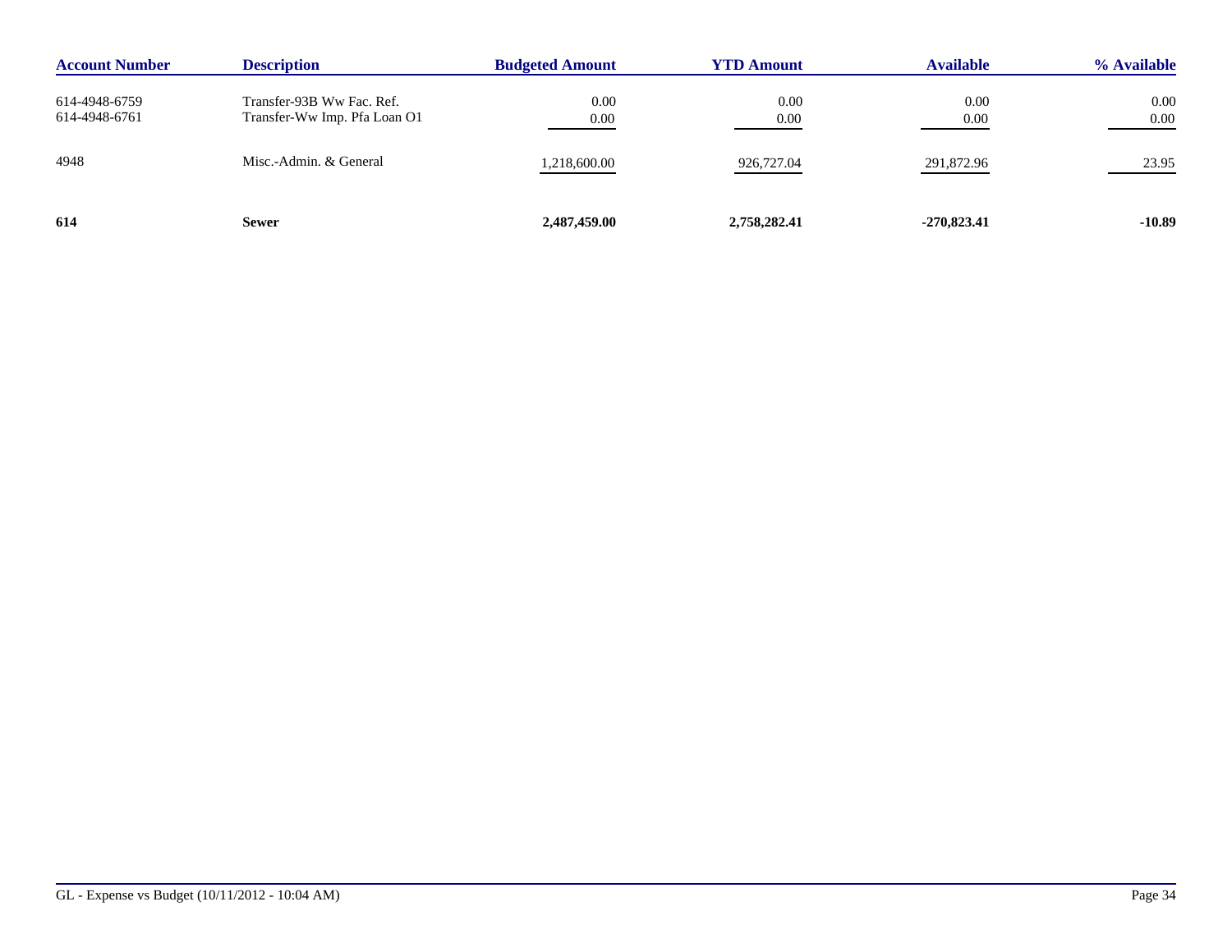| Account Number | Description | Budgeted Amount | YTD Amount | Available | % Available |
|---|---|---|---|---|---|
| 614-4948-6759 | Transfer-93B Ww Fac. Ref. | 0.00 | 0.00 | 0.00 | 0.00 |
| 614-4948-6761 | Transfer-Ww Imp. Pfa Loan O1 | 0.00 | 0.00 | 0.00 | 0.00 |
| 4948 | Misc.-Admin. & General | 1,218,600.00 | 926,727.04 | 291,872.96 | 23.95 |
| **614** | **Sewer** | **2,487,459.00** | **2,758,282.41** | **-270,823.41** | **-10.89** |

GL - Expense vs Budget (10/11/2012 - 10:04 AM)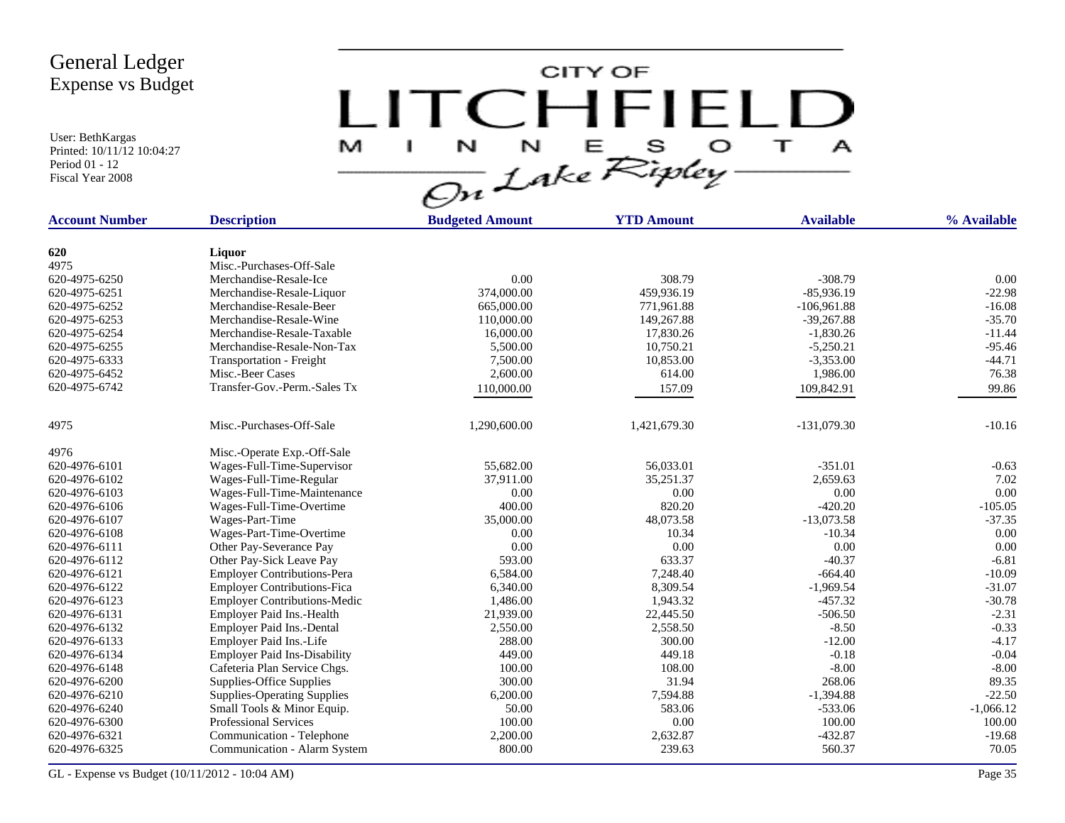# General Ledger
## Expense vs Budget

User: BethKargas
Printed: 10/11/12 10:04:27
Period 01 - 12
Fiscal Year 2008

CITY OF LITCHFIELD MINNESOTA On Lake Ripley

| Account Number | Description | Budgeted Amount | YTD Amount | Available | % Available |
|---|---|---|---|---|---|
| **620** | **Liquor** | | | | |
| 4975 | Misc.-Purchases-Off-Sale | | | | |
| 620-4975-6250 | Merchandise-Resale-Ice | 0.00 | 308.79 | -308.79 | 0.00 |
| 620-4975-6251 | Merchandise-Resale-Liquor | 374,000.00 | 459,936.19 | -85,936.19 | -22.98 |
| 620-4975-6252 | Merchandise-Resale-Beer | 665,000.00 | 771,961.88 | -106,961.88 | -16.08 |
| 620-4975-6253 | Merchandise-Resale-Wine | 110,000.00 | 149,267.88 | -39,267.88 | -35.70 |
| 620-4975-6254 | Merchandise-Resale-Taxable | 16,000.00 | 17,830.26 | -1,830.26 | -11.44 |
| 620-4975-6255 | Merchandise-Resale-Non-Tax | 5,500.00 | 10,750.21 | -5,250.21 | -95.46 |
| 620-4975-6333 | Transportation - Freight | 7,500.00 | 10,853.00 | -3,353.00 | -44.71 |
| 620-4975-6452 | Misc.-Beer Cases | 2,600.00 | 614.00 | 1,986.00 | 76.38 |
| 620-4975-6742 | Transfer-Gov.-Perm.-Sales Tx | 110,000.00 | 157.09 | 109,842.91 | 99.86 |
| 4975 | Misc.-Purchases-Off-Sale | 1,290,600.00 | 1,421,679.30 | -131,079.30 | -10.16 |
| 4976 | Misc.-Operate Exp.-Off-Sale | | | | |
| 620-4976-6101 | Wages-Full-Time-Supervisor | 55,682.00 | 56,033.01 | -351.01 | -0.63 |
| 620-4976-6102 | Wages-Full-Time-Regular | 37,911.00 | 35,251.37 | 2,659.63 | 7.02 |
| 620-4976-6103 | Wages-Full-Time-Maintenance | 0.00 | 0.00 | 0.00 | 0.00 |
| 620-4976-6106 | Wages-Full-Time-Overtime | 400.00 | 820.20 | -420.20 | -105.05 |
| 620-4976-6107 | Wages-Part-Time | 35,000.00 | 48,073.58 | -13,073.58 | -37.35 |
| 620-4976-6108 | Wages-Part-Time-Overtime | 0.00 | 10.34 | -10.34 | 0.00 |
| 620-4976-6111 | Other Pay-Severance Pay | 0.00 | 0.00 | 0.00 | 0.00 |
| 620-4976-6112 | Other Pay-Sick Leave Pay | 593.00 | 633.37 | -40.37 | -6.81 |
| 620-4976-6121 | Employer Contributions-Pera | 6,584.00 | 7,248.40 | -664.40 | -10.09 |
| 620-4976-6122 | Employer Contributions-Fica | 6,340.00 | 8,309.54 | -1,969.54 | -31.07 |
| 620-4976-6123 | Employer Contributions-Medic | 1,486.00 | 1,943.32 | -457.32 | -30.78 |
| 620-4976-6131 | Employer Paid Ins.-Health | 21,939.00 | 22,445.50 | -506.50 | -2.31 |
| 620-4976-6132 | Employer Paid Ins.-Dental | 2,550.00 | 2,558.50 | -8.50 | -0.33 |
| 620-4976-6133 | Employer Paid Ins.-Life | 288.00 | 300.00 | -12.00 | -4.17 |
| 620-4976-6134 | Employer Paid Ins-Disability | 449.00 | 449.18 | -0.18 | -0.04 |
| 620-4976-6148 | Cafeteria Plan Service Chgs. | 100.00 | 108.00 | -8.00 | -8.00 |
| 620-4976-6200 | Supplies-Office Supplies | 300.00 | 31.94 | 268.06 | 89.35 |
| 620-4976-6210 | Supplies-Operating Supplies | 6,200.00 | 7,594.88 | -1,394.88 | -22.50 |
| 620-4976-6240 | Small Tools & Minor Equip. | 50.00 | 583.06 | -533.06 | -1,066.12 |
| 620-4976-6300 | Professional Services | 100.00 | 0.00 | 100.00 | 100.00 |
| 620-4976-6321 | Communication - Telephone | 2,200.00 | 2,632.87 | -432.87 | -19.68 |
| 620-4976-6325 | Communication - Alarm System | 800.00 | 239.63 | 560.37 | 70.05 |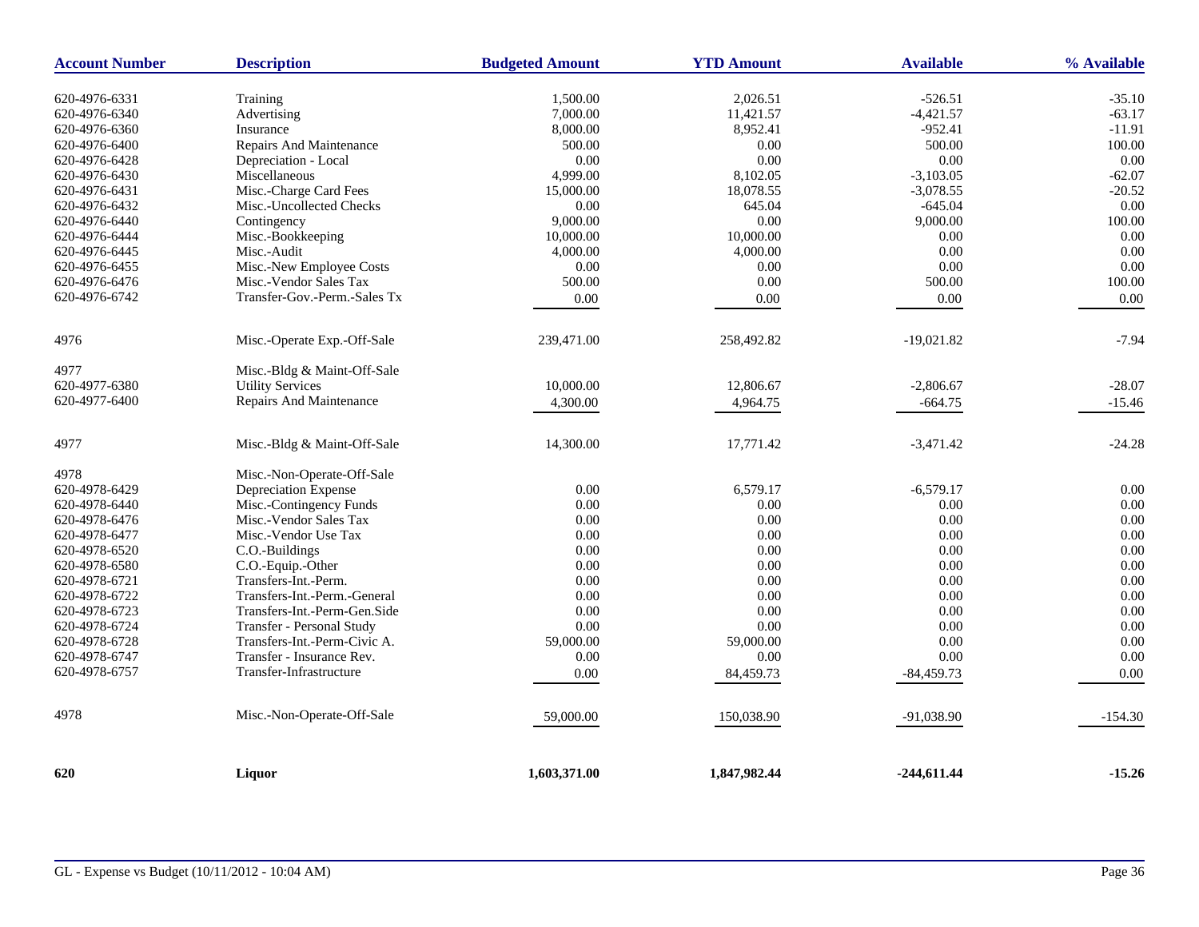| Account Number | Description | Budgeted Amount | YTD Amount | Available | % Available |
|---|---|---|---|---|---|
| 620-4976-6331 | Training | 1,500.00 | 2,026.51 | -526.51 | -35.10 |
| 620-4976-6340 | Advertising | 7,000.00 | 11,421.57 | -4,421.57 | -63.17 |
| 620-4976-6360 | Insurance | 8,000.00 | 8,952.41 | -952.41 | -11.91 |
| 620-4976-6400 | Repairs And Maintenance | 500.00 | 0.00 | 500.00 | 100.00 |
| 620-4976-6428 | Depreciation - Local | 0.00 | 0.00 | 0.00 | 0.00 |
| 620-4976-6430 | Miscellaneous | 4,999.00 | 8,102.05 | -3,103.05 | -62.07 |
| 620-4976-6431 | Misc.-Charge Card Fees | 15,000.00 | 18,078.55 | -3,078.55 | -20.52 |
| 620-4976-6432 | Misc.-Uncollected Checks | 0.00 | 645.04 | -645.04 | 0.00 |
| 620-4976-6440 | Contingency | 9,000.00 | 0.00 | 9,000.00 | 100.00 |
| 620-4976-6444 | Misc.-Bookkeeping | 10,000.00 | 10,000.00 | 0.00 | 0.00 |
| 620-4976-6445 | Misc.-Audit | 4,000.00 | 4,000.00 | 0.00 | 0.00 |
| 620-4976-6455 | Misc.-New Employee Costs | 0.00 | 0.00 | 0.00 | 0.00 |
| 620-4976-6476 | Misc.-Vendor Sales Tax | 500.00 | 0.00 | 500.00 | 100.00 |
| 620-4976-6742 | Transfer-Gov.-Perm.-Sales Tx | 0.00 | 0.00 | 0.00 | 0.00 |
| 4976 | Misc.-Operate Exp.-Off-Sale | 239,471.00 | 258,492.82 | -19,021.82 | -7.94 |
| 4977 | Misc.-Bldg & Maint-Off-Sale | | | | |
| 620-4977-6380 | Utility Services | 10,000.00 | 12,806.67 | -2,806.67 | -28.07 |
| 620-4977-6400 | Repairs And Maintenance | 4,300.00 | 4,964.75 | -664.75 | -15.46 |
| 4977 | Misc.-Bldg & Maint-Off-Sale | 14,300.00 | 17,771.42 | -3,471.42 | -24.28 |
| 4978 | Misc.-Non-Operate-Off-Sale | | | | |
| 620-4978-6429 | Depreciation Expense | 0.00 | 6,579.17 | -6,579.17 | 0.00 |
| 620-4978-6440 | Misc.-Contingency Funds | 0.00 | 0.00 | 0.00 | 0.00 |
| 620-4978-6476 | Misc.-Vendor Sales Tax | 0.00 | 0.00 | 0.00 | 0.00 |
| 620-4978-6477 | Misc.-Vendor Use Tax | 0.00 | 0.00 | 0.00 | 0.00 |
| 620-4978-6520 | C.O.-Buildings | 0.00 | 0.00 | 0.00 | 0.00 |
| 620-4978-6580 | C.O.-Equip.-Other | 0.00 | 0.00 | 0.00 | 0.00 |
| 620-4978-6721 | Transfers-Int.-Perm. | 0.00 | 0.00 | 0.00 | 0.00 |
| 620-4978-6722 | Transfers-Int.-Perm.-General | 0.00 | 0.00 | 0.00 | 0.00 |
| 620-4978-6723 | Transfers-Int.-Perm-Gen.Side | 0.00 | 0.00 | 0.00 | 0.00 |
| 620-4978-6724 | Transfer - Personal Study | 0.00 | 0.00 | 0.00 | 0.00 |
| 620-4978-6728 | Transfers-Int.-Perm-Civic A. | 59,000.00 | 59,000.00 | 0.00 | 0.00 |
| 620-4978-6747 | Transfer - Insurance Rev. | 0.00 | 0.00 | 0.00 | 0.00 |
| 620-4978-6757 | Transfer-Infrastructure | 0.00 | 84,459.73 | -84,459.73 | 0.00 |
| 4978 | Misc.-Non-Operate-Off-Sale | 59,000.00 | 150,038.90 | -91,038.90 | -154.30 |
| **620** | **Liquor** | **1,603,371.00** | **1,847,982.44** | **-244,611.44** | **-15.26** |

GL - Expense vs Budget (10/11/2012 - 10:04 AM)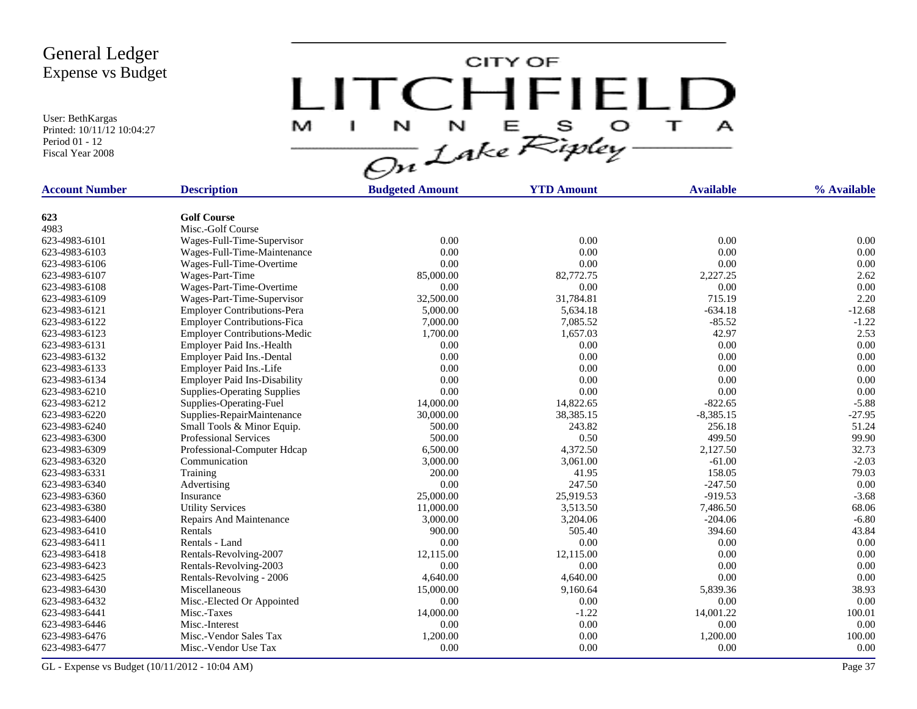# General Ledger
## Expense vs Budget

User: BethKargas
Printed: 10/11/12 10:04:27
Period 01 - 12
Fiscal Year 2008

CITY OF LITCHFIELD MINNESOTA On Lake Ripley

| Account Number | Description | Budgeted Amount | YTD Amount | Available | % Available |
|---|---|---|---|---|---|
| **623** | **Golf Course** | | | | |
| 4983 | Misc.-Golf Course | | | | |
| 623-4983-6101 | Wages-Full-Time-Supervisor | 0.00 | 0.00 | 0.00 | 0.00 |
| 623-4983-6103 | Wages-Full-Time-Maintenance | 0.00 | 0.00 | 0.00 | 0.00 |
| 623-4983-6106 | Wages-Full-Time-Overtime | 0.00 | 0.00 | 0.00 | 0.00 |
| 623-4983-6107 | Wages-Part-Time | 85,000.00 | 82,772.75 | 2,227.25 | 2.62 |
| 623-4983-6108 | Wages-Part-Time-Overtime | 0.00 | 0.00 | 0.00 | 0.00 |
| 623-4983-6109 | Wages-Part-Time-Supervisor | 32,500.00 | 31,784.81 | 715.19 | 2.20 |
| 623-4983-6121 | Employer Contributions-Pera | 5,000.00 | 5,634.18 | -634.18 | -12.68 |
| 623-4983-6122 | Employer Contributions-Fica | 7,000.00 | 7,085.52 | -85.52 | -1.22 |
| 623-4983-6123 | Employer Contributions-Medic | 1,700.00 | 1,657.03 | 42.97 | 2.53 |
| 623-4983-6131 | Employer Paid Ins.-Health | 0.00 | 0.00 | 0.00 | 0.00 |
| 623-4983-6132 | Employer Paid Ins.-Dental | 0.00 | 0.00 | 0.00 | 0.00 |
| 623-4983-6133 | Employer Paid Ins.-Life | 0.00 | 0.00 | 0.00 | 0.00 |
| 623-4983-6134 | Employer Paid Ins-Disability | 0.00 | 0.00 | 0.00 | 0.00 |
| 623-4983-6210 | Supplies-Operating Supplies | 0.00 | 0.00 | 0.00 | 0.00 |
| 623-4983-6212 | Supplies-Operating-Fuel | 14,000.00 | 14,822.65 | -822.65 | -5.88 |
| 623-4983-6220 | Supplies-RepairMaintenance | 30,000.00 | 38,385.15 | -8,385.15 | -27.95 |
| 623-4983-6240 | Small Tools & Minor Equip. | 500.00 | 243.82 | 256.18 | 51.24 |
| 623-4983-6300 | Professional Services | 500.00 | 0.50 | 499.50 | 99.90 |
| 623-4983-6309 | Professional-Computer Hdcap | 6,500.00 | 4,372.50 | 2,127.50 | 32.73 |
| 623-4983-6320 | Communication | 3,000.00 | 3,061.00 | -61.00 | -2.03 |
| 623-4983-6331 | Training | 200.00 | 41.95 | 158.05 | 79.03 |
| 623-4983-6340 | Advertising | 0.00 | 247.50 | -247.50 | 0.00 |
| 623-4983-6360 | Insurance | 25,000.00 | 25,919.53 | -919.53 | -3.68 |
| 623-4983-6380 | Utility Services | 11,000.00 | 3,513.50 | 7,486.50 | 68.06 |
| 623-4983-6400 | Repairs And Maintenance | 3,000.00 | 3,204.06 | -204.06 | -6.80 |
| 623-4983-6410 | Rentals | 900.00 | 505.40 | 394.60 | 43.84 |
| 623-4983-6411 | Rentals - Land | 0.00 | 0.00 | 0.00 | 0.00 |
| 623-4983-6418 | Rentals-Revolving-2007 | 12,115.00 | 12,115.00 | 0.00 | 0.00 |
| 623-4983-6423 | Rentals-Revolving-2003 | 0.00 | 0.00 | 0.00 | 0.00 |
| 623-4983-6425 | Rentals-Revolving - 2006 | 4,640.00 | 4,640.00 | 0.00 | 0.00 |
| 623-4983-6430 | Miscellaneous | 15,000.00 | 9,160.64 | 5,839.36 | 38.93 |
| 623-4983-6432 | Misc.-Elected Or Appointed | 0.00 | 0.00 | 0.00 | 0.00 |
| 623-4983-6441 | Misc.-Taxes | 14,000.00 | -1.22 | 14,001.22 | 100.01 |
| 623-4983-6446 | Misc.-Interest | 0.00 | 0.00 | 0.00 | 0.00 |
| 623-4983-6476 | Misc.-Vendor Sales Tax | 1,200.00 | 0.00 | 1,200.00 | 100.00 |
| 623-4983-6477 | Misc.-Vendor Use Tax | 0.00 | 0.00 | 0.00 | 0.00 |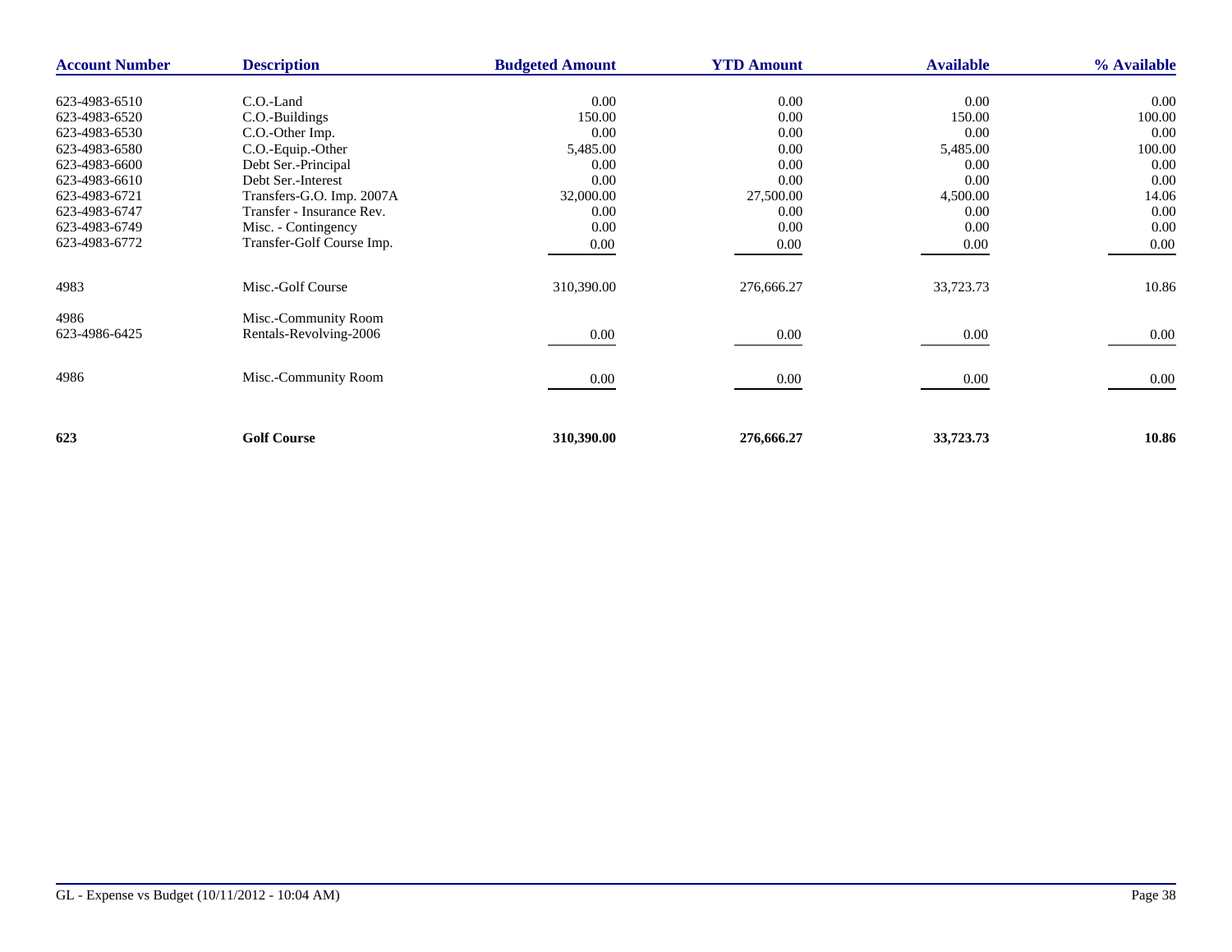| Account Number | Description | Budgeted Amount | YTD Amount | Available | % Available |
|---|---|---|---|---|---|
| 623-4983-6510 | C.O.-Land | 0.00 | 0.00 | 0.00 | 0.00 |
| 623-4983-6520 | C.O.-Buildings | 150.00 | 0.00 | 150.00 | 100.00 |
| 623-4983-6530 | C.O.-Other Imp. | 0.00 | 0.00 | 0.00 | 0.00 |
| 623-4983-6580 | C.O.-Equip.-Other | 5,485.00 | 0.00 | 5,485.00 | 100.00 |
| 623-4983-6600 | Debt Ser.-Principal | 0.00 | 0.00 | 0.00 | 0.00 |
| 623-4983-6610 | Debt Ser.-Interest | 0.00 | 0.00 | 0.00 | 0.00 |
| 623-4983-6721 | Transfers-G.O. Imp. 2007A | 32,000.00 | 27,500.00 | 4,500.00 | 14.06 |
| 623-4983-6747 | Transfer - Insurance Rev. | 0.00 | 0.00 | 0.00 | 0.00 |
| 623-4983-6749 | Misc. - Contingency | 0.00 | 0.00 | 0.00 | 0.00 |
| 623-4983-6772 | Transfer-Golf Course Imp. | 0.00 | 0.00 | 0.00 | 0.00 |
| 4983 | Misc.-Golf Course | 310,390.00 | 276,666.27 | 33,723.73 | 10.86 |
| 4986 | Misc.-Community Room | | | | |
| 623-4986-6425 | Rentals-Revolving-2006 | 0.00 | 0.00 | 0.00 | 0.00 |
| 4986 | Misc.-Community Room | 0.00 | 0.00 | 0.00 | 0.00 |
| **623** | **Golf Course** | **310,390.00** | **276,666.27** | **33,723.73** | **10.86** |

GL - Expense vs Budget (10/11/2012 - 10:04 AM)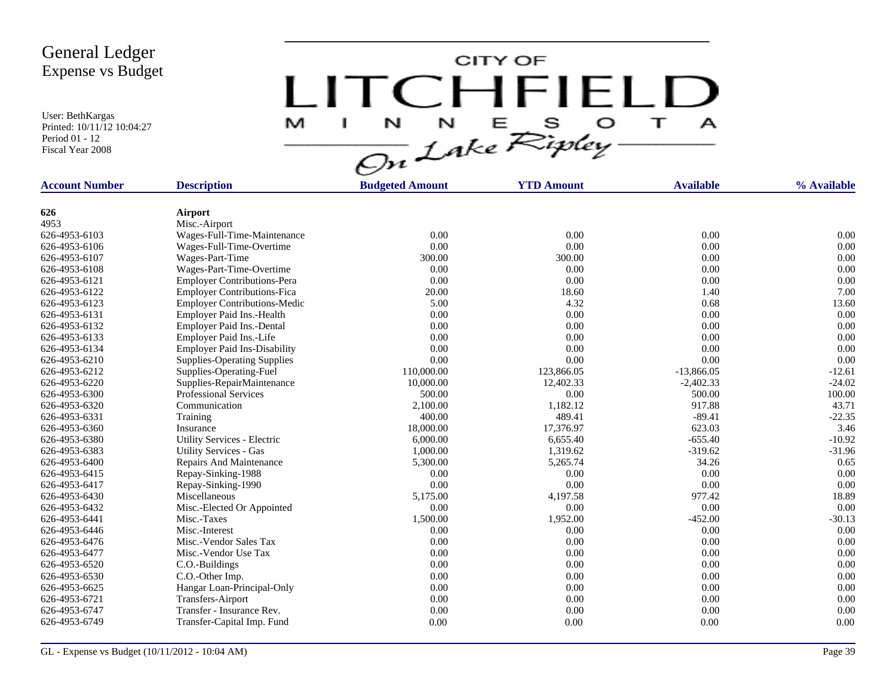# General Ledger
## Expense vs Budget

User: BethKargas
Printed: 10/11/12 10:04:27
Period 01 - 12
Fiscal Year 2008

CITY OF LITCHFIELD MINNESOTA *On Lake Ripley*

| Account Number | Description | Budgeted Amount | YTD Amount | Available | % Available |
|---|---|---|---|---|---|
| **626** | **Airport** | | | | |
| 4953 | Misc.-Airport | | | | |
| 626-4953-6103 | Wages-Full-Time-Maintenance | 0.00 | 0.00 | 0.00 | 0.00 |
| 626-4953-6106 | Wages-Full-Time-Overtime | 0.00 | 0.00 | 0.00 | 0.00 |
| 626-4953-6107 | Wages-Part-Time | 300.00 | 300.00 | 0.00 | 0.00 |
| 626-4953-6108 | Wages-Part-Time-Overtime | 0.00 | 0.00 | 0.00 | 0.00 |
| 626-4953-6121 | Employer Contributions-Pera | 0.00 | 0.00 | 0.00 | 0.00 |
| 626-4953-6122 | Employer Contributions-Fica | 20.00 | 18.60 | 1.40 | 7.00 |
| 626-4953-6123 | Employer Contributions-Medic | 5.00 | 4.32 | 0.68 | 13.60 |
| 626-4953-6131 | Employer Paid Ins.-Health | 0.00 | 0.00 | 0.00 | 0.00 |
| 626-4953-6132 | Employer Paid Ins.-Dental | 0.00 | 0.00 | 0.00 | 0.00 |
| 626-4953-6133 | Employer Paid Ins.-Life | 0.00 | 0.00 | 0.00 | 0.00 |
| 626-4953-6134 | Employer Paid Ins-Disability | 0.00 | 0.00 | 0.00 | 0.00 |
| 626-4953-6210 | Supplies-Operating Supplies | 0.00 | 0.00 | 0.00 | 0.00 |
| 626-4953-6212 | Supplies-Operating-Fuel | 110,000.00 | 123,866.05 | -13,866.05 | -12.61 |
| 626-4953-6220 | Supplies-RepairMaintenance | 10,000.00 | 12,402.33 | -2,402.33 | -24.02 |
| 626-4953-6300 | Professional Services | 500.00 | 0.00 | 500.00 | 100.00 |
| 626-4953-6320 | Communication | 2,100.00 | 1,182.12 | 917.88 | 43.71 |
| 626-4953-6331 | Training | 400.00 | 489.41 | -89.41 | -22.35 |
| 626-4953-6360 | Insurance | 18,000.00 | 17,376.97 | 623.03 | 3.46 |
| 626-4953-6380 | Utility Services - Electric | 6,000.00 | 6,655.40 | -655.40 | -10.92 |
| 626-4953-6383 | Utility Services - Gas | 1,000.00 | 1,319.62 | -319.62 | -31.96 |
| 626-4953-6400 | Repairs And Maintenance | 5,300.00 | 5,265.74 | 34.26 | 0.65 |
| 626-4953-6415 | Repay-Sinking-1988 | 0.00 | 0.00 | 0.00 | 0.00 |
| 626-4953-6417 | Repay-Sinking-1990 | 0.00 | 0.00 | 0.00 | 0.00 |
| 626-4953-6430 | Miscellaneous | 5,175.00 | 4,197.58 | 977.42 | 18.89 |
| 626-4953-6432 | Misc.-Elected Or Appointed | 0.00 | 0.00 | 0.00 | 0.00 |
| 626-4953-6441 | Misc.-Taxes | 1,500.00 | 1,952.00 | -452.00 | -30.13 |
| 626-4953-6446 | Misc.-Interest | 0.00 | 0.00 | 0.00 | 0.00 |
| 626-4953-6476 | Misc.-Vendor Sales Tax | 0.00 | 0.00 | 0.00 | 0.00 |
| 626-4953-6477 | Misc.-Vendor Use Tax | 0.00 | 0.00 | 0.00 | 0.00 |
| 626-4953-6520 | C.O.-Buildings | 0.00 | 0.00 | 0.00 | 0.00 |
| 626-4953-6530 | C.O.-Other Imp. | 0.00 | 0.00 | 0.00 | 0.00 |
| 626-4953-6625 | Hangar Loan-Principal-Only | 0.00 | 0.00 | 0.00 | 0.00 |
| 626-4953-6721 | Transfers-Airport | 0.00 | 0.00 | 0.00 | 0.00 |
| 626-4953-6747 | Transfer - Insurance Rev. | 0.00 | 0.00 | 0.00 | 0.00 |
| 626-4953-6749 | Transfer-Capital Imp. Fund | 0.00 | 0.00 | 0.00 | 0.00 |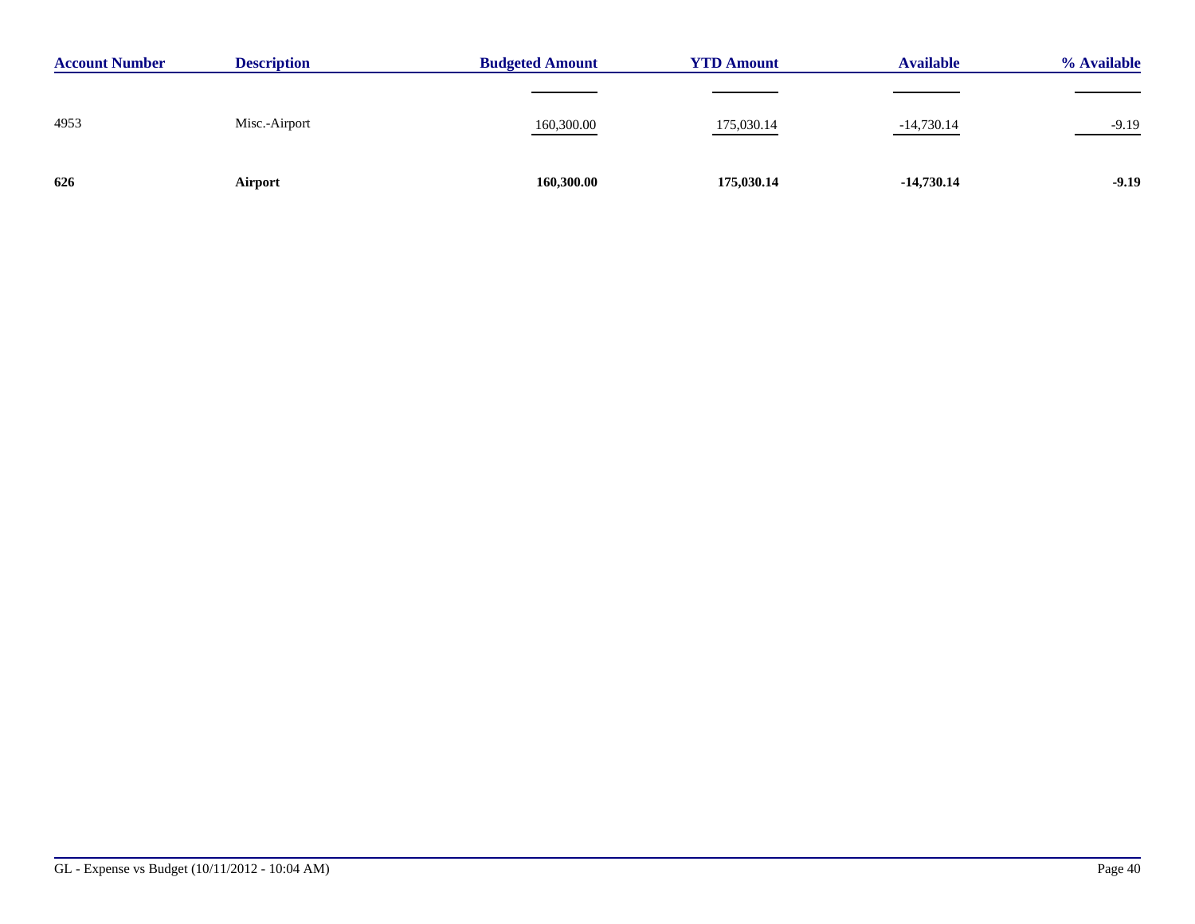| Account Number | Description | Budgeted Amount | YTD Amount | Available | % Available |
|---|---|---|---|---|---|
| 4953 | Misc.-Airport | 160,300.00 | 175,030.14 | -14,730.14 | -9.19 |
| **626** | **Airport** | **160,300.00** | **175,030.14** | **-14,730.14** | **-9.19** |

GL - Expense vs Budget (10/11/2012 - 10:04 AM)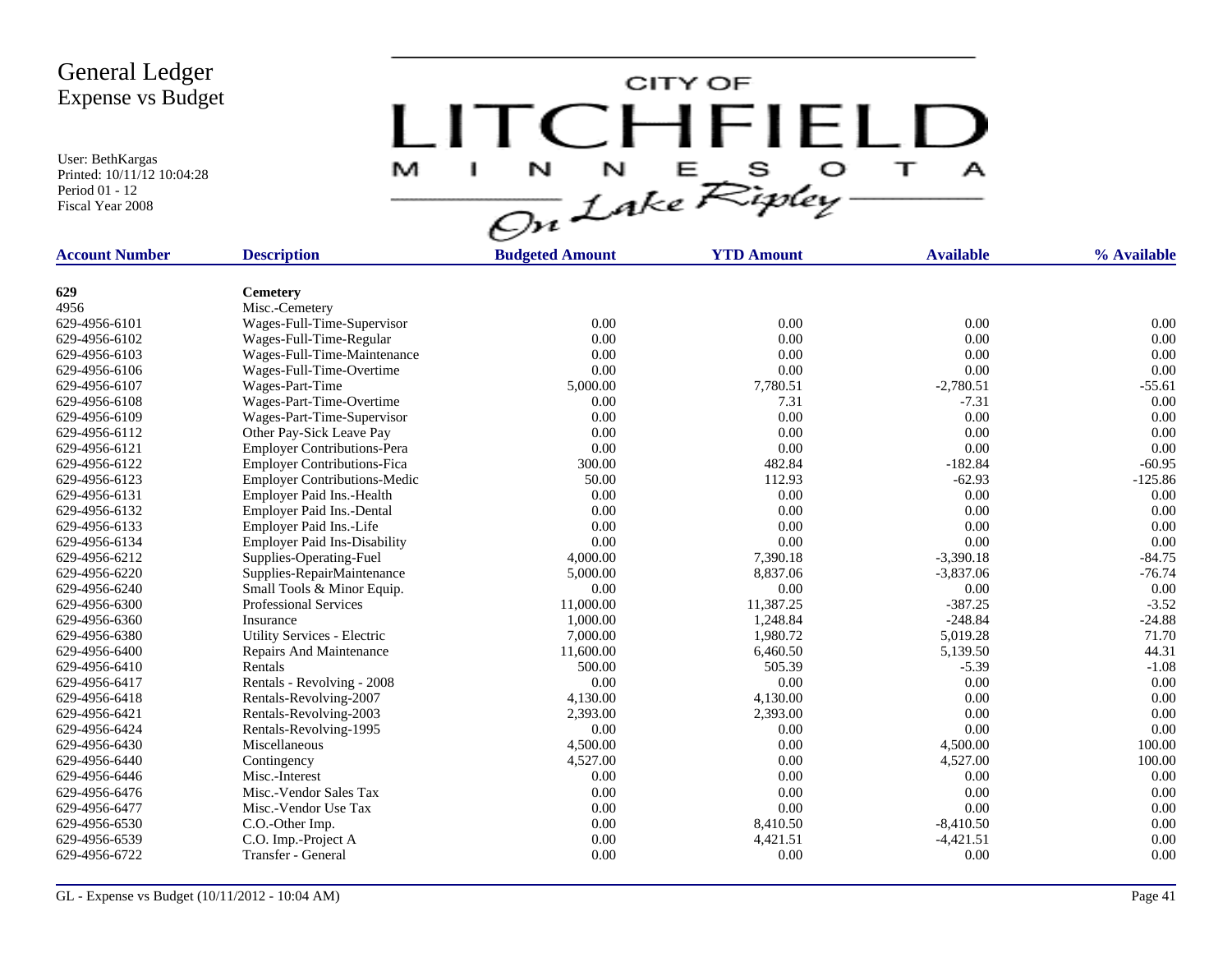# General Ledger
## Expense vs Budget

User: BethKargas
Printed: 10/11/12 10:04:28
Period 01 - 12
Fiscal Year 2008

CITY OF LITCHFIELD MINNESOTA On Lake Ripley

| Account Number | Description | Budgeted Amount | YTD Amount | Available | % Available |
|---|---|---|---|---|---|
| **629** | **Cemetery** | | | | |
| 4956 | Misc.-Cemetery | | | | |
| 629-4956-6101 | Wages-Full-Time-Supervisor | 0.00 | 0.00 | 0.00 | 0.00 |
| 629-4956-6102 | Wages-Full-Time-Regular | 0.00 | 0.00 | 0.00 | 0.00 |
| 629-4956-6103 | Wages-Full-Time-Maintenance | 0.00 | 0.00 | 0.00 | 0.00 |
| 629-4956-6106 | Wages-Full-Time-Overtime | 0.00 | 0.00 | 0.00 | 0.00 |
| 629-4956-6107 | Wages-Part-Time | 5,000.00 | 7,780.51 | -2,780.51 | -55.61 |
| 629-4956-6108 | Wages-Part-Time-Overtime | 0.00 | 7.31 | -7.31 | 0.00 |
| 629-4956-6109 | Wages-Part-Time-Supervisor | 0.00 | 0.00 | 0.00 | 0.00 |
| 629-4956-6112 | Other Pay-Sick Leave Pay | 0.00 | 0.00 | 0.00 | 0.00 |
| 629-4956-6121 | Employer Contributions-Pera | 0.00 | 0.00 | 0.00 | 0.00 |
| 629-4956-6122 | Employer Contributions-Fica | 300.00 | 482.84 | -182.84 | -60.95 |
| 629-4956-6123 | Employer Contributions-Medic | 50.00 | 112.93 | -62.93 | -125.86 |
| 629-4956-6131 | Employer Paid Ins.-Health | 0.00 | 0.00 | 0.00 | 0.00 |
| 629-4956-6132 | Employer Paid Ins.-Dental | 0.00 | 0.00 | 0.00 | 0.00 |
| 629-4956-6133 | Employer Paid Ins.-Life | 0.00 | 0.00 | 0.00 | 0.00 |
| 629-4956-6134 | Employer Paid Ins-Disability | 0.00 | 0.00 | 0.00 | 0.00 |
| 629-4956-6212 | Supplies-Operating-Fuel | 4,000.00 | 7,390.18 | -3,390.18 | -84.75 |
| 629-4956-6220 | Supplies-RepairMaintenance | 5,000.00 | 8,837.06 | -3,837.06 | -76.74 |
| 629-4956-6240 | Small Tools & Minor Equip. | 0.00 | 0.00 | 0.00 | 0.00 |
| 629-4956-6300 | Professional Services | 11,000.00 | 11,387.25 | -387.25 | -3.52 |
| 629-4956-6360 | Insurance | 1,000.00 | 1,248.84 | -248.84 | -24.88 |
| 629-4956-6380 | Utility Services - Electric | 7,000.00 | 1,980.72 | 5,019.28 | 71.70 |
| 629-4956-6400 | Repairs And Maintenance | 11,600.00 | 6,460.50 | 5,139.50 | 44.31 |
| 629-4956-6410 | Rentals | 500.00 | 505.39 | -5.39 | -1.08 |
| 629-4956-6417 | Rentals - Revolving - 2008 | 0.00 | 0.00 | 0.00 | 0.00 |
| 629-4956-6418 | Rentals-Revolving-2007 | 4,130.00 | 4,130.00 | 0.00 | 0.00 |
| 629-4956-6421 | Rentals-Revolving-2003 | 2,393.00 | 2,393.00 | 0.00 | 0.00 |
| 629-4956-6424 | Rentals-Revolving-1995 | 0.00 | 0.00 | 0.00 | 0.00 |
| 629-4956-6430 | Miscellaneous | 4,500.00 | 0.00 | 4,500.00 | 100.00 |
| 629-4956-6440 | Contingency | 4,527.00 | 0.00 | 4,527.00 | 100.00 |
| 629-4956-6446 | Misc.-Interest | 0.00 | 0.00 | 0.00 | 0.00 |
| 629-4956-6476 | Misc.-Vendor Sales Tax | 0.00 | 0.00 | 0.00 | 0.00 |
| 629-4956-6477 | Misc.-Vendor Use Tax | 0.00 | 0.00 | 0.00 | 0.00 |
| 629-4956-6530 | C.O.-Other Imp. | 0.00 | 8,410.50 | -8,410.50 | 0.00 |
| 629-4956-6539 | C.O. Imp.-Project A | 0.00 | 4,421.51 | -4,421.51 | 0.00 |
| 629-4956-6722 | Transfer - General | 0.00 | 0.00 | 0.00 | 0.00 |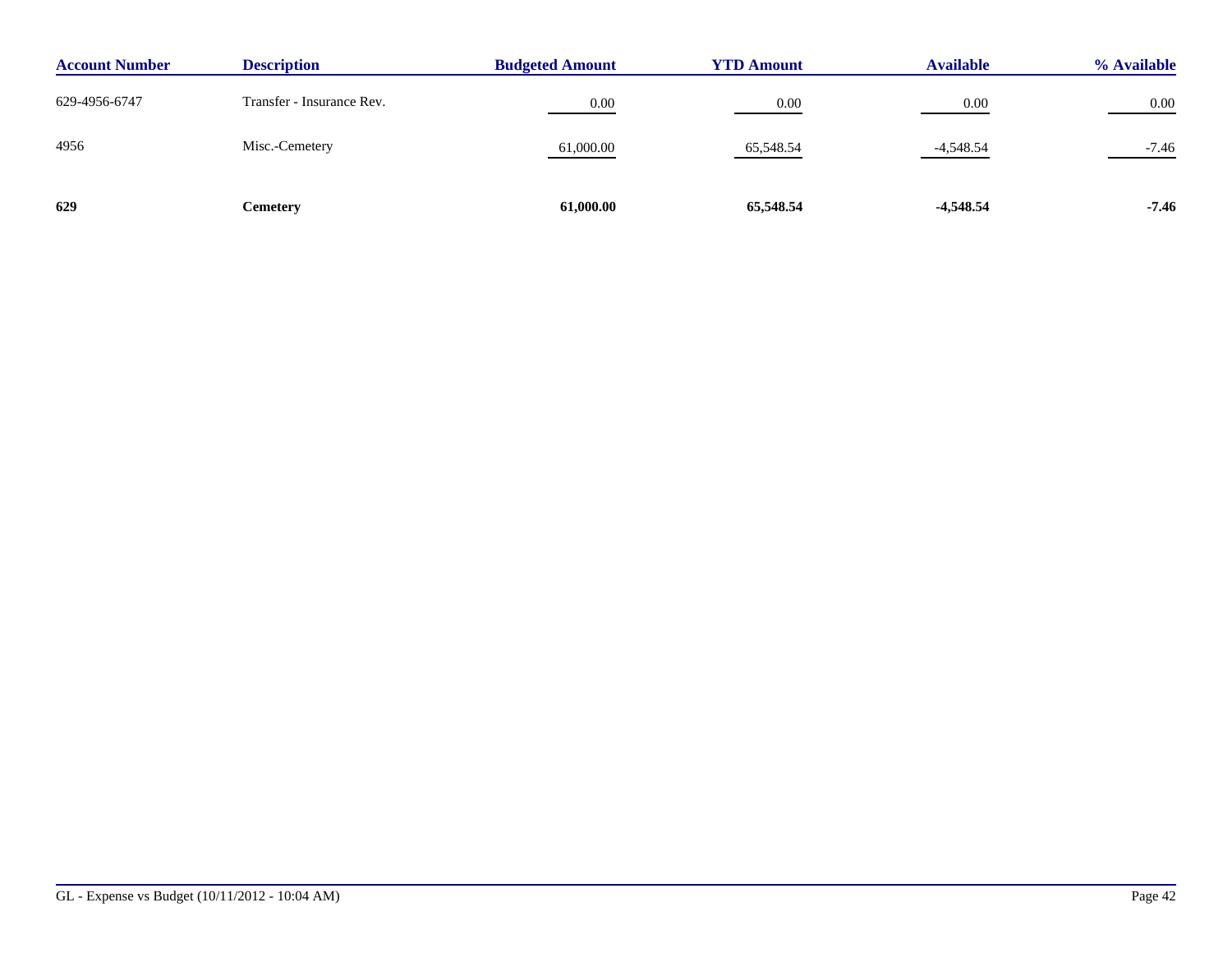| Account Number | Description | Budgeted Amount | YTD Amount | Available | % Available |
|---|---|---|---|---|---|
| 629-4956-6747 | Transfer - Insurance Rev. | 0.00 | 0.00 | 0.00 | 0.00 |
| 4956 | Misc.-Cemetery | 61,000.00 | 65,548.54 | -4,548.54 | -7.46 |
| **629** | **Cemetery** | **61,000.00** | **65,548.54** | **-4,548.54** | **-7.46** |

GL - Expense vs Budget (10/11/2012 - 10:04 AM)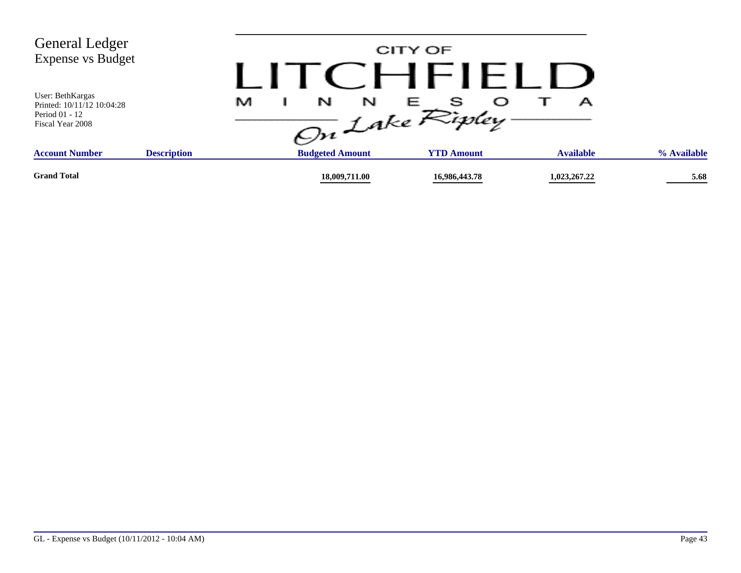# General Ledger
## Expense vs Budget

User: BethKargas
Printed: 10/11/12 10:04:28
Period 01 - 12
Fiscal Year 2008

CITY OF LITCHFIELD MINNESOTA On Lake Ripley

| Account Number | Description | Budgeted Amount | YTD Amount | Available | % Available |
|---|---|---|---|---|---|
| **Grand Total** | | **18,009,711.00** | **16,986,443.78** | **1,023,267.22** | **5.68** |

GL - Expense vs Budget (10/11/2012 - 10:04 AM)